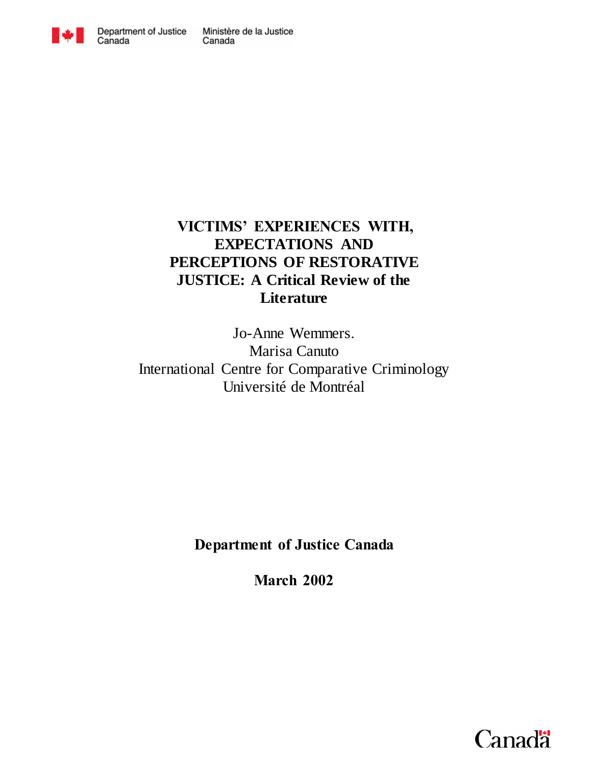Department of Justice Canada | Ministère de la Justice Canada

# VICTIMS' EXPERIENCES WITH, EXPECTATIONS AND PERCEPTIONS OF RESTORATIVE JUSTICE: A Critical Review of the Literature

Jo-Anne Wemmers.
Marisa Canuto
International Centre for Comparative Criminology
Université de Montréal

**Department of Justice Canada**

**March 2002**

Canada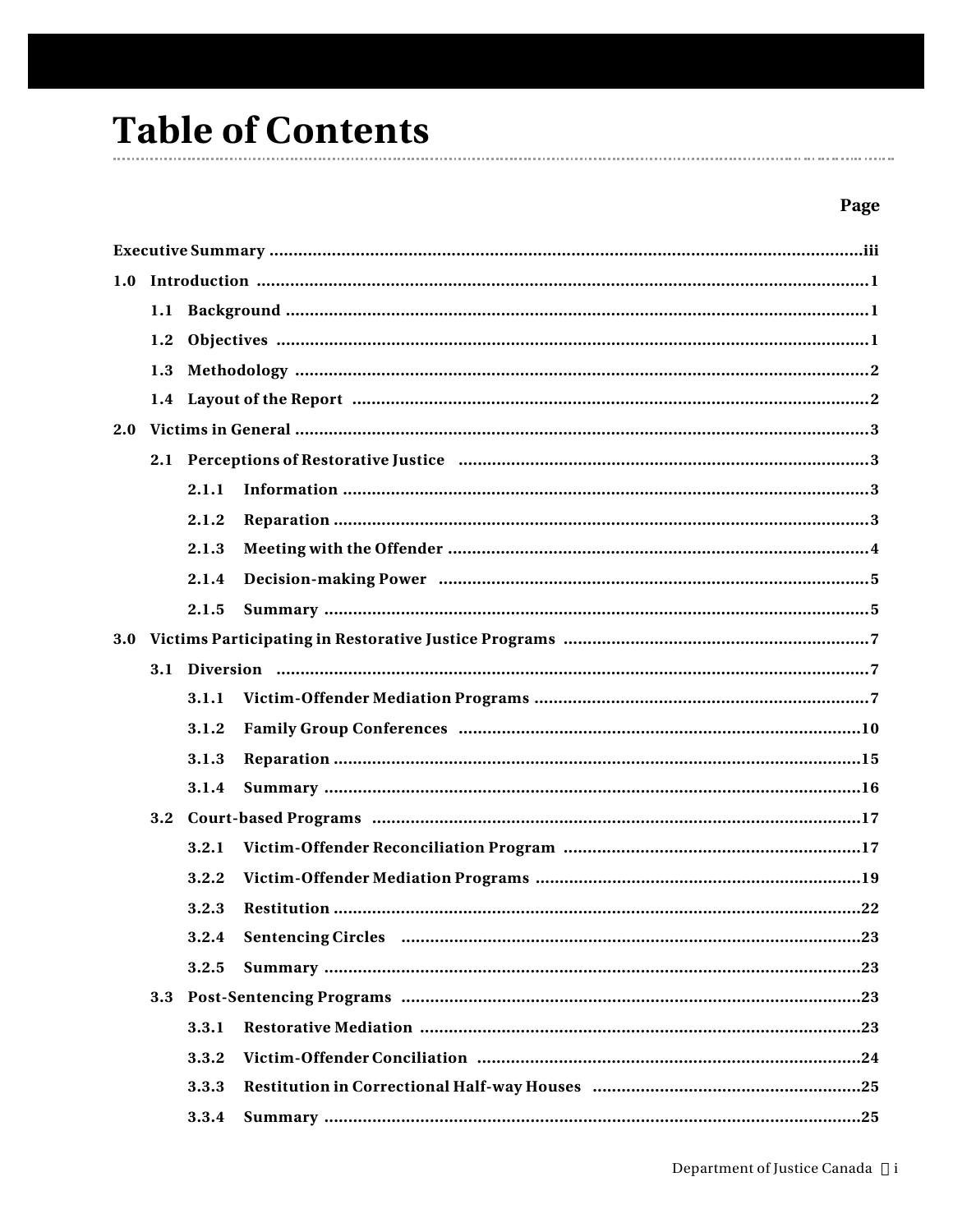# Table of Contents

| | Page |
|---|---|
| **Executive Summary** | **iii** |
| **1.0 Introduction** | **1** |
| **1.1 Background** | **1** |
| **1.2 Objectives** | **1** |
| **1.3 Methodology** | **2** |
| **1.4 Layout of the Report** | **2** |
| **2.0 Victims in General** | **3** |
| **2.1 Perceptions of Restorative Justice** | **3** |
| **2.1.1 Information** | **3** |
| **2.1.2 Reparation** | **3** |
| **2.1.3 Meeting with the Offender** | **4** |
| **2.1.4 Decision-making Power** | **5** |
| **2.1.5 Summary** | **5** |
| **3.0 Victims Participating in Restorative Justice Programs** | **7** |
| **3.1 Diversion** | **7** |
| **3.1.1 Victim-Offender Mediation Programs** | **7** |
| **3.1.2 Family Group Conferences** | **10** |
| **3.1.3 Reparation** | **15** |
| **3.1.4 Summary** | **16** |
| **3.2 Court-based Programs** | **17** |
| **3.2.1 Victim-Offender Reconciliation Program** | **17** |
| **3.2.2 Victim-Offender Mediation Programs** | **19** |
| **3.2.3 Restitution** | **22** |
| **3.2.4 Sentencing Circles** | **23** |
| **3.2.5 Summary** | **23** |
| **3.3 Post-Sentencing Programs** | **23** |
| **3.3.1 Restorative Mediation** | **23** |
| **3.3.2 Victim-Offender Conciliation** | **24** |
| **3.3.3 Restitution in Correctional Half-way Houses** | **25** |
| **3.3.4 Summary** | **25** |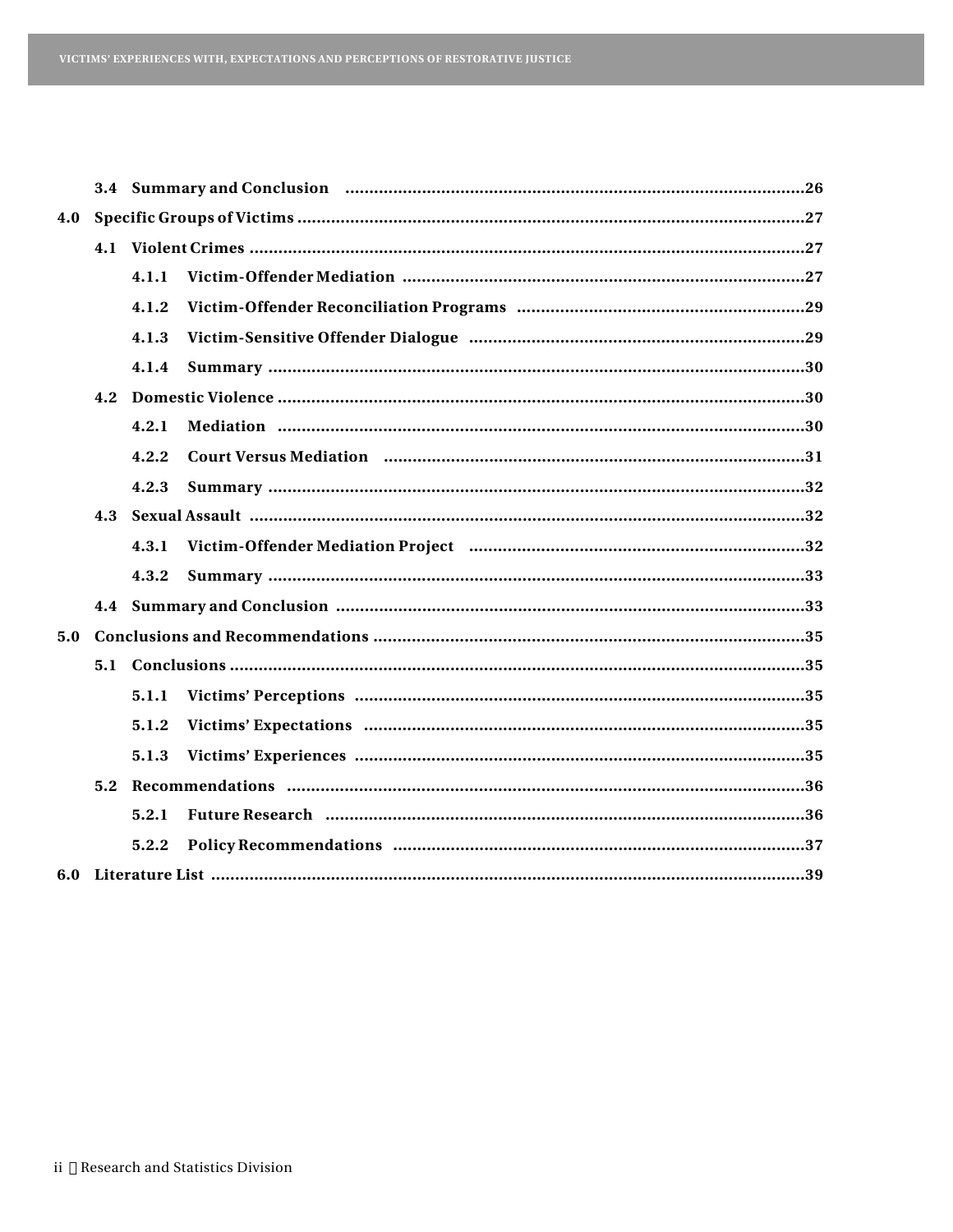3.4 Summary and Conclusion ....................................................................................26

4.0 Specific Groups of Victims ....................................................................................27

4.1 Violent Crimes ....................................................................................27

4.1.1 Victim-Offender Mediation ....................................................................................27

4.1.2 Victim-Offender Reconciliation Programs ....................................................................................29

4.1.3 Victim-Sensitive Offender Dialogue ....................................................................................29

4.1.4 Summary ....................................................................................30

4.2 Domestic Violence ....................................................................................30

4.2.1 Mediation ....................................................................................30

4.2.2 Court Versus Mediation ....................................................................................31

4.2.3 Summary ....................................................................................32

4.3 Sexual Assault ....................................................................................32

4.3.1 Victim-Offender Mediation Project ....................................................................................32

4.3.2 Summary ....................................................................................33

4.4 Summary and Conclusion ....................................................................................33

5.0 Conclusions and Recommendations ....................................................................................35

5.1 Conclusions ....................................................................................35

5.1.1 Victims' Perceptions ....................................................................................35

5.1.2 Victims' Expectations ....................................................................................35

5.1.3 Victims' Experiences ....................................................................................35

5.2 Recommendations ....................................................................................36

5.2.1 Future Research ....................................................................................36

5.2.2 Policy Recommendations ....................................................................................37

6.0 Literature List ....................................................................................39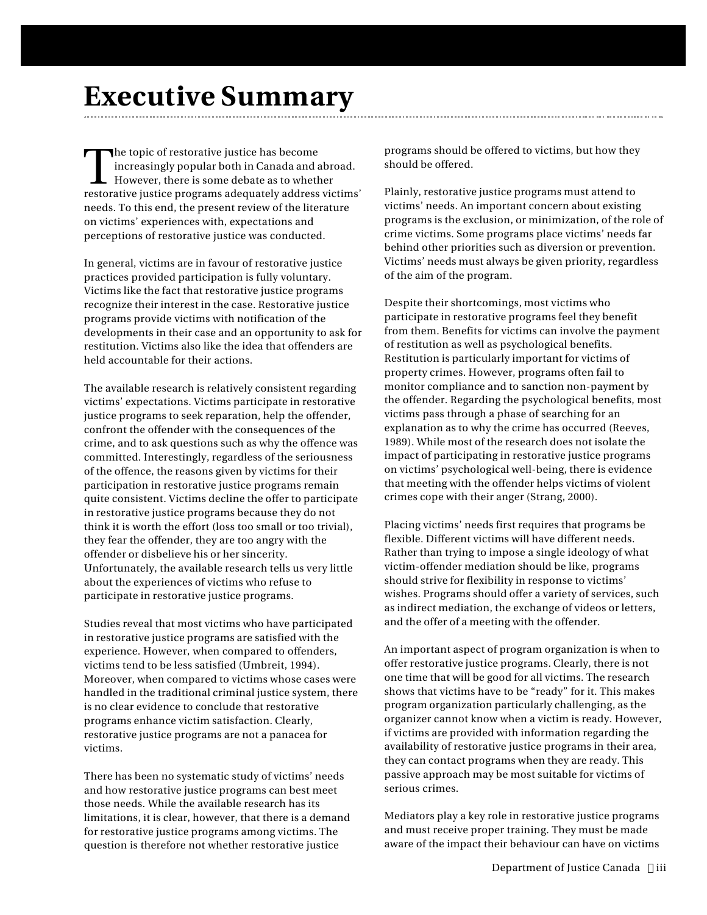# Executive Summary

The topic of restorative justice has become increasingly popular both in Canada and abroad. However, there is some debate as to whether restorative justice programs adequately address victims' needs. To this end, the present review of the literature on victims' experiences with, expectations and perceptions of restorative justice was conducted.

In general, victims are in favour of restorative justice practices provided participation is fully voluntary. Victims like the fact that restorative justice programs recognize their interest in the case. Restorative justice programs provide victims with notification of the developments in their case and an opportunity to ask for restitution. Victims also like the idea that offenders are held accountable for their actions.

The available research is relatively consistent regarding victims' expectations. Victims participate in restorative justice programs to seek reparation, help the offender, confront the offender with the consequences of the crime, and to ask questions such as why the offence was committed. Interestingly, regardless of the seriousness of the offence, the reasons given by victims for their participation in restorative justice programs remain quite consistent. Victims decline the offer to participate in restorative justice programs because they do not think it is worth the effort (loss too small or too trivial), they fear the offender, they are too angry with the offender or disbelieve his or her sincerity. Unfortunately, the available research tells us very little about the experiences of victims who refuse to participate in restorative justice programs.

Studies reveal that most victims who have participated in restorative justice programs are satisfied with the experience. However, when compared to offenders, victims tend to be less satisfied (Umbreit, 1994). Moreover, when compared to victims whose cases were handled in the traditional criminal justice system, there is no clear evidence to conclude that restorative programs enhance victim satisfaction. Clearly, restorative justice programs are not a panacea for victims.

There has been no systematic study of victims' needs and how restorative justice programs can best meet those needs. While the available research has its limitations, it is clear, however, that there is a demand for restorative justice programs among victims. The question is therefore not whether restorative justice programs should be offered to victims, but how they should be offered.

Plainly, restorative justice programs must attend to victims' needs. An important concern about existing programs is the exclusion, or minimization, of the role of crime victims. Some programs place victims' needs far behind other priorities such as diversion or prevention. Victims' needs must always be given priority, regardless of the aim of the program.

Despite their shortcomings, most victims who participate in restorative programs feel they benefit from them. Benefits for victims can involve the payment of restitution as well as psychological benefits. Restitution is particularly important for victims of property crimes. However, programs often fail to monitor compliance and to sanction non-payment by the offender. Regarding the psychological benefits, most victims pass through a phase of searching for an explanation as to why the crime has occurred (Reeves, 1989). While most of the research does not isolate the impact of participating in restorative justice programs on victims' psychological well-being, there is evidence that meeting with the offender helps victims of violent crimes cope with their anger (Strang, 2000).

Placing victims' needs first requires that programs be flexible. Different victims will have different needs. Rather than trying to impose a single ideology of what victim-offender mediation should be like, programs should strive for flexibility in response to victims' wishes. Programs should offer a variety of services, such as indirect mediation, the exchange of videos or letters, and the offer of a meeting with the offender.

An important aspect of program organization is when to offer restorative justice programs. Clearly, there is not one time that will be good for all victims. The research shows that victims have to be "ready" for it. This makes program organization particularly challenging, as the organizer cannot know when a victim is ready. However, if victims are provided with information regarding the availability of restorative justice programs in their area, they can contact programs when they are ready. This passive approach may be most suitable for victims of serious crimes.

Mediators play a key role in restorative justice programs and must receive proper training. They must be made aware of the impact their behaviour can have on victims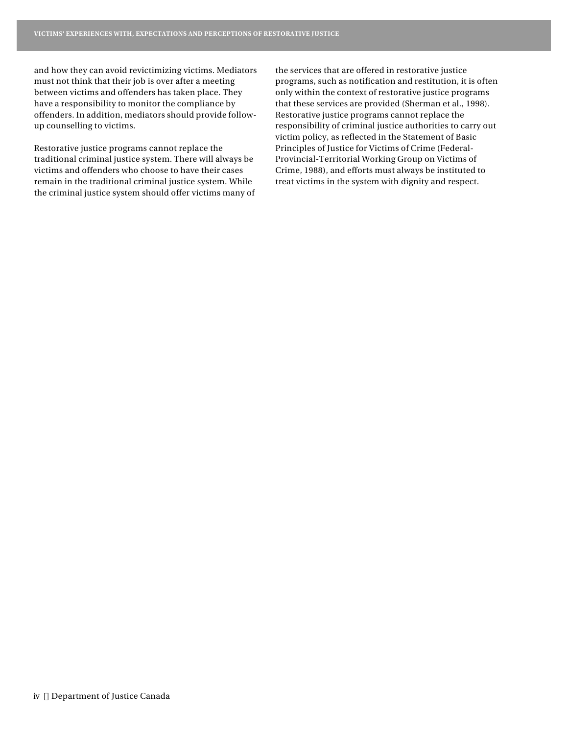and how they can avoid revictimizing victims. Mediators must not think that their job is over after a meeting between victims and offenders has taken place. They have a responsibility to monitor the compliance by offenders. In addition, mediators should provide follow-up counselling to victims.

Restorative justice programs cannot replace the traditional criminal justice system. There will always be victims and offenders who choose to have their cases remain in the traditional criminal justice system. While the criminal justice system should offer victims many of the services that are offered in restorative justice programs, such as notification and restitution, it is often only within the context of restorative justice programs that these services are provided (Sherman et al., 1998). Restorative justice programs cannot replace the responsibility of criminal justice authorities to carry out victim policy, as reflected in the Statement of Basic Principles of Justice for Victims of Crime (Federal-Provincial-Territorial Working Group on Victims of Crime, 1988), and efforts must always be instituted to treat victims in the system with dignity and respect.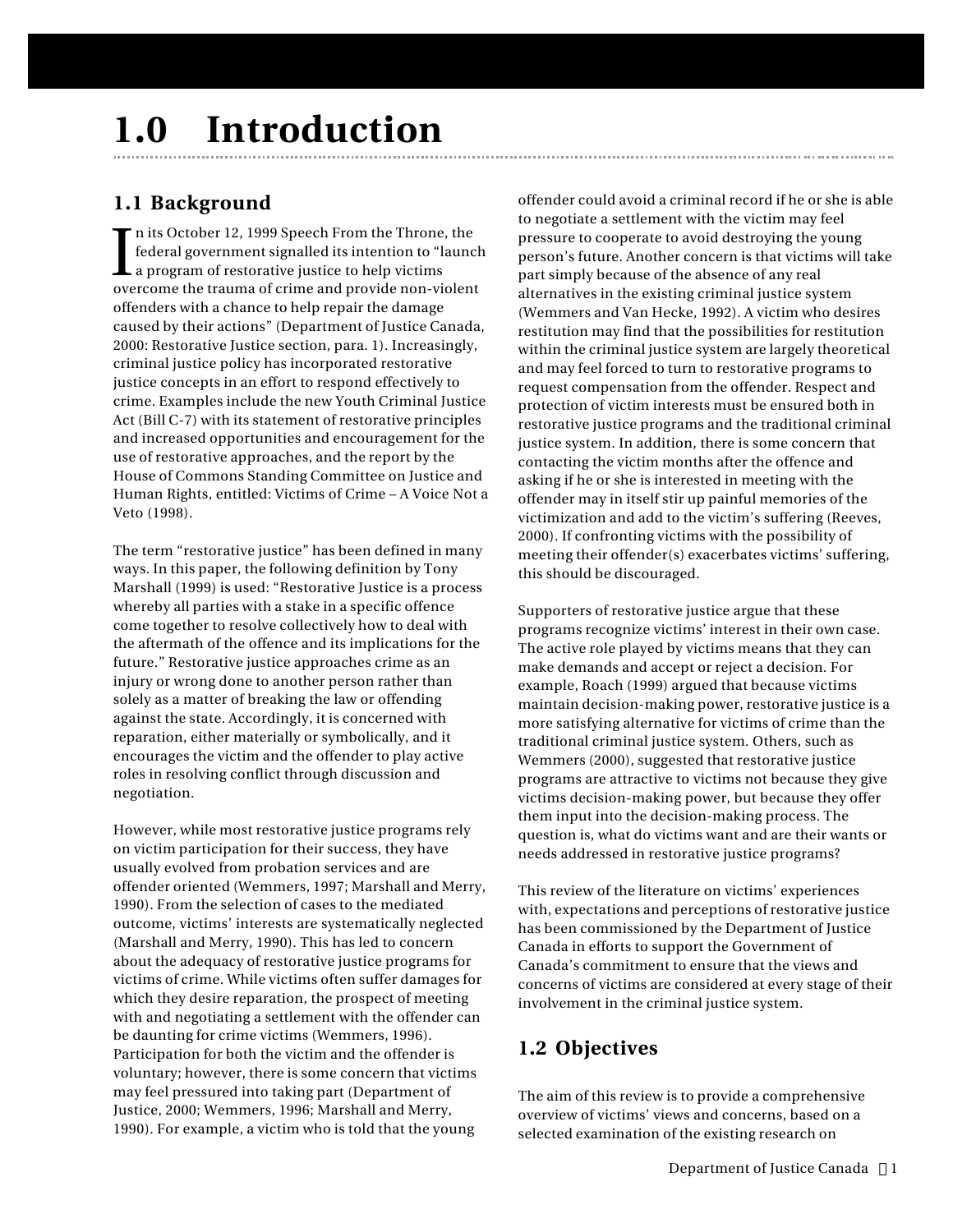# 1.0 Introduction

## 1.1 Background

In its October 12, 1999 Speech From the Throne, the federal government signalled its intention to "launch a program of restorative justice to help victims overcome the trauma of crime and provide non-violent offenders with a chance to help repair the damage caused by their actions" (Department of Justice Canada, 2000: Restorative Justice section, para. 1). Increasingly, criminal justice policy has incorporated restorative justice concepts in an effort to respond effectively to crime. Examples include the new Youth Criminal Justice Act (Bill C-7) with its statement of restorative principles and increased opportunities and encouragement for the use of restorative approaches, and the report by the House of Commons Standing Committee on Justice and Human Rights, entitled: Victims of Crime – A Voice Not a Veto (1998).

The term "restorative justice" has been defined in many ways. In this paper, the following definition by Tony Marshall (1999) is used: "Restorative Justice is a process whereby all parties with a stake in a specific offence come together to resolve collectively how to deal with the aftermath of the offence and its implications for the future." Restorative justice approaches crime as an injury or wrong done to another person rather than solely as a matter of breaking the law or offending against the state. Accordingly, it is concerned with reparation, either materially or symbolically, and it encourages the victim and the offender to play active roles in resolving conflict through discussion and negotiation.

However, while most restorative justice programs rely on victim participation for their success, they have usually evolved from probation services and are offender oriented (Wemmers, 1997; Marshall and Merry, 1990). From the selection of cases to the mediated outcome, victims' interests are systematically neglected (Marshall and Merry, 1990). This has led to concern about the adequacy of restorative justice programs for victims of crime. While victims often suffer damages for which they desire reparation, the prospect of meeting with and negotiating a settlement with the offender can be daunting for crime victims (Wemmers, 1996). Participation for both the victim and the offender is voluntary; however, there is some concern that victims may feel pressured into taking part (Department of Justice, 2000; Wemmers, 1996; Marshall and Merry, 1990). For example, a victim who is told that the young offender could avoid a criminal record if he or she is able to negotiate a settlement with the victim may feel pressure to cooperate to avoid destroying the young person's future. Another concern is that victims will take part simply because of the absence of any real alternatives in the existing criminal justice system (Wemmers and Van Hecke, 1992). A victim who desires restitution may find that the possibilities for restitution within the criminal justice system are largely theoretical and may feel forced to turn to restorative programs to request compensation from the offender. Respect and protection of victim interests must be ensured both in restorative justice programs and the traditional criminal justice system. In addition, there is some concern that contacting the victim months after the offence and asking if he or she is interested in meeting with the offender may in itself stir up painful memories of the victimization and add to the victim's suffering (Reeves, 2000). If confronting victims with the possibility of meeting their offender(s) exacerbates victims' suffering, this should be discouraged.

Supporters of restorative justice argue that these programs recognize victims' interest in their own case. The active role played by victims means that they can make demands and accept or reject a decision. For example, Roach (1999) argued that because victims maintain decision-making power, restorative justice is a more satisfying alternative for victims of crime than the traditional criminal justice system. Others, such as Wemmers (2000), suggested that restorative justice programs are attractive to victims not because they give victims decision-making power, but because they offer them input into the decision-making process. The question is, what do victims want and are their wants or needs addressed in restorative justice programs?

This review of the literature on victims' experiences with, expectations and perceptions of restorative justice has been commissioned by the Department of Justice Canada in efforts to support the Government of Canada's commitment to ensure that the views and concerns of victims are considered at every stage of their involvement in the criminal justice system.

## 1.2 Objectives

The aim of this review is to provide a comprehensive overview of victims' views and concerns, based on a selected examination of the existing research on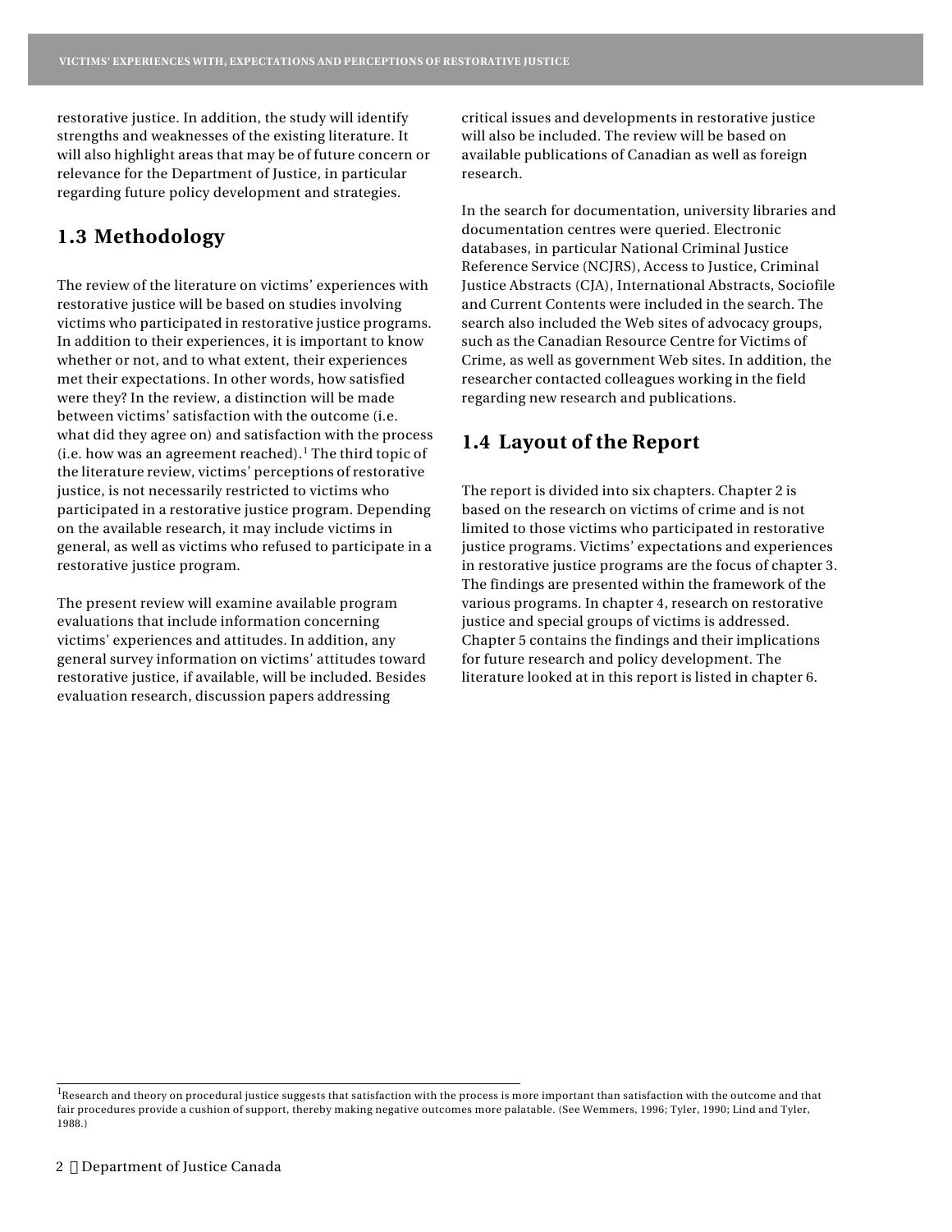restorative justice. In addition, the study will identify strengths and weaknesses of the existing literature. It will also highlight areas that may be of future concern or relevance for the Department of Justice, in particular regarding future policy development and strategies.

## 1.3 Methodology

The review of the literature on victims' experiences with restorative justice will be based on studies involving victims who participated in restorative justice programs. In addition to their experiences, it is important to know whether or not, and to what extent, their experiences met their expectations. In other words, how satisfied were they? In the review, a distinction will be made between victims' satisfaction with the outcome (i.e. what did they agree on) and satisfaction with the process (i.e. how was an agreement reached).[1] The third topic of the literature review, victims' perceptions of restorative justice, is not necessarily restricted to victims who participated in a restorative justice program. Depending on the available research, it may include victims in general, as well as victims who refused to participate in a restorative justice program.

The present review will examine available program evaluations that include information concerning victims' experiences and attitudes. In addition, any general survey information on victims' attitudes toward restorative justice, if available, will be included. Besides evaluation research, discussion papers addressing critical issues and developments in restorative justice will also be included. The review will be based on available publications of Canadian as well as foreign research.

In the search for documentation, university libraries and documentation centres were queried. Electronic databases, in particular National Criminal Justice Reference Service (NCJRS), Access to Justice, Criminal Justice Abstracts (CJA), International Abstracts, Sociofile and Current Contents were included in the search. The search also included the Web sites of advocacy groups, such as the Canadian Resource Centre for Victims of Crime, as well as government Web sites. In addition, the researcher contacted colleagues working in the field regarding new research and publications.

## 1.4 Layout of the Report

The report is divided into six chapters. Chapter 2 is based on the research on victims of crime and is not limited to those victims who participated in restorative justice programs. Victims' expectations and experiences in restorative justice programs are the focus of chapter 3. The findings are presented within the framework of the various programs. In chapter 4, research on restorative justice and special groups of victims is addressed. Chapter 5 contains the findings and their implications for future research and policy development. The literature looked at in this report is listed in chapter 6.

---

[1] Research and theory on procedural justice suggests that satisfaction with the process is more important than satisfaction with the outcome and that fair procedures provide a cushion of support, thereby making negative outcomes more palatable. (See Wemmers, 1996; Tyler, 1990; Lind and Tyler, 1988.)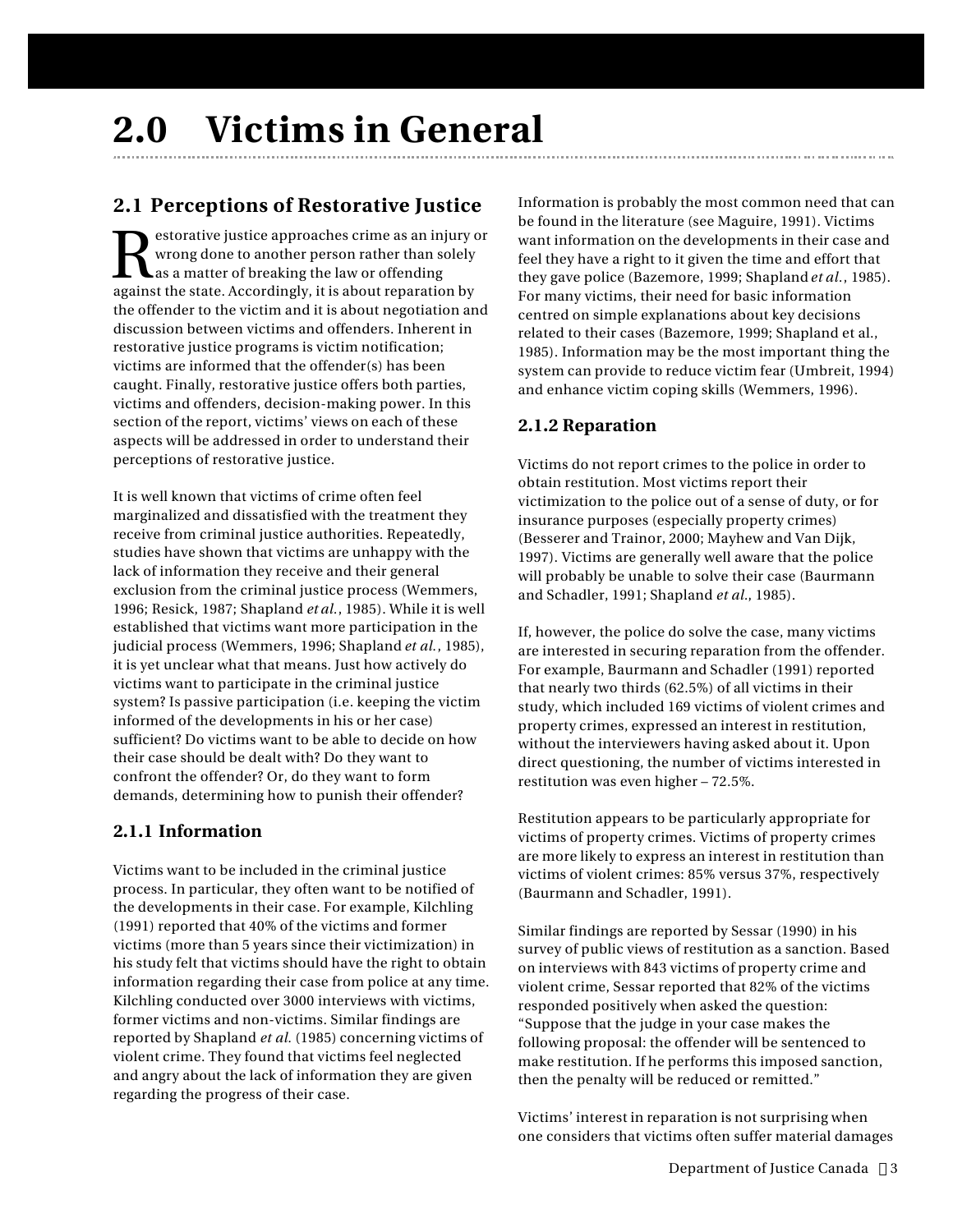# 2.0 Victims in General

## 2.1 Perceptions of Restorative Justice

Restorative justice approaches crime as an injury or wrong done to another person rather than solely as a matter of breaking the law or offending against the state. Accordingly, it is about reparation by the offender to the victim and it is about negotiation and discussion between victims and offenders. Inherent in restorative justice programs is victim notification; victims are informed that the offender(s) has been caught. Finally, restorative justice offers both parties, victims and offenders, decision-making power. In this section of the report, victims' views on each of these aspects will be addressed in order to understand their perceptions of restorative justice.

It is well known that victims of crime often feel marginalized and dissatisfied with the treatment they receive from criminal justice authorities. Repeatedly, studies have shown that victims are unhappy with the lack of information they receive and their general exclusion from the criminal justice process (Wemmers, 1996; Resick, 1987; Shapland *et al.*, 1985). While it is well established that victims want more participation in the judicial process (Wemmers, 1996; Shapland *et al.*, 1985), it is yet unclear what that means. Just how actively do victims want to participate in the criminal justice system? Is passive participation (i.e. keeping the victim informed of the developments in his or her case) sufficient? Do victims want to be able to decide on how their case should be dealt with? Do they want to confront the offender? Or, do they want to form demands, determining how to punish their offender?

### 2.1.1 Information

Victims want to be included in the criminal justice process. In particular, they often want to be notified of the developments in their case. For example, Kilchling (1991) reported that 40% of the victims and former victims (more than 5 years since their victimization) in his study felt that victims should have the right to obtain information regarding their case from police at any time. Kilchling conducted over 3000 interviews with victims, former victims and non-victims. Similar findings are reported by Shapland *et al.* (1985) concerning victims of violent crime. They found that victims feel neglected and angry about the lack of information they are given regarding the progress of their case.

Information is probably the most common need that can be found in the literature (see Maguire, 1991). Victims want information on the developments in their case and feel they have a right to it given the time and effort that they gave police (Bazemore, 1999; Shapland *et al.*, 1985). For many victims, their need for basic information centred on simple explanations about key decisions related to their cases (Bazemore, 1999; Shapland et al., 1985). Information may be the most important thing the system can provide to reduce victim fear (Umbreit, 1994) and enhance victim coping skills (Wemmers, 1996).

### 2.1.2 Reparation

Victims do not report crimes to the police in order to obtain restitution. Most victims report their victimization to the police out of a sense of duty, or for insurance purposes (especially property crimes) (Besserer and Trainor, 2000; Mayhew and Van Dijk, 1997). Victims are generally well aware that the police will probably be unable to solve their case (Baurmann and Schadler, 1991; Shapland *et al.*, 1985).

If, however, the police do solve the case, many victims are interested in securing reparation from the offender. For example, Baurmann and Schadler (1991) reported that nearly two thirds (62.5%) of all victims in their study, which included 169 victims of violent crimes and property crimes, expressed an interest in restitution, without the interviewers having asked about it. Upon direct questioning, the number of victims interested in restitution was even higher – 72.5%.

Restitution appears to be particularly appropriate for victims of property crimes. Victims of property crimes are more likely to express an interest in restitution than victims of violent crimes: 85% versus 37%, respectively (Baurmann and Schadler, 1991).

Similar findings are reported by Sessar (1990) in his survey of public views of restitution as a sanction. Based on interviews with 843 victims of property crime and violent crime, Sessar reported that 82% of the victims responded positively when asked the question: "Suppose that the judge in your case makes the following proposal: the offender will be sentenced to make restitution. If he performs this imposed sanction, then the penalty will be reduced or remitted."

Victims' interest in reparation is not surprising when one considers that victims often suffer material damages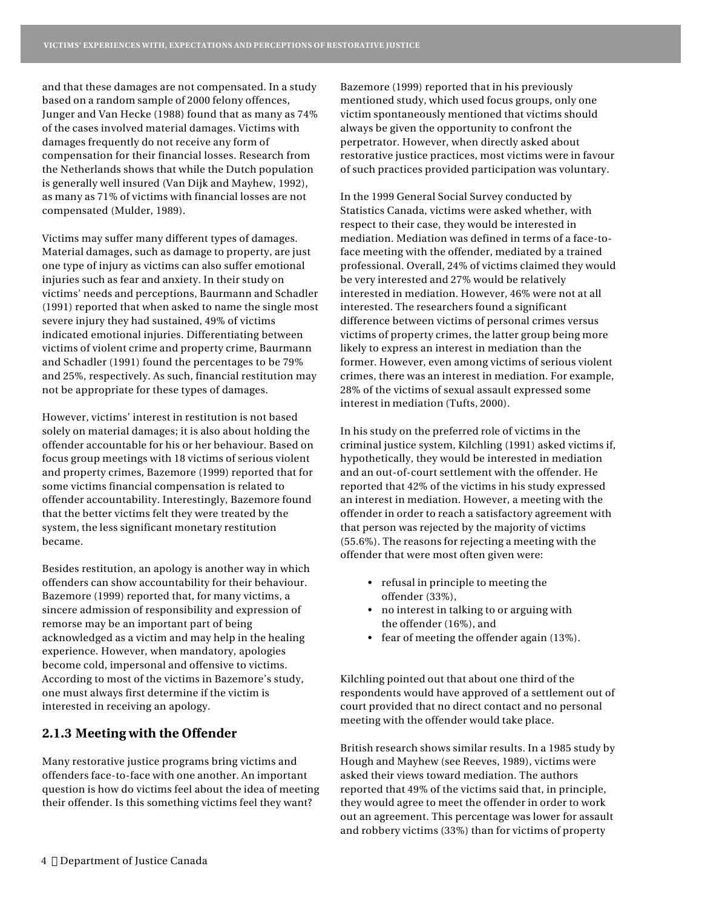and that these damages are not compensated. In a study based on a random sample of 2000 felony offences, Junger and Van Hecke (1988) found that as many as 74% of the cases involved material damages. Victims with damages frequently do not receive any form of compensation for their financial losses. Research from the Netherlands shows that while the Dutch population is generally well insured (Van Dijk and Mayhew, 1992), as many as 71% of victims with financial losses are not compensated (Mulder, 1989).

Victims may suffer many different types of damages. Material damages, such as damage to property, are just one type of injury as victims can also suffer emotional injuries such as fear and anxiety. In their study on victims' needs and perceptions, Baurmann and Schadler (1991) reported that when asked to name the single most severe injury they had sustained, 49% of victims indicated emotional injuries. Differentiating between victims of violent crime and property crime, Baurmann and Schadler (1991) found the percentages to be 79% and 25%, respectively. As such, financial restitution may not be appropriate for these types of damages.

However, victims' interest in restitution is not based solely on material damages; it is also about holding the offender accountable for his or her behaviour. Based on focus group meetings with 18 victims of serious violent and property crimes, Bazemore (1999) reported that for some victims financial compensation is related to offender accountability. Interestingly, Bazemore found that the better victims felt they were treated by the system, the less significant monetary restitution became.

Besides restitution, an apology is another way in which offenders can show accountability for their behaviour. Bazemore (1999) reported that, for many victims, a sincere admission of responsibility and expression of remorse may be an important part of being acknowledged as a victim and may help in the healing experience. However, when mandatory, apologies become cold, impersonal and offensive to victims. According to most of the victims in Bazemore's study, one must always first determine if the victim is interested in receiving an apology.

### 2.1.3 Meeting with the Offender

Many restorative justice programs bring victims and offenders face-to-face with one another. An important question is how do victims feel about the idea of meeting their offender. Is this something victims feel they want?

Bazemore (1999) reported that in his previously mentioned study, which used focus groups, only one victim spontaneously mentioned that victims should always be given the opportunity to confront the perpetrator. However, when directly asked about restorative justice practices, most victims were in favour of such practices provided participation was voluntary.

In the 1999 General Social Survey conducted by Statistics Canada, victims were asked whether, with respect to their case, they would be interested in mediation. Mediation was defined in terms of a face-to-face meeting with the offender, mediated by a trained professional. Overall, 24% of victims claimed they would be very interested and 27% would be relatively interested in mediation. However, 46% were not at all interested. The researchers found a significant difference between victims of personal crimes versus victims of property crimes, the latter group being more likely to express an interest in mediation than the former. However, even among victims of serious violent crimes, there was an interest in mediation. For example, 28% of the victims of sexual assault expressed some interest in mediation (Tufts, 2000).

In his study on the preferred role of victims in the criminal justice system, Kilchling (1991) asked victims if, hypothetically, they would be interested in mediation and an out-of-court settlement with the offender. He reported that 42% of the victims in his study expressed an interest in mediation. However, a meeting with the offender in order to reach a satisfactory agreement with that person was rejected by the majority of victims (55.6%). The reasons for rejecting a meeting with the offender that were most often given were:

- refusal in principle to meeting the offender (33%),
- no interest in talking to or arguing with the offender (16%), and
- fear of meeting the offender again (13%).

Kilchling pointed out that about one third of the respondents would have approved of a settlement out of court provided that no direct contact and no personal meeting with the offender would take place.

British research shows similar results. In a 1985 study by Hough and Mayhew (see Reeves, 1989), victims were asked their views toward mediation. The authors reported that 49% of the victims said that, in principle, they would agree to meet the offender in order to work out an agreement. This percentage was lower for assault and robbery victims (33%) than for victims of property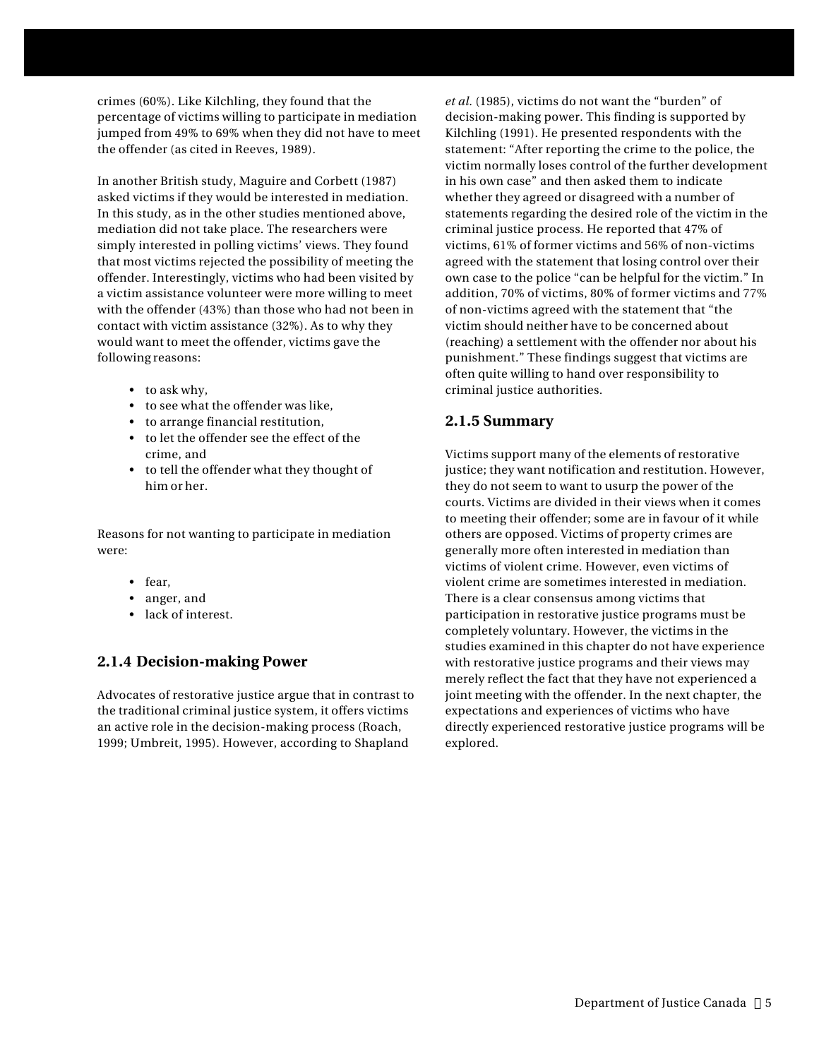crimes (60%). Like Kilchling, they found that the percentage of victims willing to participate in mediation jumped from 49% to 69% when they did not have to meet the offender (as cited in Reeves, 1989).

In another British study, Maguire and Corbett (1987) asked victims if they would be interested in mediation. In this study, as in the other studies mentioned above, mediation did not take place. The researchers were simply interested in polling victims' views. They found that most victims rejected the possibility of meeting the offender. Interestingly, victims who had been visited by a victim assistance volunteer were more willing to meet with the offender (43%) than those who had not been in contact with victim assistance (32%). As to why they would want to meet the offender, victims gave the following reasons:

- to ask why,
- to see what the offender was like,
- to arrange financial restitution,
- to let the offender see the effect of the crime, and
- to tell the offender what they thought of him or her.

Reasons for not wanting to participate in mediation were:

- fear,
- anger, and
- lack of interest.

### 2.1.4 Decision-making Power

Advocates of restorative justice argue that in contrast to the traditional criminal justice system, it offers victims an active role in the decision-making process (Roach, 1999; Umbreit, 1995). However, according to Shapland *et al.* (1985), victims do not want the "burden" of decision-making power. This finding is supported by Kilchling (1991). He presented respondents with the statement: "After reporting the crime to the police, the victim normally loses control of the further development in his own case" and then asked them to indicate whether they agreed or disagreed with a number of statements regarding the desired role of the victim in the criminal justice process. He reported that 47% of victims, 61% of former victims and 56% of non-victims agreed with the statement that losing control over their own case to the police "can be helpful for the victim." In addition, 70% of victims, 80% of former victims and 77% of non-victims agreed with the statement that "the victim should neither have to be concerned about (reaching) a settlement with the offender nor about his punishment." These findings suggest that victims are often quite willing to hand over responsibility to criminal justice authorities.

### 2.1.5 Summary

Victims support many of the elements of restorative justice; they want notification and restitution. However, they do not seem to want to usurp the power of the courts. Victims are divided in their views when it comes to meeting their offender; some are in favour of it while others are opposed. Victims of property crimes are generally more often interested in mediation than victims of violent crime. However, even victims of violent crime are sometimes interested in mediation. There is a clear consensus among victims that participation in restorative justice programs must be completely voluntary. However, the victims in the studies examined in this chapter do not have experience with restorative justice programs and their views may merely reflect the fact that they have not experienced a joint meeting with the offender. In the next chapter, the expectations and experiences of victims who have directly experienced restorative justice programs will be explored.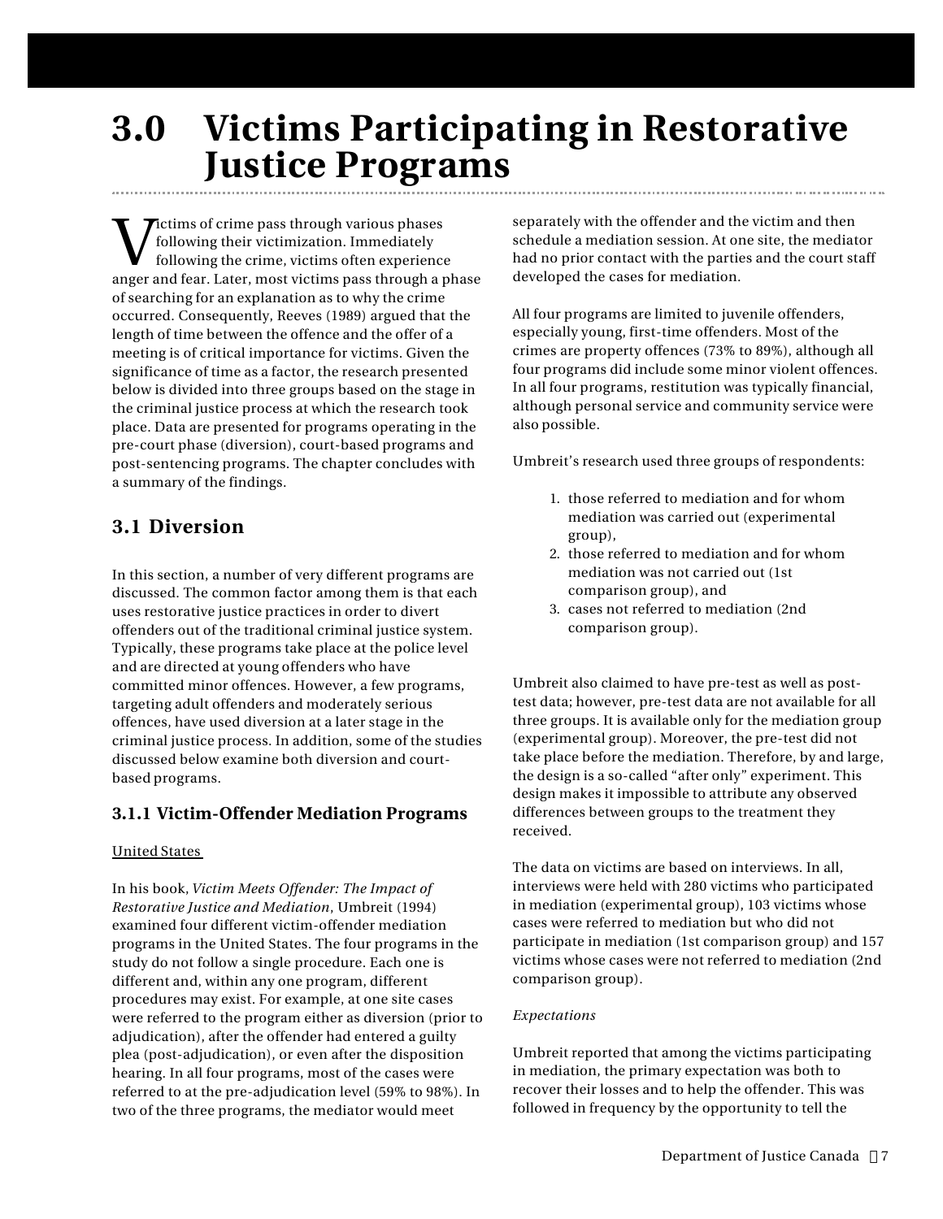# 3.0 Victims Participating in Restorative Justice Programs

Victims of crime pass through various phases following their victimization. Immediately following the crime, victims often experience anger and fear. Later, most victims pass through a phase of searching for an explanation as to why the crime occurred. Consequently, Reeves (1989) argued that the length of time between the offence and the offer of a meeting is of critical importance for victims. Given the significance of time as a factor, the research presented below is divided into three groups based on the stage in the criminal justice process at which the research took place. Data are presented for programs operating in the pre-court phase (diversion), court-based programs and post-sentencing programs. The chapter concludes with a summary of the findings.

## 3.1 Diversion

In this section, a number of very different programs are discussed. The common factor among them is that each uses restorative justice practices in order to divert offenders out of the traditional criminal justice system. Typically, these programs take place at the police level and are directed at young offenders who have committed minor offences. However, a few programs, targeting adult offenders and moderately serious offences, have used diversion at a later stage in the criminal justice process. In addition, some of the studies discussed below examine both diversion and court-based programs.

### 3.1.1 Victim-Offender Mediation Programs

United States

In his book, *Victim Meets Offender: The Impact of Restorative Justice and Mediation*, Umbreit (1994) examined four different victim-offender mediation programs in the United States. The four programs in the study do not follow a single procedure. Each one is different and, within any one program, different procedures may exist. For example, at one site cases were referred to the program either as diversion (prior to adjudication), after the offender had entered a guilty plea (post-adjudication), or even after the disposition hearing. In all four programs, most of the cases were referred to at the pre-adjudication level (59% to 98%). In two of the three programs, the mediator would meet separately with the offender and the victim and then schedule a mediation session. At one site, the mediator had no prior contact with the parties and the court staff developed the cases for mediation.

All four programs are limited to juvenile offenders, especially young, first-time offenders. Most of the crimes are property offences (73% to 89%), although all four programs did include some minor violent offences. In all four programs, restitution was typically financial, although personal service and community service were also possible.

Umbreit's research used three groups of respondents:

1. those referred to mediation and for whom mediation was carried out (experimental group),
2. those referred to mediation and for whom mediation was not carried out (1st comparison group), and
3. cases not referred to mediation (2nd comparison group).

Umbreit also claimed to have pre-test as well as post-test data; however, pre-test data are not available for all three groups. It is available only for the mediation group (experimental group). Moreover, the pre-test did not take place before the mediation. Therefore, by and large, the design is a so-called "after only" experiment. This design makes it impossible to attribute any observed differences between groups to the treatment they received.

The data on victims are based on interviews. In all, interviews were held with 280 victims who participated in mediation (experimental group), 103 victims whose cases were referred to mediation but who did not participate in mediation (1st comparison group) and 157 victims whose cases were not referred to mediation (2nd comparison group).

*Expectations*

Umbreit reported that among the victims participating in mediation, the primary expectation was both to recover their losses and to help the offender. This was followed in frequency by the opportunity to tell the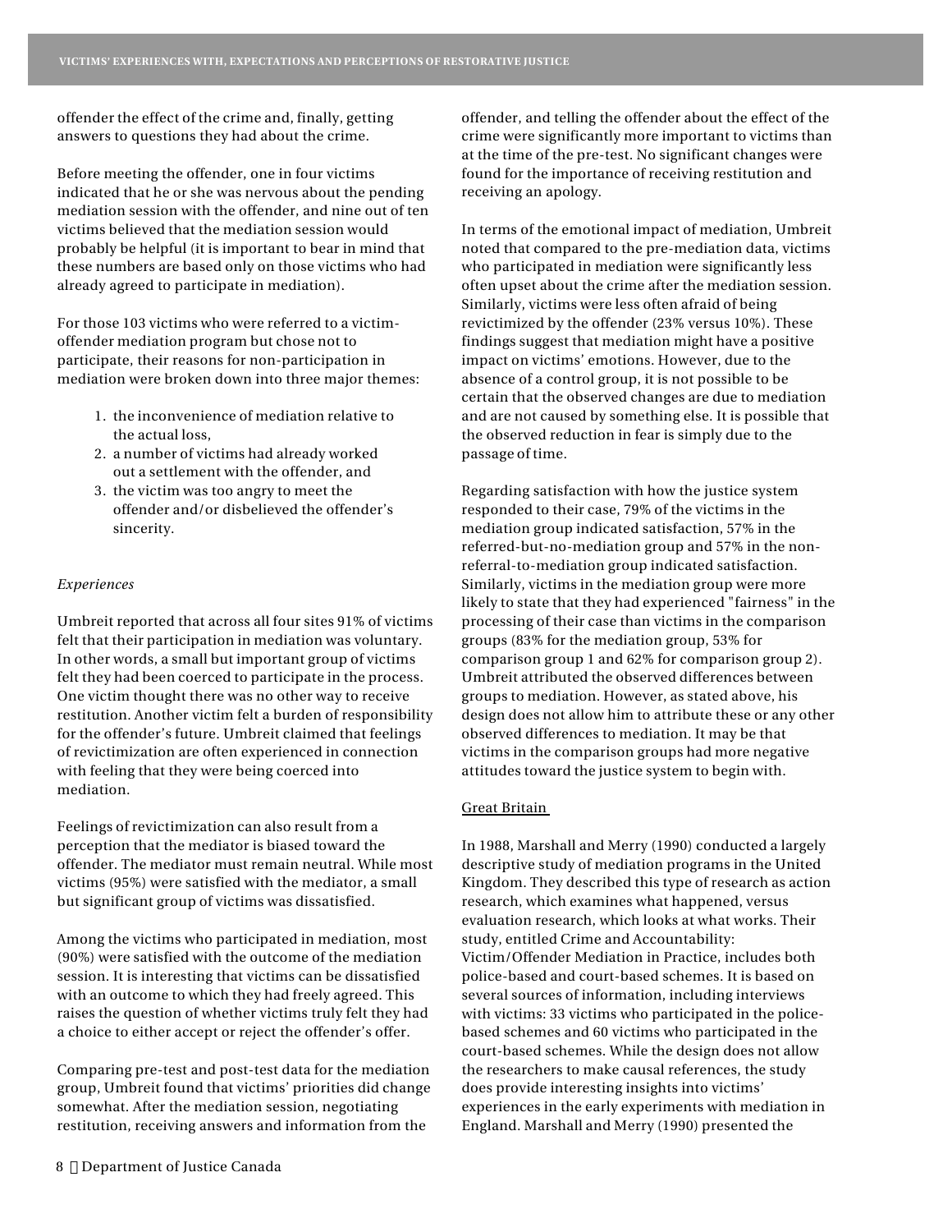offender the effect of the crime and, finally, getting answers to questions they had about the crime.

Before meeting the offender, one in four victims indicated that he or she was nervous about the pending mediation session with the offender, and nine out of ten victims believed that the mediation session would probably be helpful (it is important to bear in mind that these numbers are based only on those victims who had already agreed to participate in mediation).

For those 103 victims who were referred to a victim-offender mediation program but chose not to participate, their reasons for non-participation in mediation were broken down into three major themes:

1. the inconvenience of mediation relative to the actual loss,
2. a number of victims had already worked out a settlement with the offender, and
3. the victim was too angry to meet the offender and/or disbelieved the offender's sincerity.

*Experiences*

Umbreit reported that across all four sites 91% of victims felt that their participation in mediation was voluntary. In other words, a small but important group of victims felt they had been coerced to participate in the process. One victim thought there was no other way to receive restitution. Another victim felt a burden of responsibility for the offender's future. Umbreit claimed that feelings of revictimization are often experienced in connection with feeling that they were being coerced into mediation.

Feelings of revictimization can also result from a perception that the mediator is biased toward the offender. The mediator must remain neutral. While most victims (95%) were satisfied with the mediator, a small but significant group of victims was dissatisfied.

Among the victims who participated in mediation, most (90%) were satisfied with the outcome of the mediation session. It is interesting that victims can be dissatisfied with an outcome to which they had freely agreed. This raises the question of whether victims truly felt they had a choice to either accept or reject the offender's offer.

Comparing pre-test and post-test data for the mediation group, Umbreit found that victims' priorities did change somewhat. After the mediation session, negotiating restitution, receiving answers and information from the offender, and telling the offender about the effect of the crime were significantly more important to victims than at the time of the pre-test. No significant changes were found for the importance of receiving restitution and receiving an apology.

In terms of the emotional impact of mediation, Umbreit noted that compared to the pre-mediation data, victims who participated in mediation were significantly less often upset about the crime after the mediation session. Similarly, victims were less often afraid of being revictimized by the offender (23% versus 10%). These findings suggest that mediation might have a positive impact on victims' emotions. However, due to the absence of a control group, it is not possible to be certain that the observed changes are due to mediation and are not caused by something else. It is possible that the observed reduction in fear is simply due to the passage of time.

Regarding satisfaction with how the justice system responded to their case, 79% of the victims in the mediation group indicated satisfaction, 57% in the referred-but-no-mediation group and 57% in the non-referral-to-mediation group indicated satisfaction. Similarly, victims in the mediation group were more likely to state that they had experienced "fairness" in the processing of their case than victims in the comparison groups (83% for the mediation group, 53% for comparison group 1 and 62% for comparison group 2). Umbreit attributed the observed differences between groups to mediation. However, as stated above, his design does not allow him to attribute these or any other observed differences to mediation. It may be that victims in the comparison groups had more negative attitudes toward the justice system to begin with.

Great Britain

In 1988, Marshall and Merry (1990) conducted a largely descriptive study of mediation programs in the United Kingdom. They described this type of research as action research, which examines what happened, versus evaluation research, which looks at what works. Their study, entitled Crime and Accountability: Victim/Offender Mediation in Practice, includes both police-based and court-based schemes. It is based on several sources of information, including interviews with victims: 33 victims who participated in the police-based schemes and 60 victims who participated in the court-based schemes. While the design does not allow the researchers to make causal references, the study does provide interesting insights into victims' experiences in the early experiments with mediation in England. Marshall and Merry (1990) presented the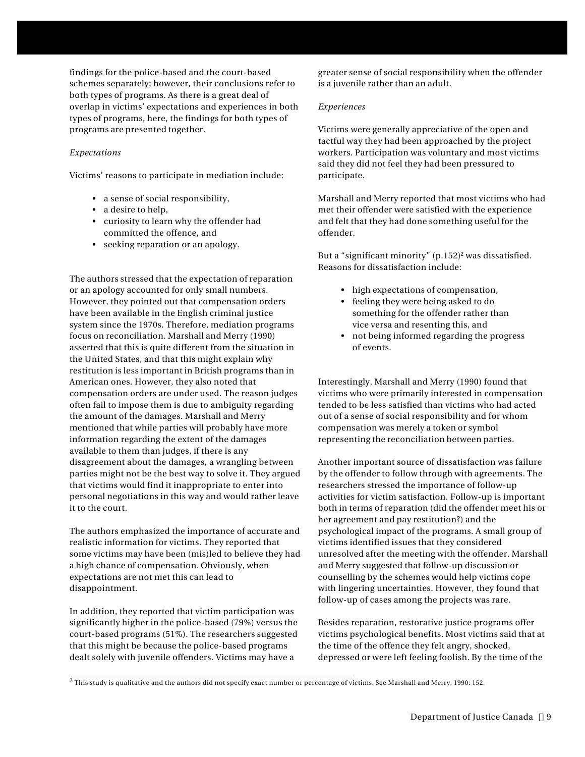findings for the police-based and the court-based schemes separately; however, their conclusions refer to both types of programs. As there is a great deal of overlap in victims' expectations and experiences in both types of programs, here, the findings for both types of programs are presented together.

*Expectations*

Victims' reasons to participate in mediation include:

- a sense of social responsibility,
- a desire to help,
- curiosity to learn why the offender had committed the offence, and
- seeking reparation or an apology.

The authors stressed that the expectation of reparation or an apology accounted for only small numbers. However, they pointed out that compensation orders have been available in the English criminal justice system since the 1970s. Therefore, mediation programs focus on reconciliation. Marshall and Merry (1990) asserted that this is quite different from the situation in the United States, and that this might explain why restitution is less important in British programs than in American ones. However, they also noted that compensation orders are under used. The reason judges often fail to impose them is due to ambiguity regarding the amount of the damages. Marshall and Merry mentioned that while parties will probably have more information regarding the extent of the damages available to them than judges, if there is any disagreement about the damages, a wrangling between parties might not be the best way to solve it. They argued that victims would find it inappropriate to enter into personal negotiations in this way and would rather leave it to the court.

The authors emphasized the importance of accurate and realistic information for victims. They reported that some victims may have been (mis)led to believe they had a high chance of compensation. Obviously, when expectations are not met this can lead to disappointment.

In addition, they reported that victim participation was significantly higher in the police-based (79%) versus the court-based programs (51%). The researchers suggested that this might be because the police-based programs dealt solely with juvenile offenders. Victims may have a greater sense of social responsibility when the offender is a juvenile rather than an adult.

*Experiences*

Victims were generally appreciative of the open and tactful way they had been approached by the project workers. Participation was voluntary and most victims said they did not feel they had been pressured to participate.

Marshall and Merry reported that most victims who had met their offender were satisfied with the experience and felt that they had done something useful for the offender.

But a "significant minority" (p.152)[2] was dissatisfied. Reasons for dissatisfaction include:

- high expectations of compensation,
- feeling they were being asked to do something for the offender rather than vice versa and resenting this, and
- not being informed regarding the progress of events.

Interestingly, Marshall and Merry (1990) found that victims who were primarily interested in compensation tended to be less satisfied than victims who had acted out of a sense of social responsibility and for whom compensation was merely a token or symbol representing the reconciliation between parties.

Another important source of dissatisfaction was failure by the offender to follow through with agreements. The researchers stressed the importance of follow-up activities for victim satisfaction. Follow-up is important both in terms of reparation (did the offender meet his or her agreement and pay restitution?) and the psychological impact of the programs. A small group of victims identified issues that they considered unresolved after the meeting with the offender. Marshall and Merry suggested that follow-up discussion or counselling by the schemes would help victims cope with lingering uncertainties. However, they found that follow-up of cases among the projects was rare.

Besides reparation, restorative justice programs offer victims psychological benefits. Most victims said that at the time of the offence they felt angry, shocked, depressed or were left feeling foolish. By the time of the

[2] This study is qualitative and the authors did not specify exact number or percentage of victims. See Marshall and Merry, 1990: 152.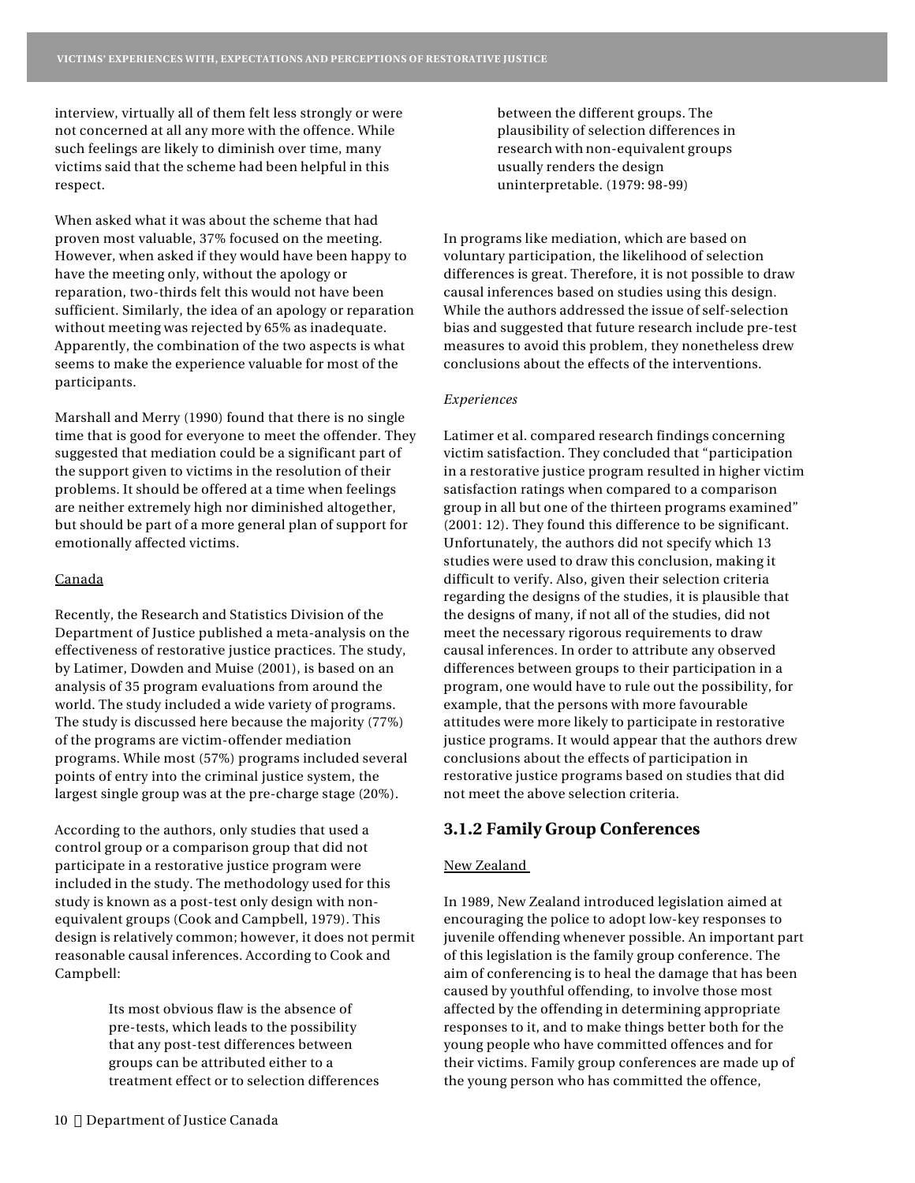interview, virtually all of them felt less strongly or were not concerned at all any more with the offence. While such feelings are likely to diminish over time, many victims said that the scheme had been helpful in this respect.

When asked what it was about the scheme that had proven most valuable, 37% focused on the meeting. However, when asked if they would have been happy to have the meeting only, without the apology or reparation, two-thirds felt this would not have been sufficient. Similarly, the idea of an apology or reparation without meeting was rejected by 65% as inadequate. Apparently, the combination of the two aspects is what seems to make the experience valuable for most of the participants.

Marshall and Merry (1990) found that there is no single time that is good for everyone to meet the offender. They suggested that mediation could be a significant part of the support given to victims in the resolution of their problems. It should be offered at a time when feelings are neither extremely high nor diminished altogether, but should be part of a more general plan of support for emotionally affected victims.

<u>Canada</u>

Recently, the Research and Statistics Division of the Department of Justice published a meta-analysis on the effectiveness of restorative justice practices. The study, by Latimer, Dowden and Muise (2001), is based on an analysis of 35 program evaluations from around the world. The study included a wide variety of programs. The study is discussed here because the majority (77%) of the programs are victim-offender mediation programs. While most (57%) programs included several points of entry into the criminal justice system, the largest single group was at the pre-charge stage (20%).

According to the authors, only studies that used a control group or a comparison group that did not participate in a restorative justice program were included in the study. The methodology used for this study is known as a post-test only design with non-equivalent groups (Cook and Campbell, 1979). This design is relatively common; however, it does not permit reasonable causal inferences. According to Cook and Campbell:

> Its most obvious flaw is the absence of pre-tests, which leads to the possibility that any post-test differences between groups can be attributed either to a treatment effect or to selection differences between the different groups. The plausibility of selection differences in research with non-equivalent groups usually renders the design uninterpretable. (1979: 98-99)

In programs like mediation, which are based on voluntary participation, the likelihood of selection differences is great. Therefore, it is not possible to draw causal inferences based on studies using this design. While the authors addressed the issue of self-selection bias and suggested that future research include pre-test measures to avoid this problem, they nonetheless drew conclusions about the effects of the interventions.

*Experiences*

Latimer et al. compared research findings concerning victim satisfaction. They concluded that "participation in a restorative justice program resulted in higher victim satisfaction ratings when compared to a comparison group in all but one of the thirteen programs examined" (2001: 12). They found this difference to be significant. Unfortunately, the authors did not specify which 13 studies were used to draw this conclusion, making it difficult to verify. Also, given their selection criteria regarding the designs of the studies, it is plausible that the designs of many, if not all of the studies, did not meet the necessary rigorous requirements to draw causal inferences. In order to attribute any observed differences between groups to their participation in a program, one would have to rule out the possibility, for example, that the persons with more favourable attitudes were more likely to participate in restorative justice programs. It would appear that the authors drew conclusions about the effects of participation in restorative justice programs based on studies that did not meet the above selection criteria.

### 3.1.2 Family Group Conferences

<u>New Zealand</u>

In 1989, New Zealand introduced legislation aimed at encouraging the police to adopt low-key responses to juvenile offending whenever possible. An important part of this legislation is the family group conference. The aim of conferencing is to heal the damage that has been caused by youthful offending, to involve those most affected by the offending in determining appropriate responses to it, and to make things better both for the young people who have committed offences and for their victims. Family group conferences are made up of the young person who has committed the offence,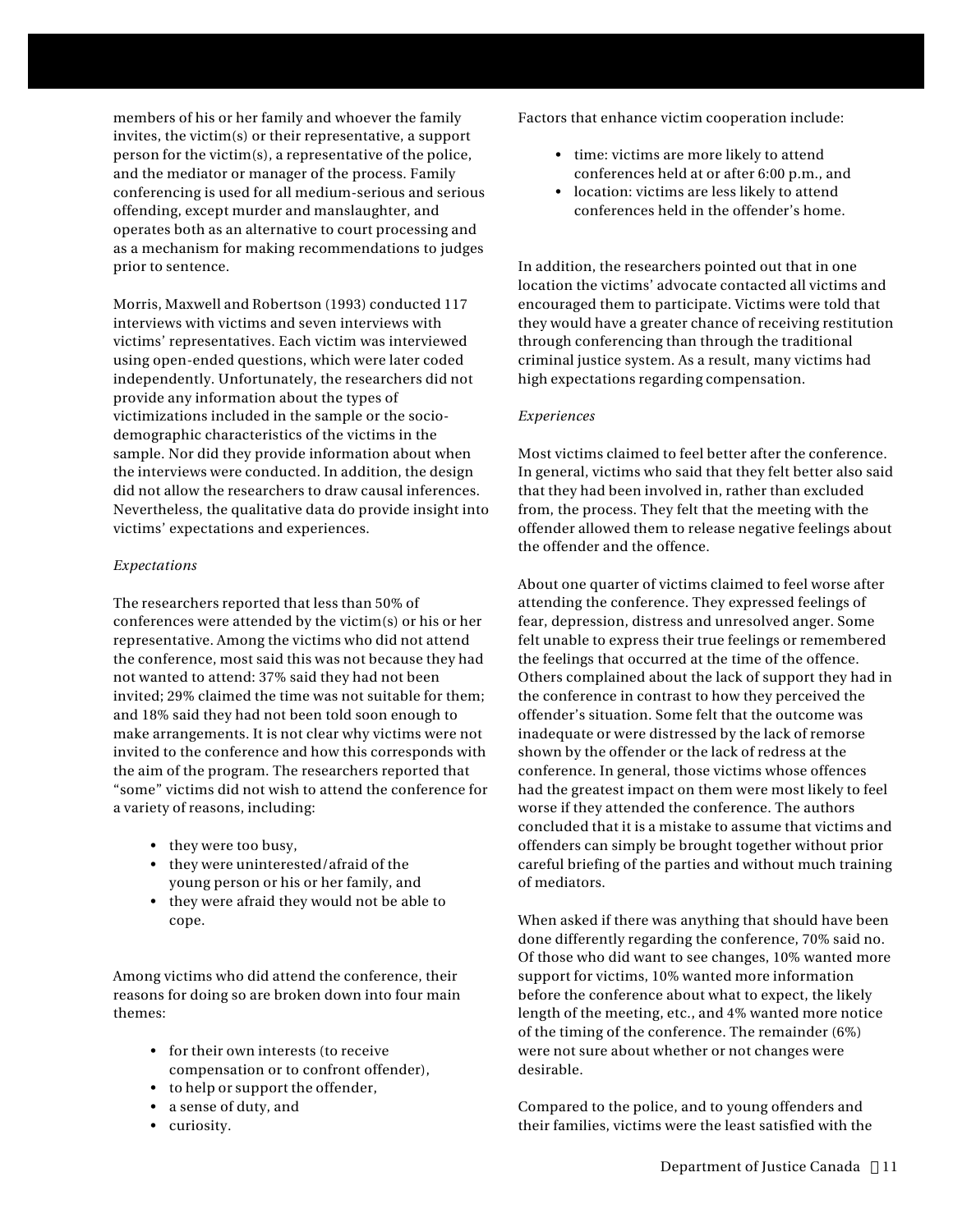members of his or her family and whoever the family invites, the victim(s) or their representative, a support person for the victim(s), a representative of the police, and the mediator or manager of the process. Family conferencing is used for all medium-serious and serious offending, except murder and manslaughter, and operates both as an alternative to court processing and as a mechanism for making recommendations to judges prior to sentence.

Morris, Maxwell and Robertson (1993) conducted 117 interviews with victims and seven interviews with victims' representatives. Each victim was interviewed using open-ended questions, which were later coded independently. Unfortunately, the researchers did not provide any information about the types of victimizations included in the sample or the socio-demographic characteristics of the victims in the sample. Nor did they provide information about when the interviews were conducted. In addition, the design did not allow the researchers to draw causal inferences. Nevertheless, the qualitative data do provide insight into victims' expectations and experiences.

*Expectations*

The researchers reported that less than 50% of conferences were attended by the victim(s) or his or her representative. Among the victims who did not attend the conference, most said this was not because they had not wanted to attend: 37% said they had not been invited; 29% claimed the time was not suitable for them; and 18% said they had not been told soon enough to make arrangements. It is not clear why victims were not invited to the conference and how this corresponds with the aim of the program. The researchers reported that "some" victims did not wish to attend the conference for a variety of reasons, including:

- they were too busy,
- they were uninterested/afraid of the young person or his or her family, and
- they were afraid they would not be able to cope.

Among victims who did attend the conference, their reasons for doing so are broken down into four main themes:

- for their own interests (to receive compensation or to confront offender),
- to help or support the offender,
- a sense of duty, and
- curiosity.

Factors that enhance victim cooperation include:

- time: victims are more likely to attend conferences held at or after 6:00 p.m., and
- location: victims are less likely to attend conferences held in the offender's home.

In addition, the researchers pointed out that in one location the victims' advocate contacted all victims and encouraged them to participate. Victims were told that they would have a greater chance of receiving restitution through conferencing than through the traditional criminal justice system. As a result, many victims had high expectations regarding compensation.

*Experiences*

Most victims claimed to feel better after the conference. In general, victims who said that they felt better also said that they had been involved in, rather than excluded from, the process. They felt that the meeting with the offender allowed them to release negative feelings about the offender and the offence.

About one quarter of victims claimed to feel worse after attending the conference. They expressed feelings of fear, depression, distress and unresolved anger. Some felt unable to express their true feelings or remembered the feelings that occurred at the time of the offence. Others complained about the lack of support they had in the conference in contrast to how they perceived the offender's situation. Some felt that the outcome was inadequate or were distressed by the lack of remorse shown by the offender or the lack of redress at the conference. In general, those victims whose offences had the greatest impact on them were most likely to feel worse if they attended the conference. The authors concluded that it is a mistake to assume that victims and offenders can simply be brought together without prior careful briefing of the parties and without much training of mediators.

When asked if there was anything that should have been done differently regarding the conference, 70% said no. Of those who did want to see changes, 10% wanted more support for victims, 10% wanted more information before the conference about what to expect, the likely length of the meeting, etc., and 4% wanted more notice of the timing of the conference. The remainder (6%) were not sure about whether or not changes were desirable.

Compared to the police, and to young offenders and their families, victims were the least satisfied with the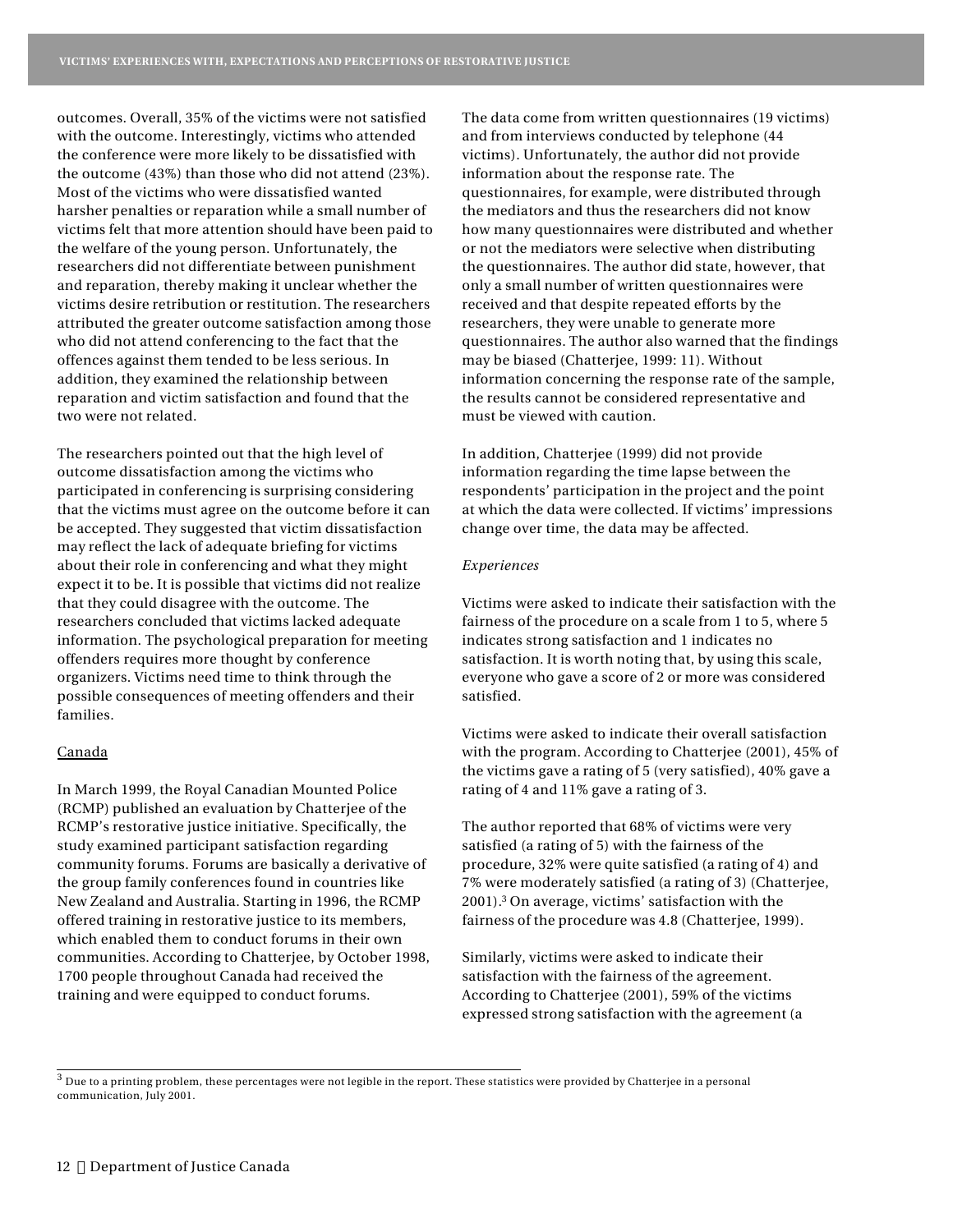outcomes. Overall, 35% of the victims were not satisfied with the outcome. Interestingly, victims who attended the conference were more likely to be dissatisfied with the outcome (43%) than those who did not attend (23%). Most of the victims who were dissatisfied wanted harsher penalties or reparation while a small number of victims felt that more attention should have been paid to the welfare of the young person. Unfortunately, the researchers did not differentiate between punishment and reparation, thereby making it unclear whether the victims desire retribution or restitution. The researchers attributed the greater outcome satisfaction among those who did not attend conferencing to the fact that the offences against them tended to be less serious. In addition, they examined the relationship between reparation and victim satisfaction and found that the two were not related.

The researchers pointed out that the high level of outcome dissatisfaction among the victims who participated in conferencing is surprising considering that the victims must agree on the outcome before it can be accepted. They suggested that victim dissatisfaction may reflect the lack of adequate briefing for victims about their role in conferencing and what they might expect it to be. It is possible that victims did not realize that they could disagree with the outcome. The researchers concluded that victims lacked adequate information. The psychological preparation for meeting offenders requires more thought by conference organizers. Victims need time to think through the possible consequences of meeting offenders and their families.

Canada

In March 1999, the Royal Canadian Mounted Police (RCMP) published an evaluation by Chatterjee of the RCMP's restorative justice initiative. Specifically, the study examined participant satisfaction regarding community forums. Forums are basically a derivative of the group family conferences found in countries like New Zealand and Australia. Starting in 1996, the RCMP offered training in restorative justice to its members, which enabled them to conduct forums in their own communities. According to Chatterjee, by October 1998, 1700 people throughout Canada had received the training and were equipped to conduct forums.

The data come from written questionnaires (19 victims) and from interviews conducted by telephone (44 victims). Unfortunately, the author did not provide information about the response rate. The questionnaires, for example, were distributed through the mediators and thus the researchers did not know how many questionnaires were distributed and whether or not the mediators were selective when distributing the questionnaires. The author did state, however, that only a small number of written questionnaires were received and that despite repeated efforts by the researchers, they were unable to generate more questionnaires. The author also warned that the findings may be biased (Chatterjee, 1999: 11). Without information concerning the response rate of the sample, the results cannot be considered representative and must be viewed with caution.

In addition, Chatterjee (1999) did not provide information regarding the time lapse between the respondents' participation in the project and the point at which the data were collected. If victims' impressions change over time, the data may be affected.

*Experiences*

Victims were asked to indicate their satisfaction with the fairness of the procedure on a scale from 1 to 5, where 5 indicates strong satisfaction and 1 indicates no satisfaction. It is worth noting that, by using this scale, everyone who gave a score of 2 or more was considered satisfied.

Victims were asked to indicate their overall satisfaction with the program. According to Chatterjee (2001), 45% of the victims gave a rating of 5 (very satisfied), 40% gave a rating of 4 and 11% gave a rating of 3.

The author reported that 68% of victims were very satisfied (a rating of 5) with the fairness of the procedure, 32% were quite satisfied (a rating of 4) and 7% were moderately satisfied (a rating of 3) (Chatterjee, 2001).[3] On average, victims' satisfaction with the fairness of the procedure was 4.8 (Chatterjee, 1999).

Similarly, victims were asked to indicate their satisfaction with the fairness of the agreement. According to Chatterjee (2001), 59% of the victims expressed strong satisfaction with the agreement (a

[3] Due to a printing problem, these percentages were not legible in the report. These statistics were provided by Chatterjee in a personal communication, July 2001.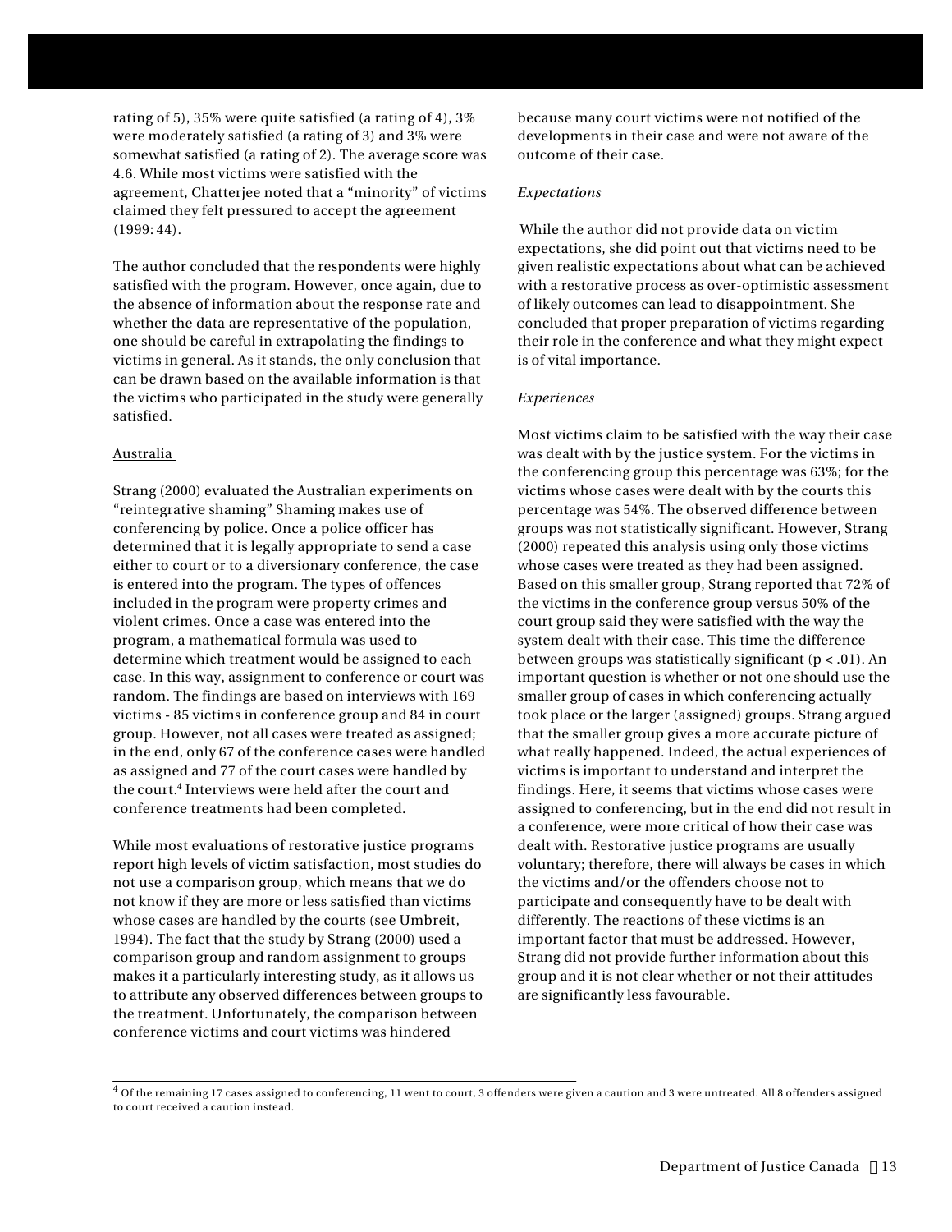rating of 5), 35% were quite satisfied (a rating of 4), 3% were moderately satisfied (a rating of 3) and 3% were somewhat satisfied (a rating of 2). The average score was 4.6. While most victims were satisfied with the agreement, Chatterjee noted that a “minority” of victims claimed they felt pressured to accept the agreement (1999: 44).

The author concluded that the respondents were highly satisfied with the program. However, once again, due to the absence of information about the response rate and whether the data are representative of the population, one should be careful in extrapolating the findings to victims in general. As it stands, the only conclusion that can be drawn based on the available information is that the victims who participated in the study were generally satisfied.

Australia

Strang (2000) evaluated the Australian experiments on “reintegrative shaming” Shaming makes use of conferencing by police. Once a police officer has determined that it is legally appropriate to send a case either to court or to a diversionary conference, the case is entered into the program. The types of offences included in the program were property crimes and violent crimes. Once a case was entered into the program, a mathematical formula was used to determine which treatment would be assigned to each case. In this way, assignment to conference or court was random. The findings are based on interviews with 169 victims - 85 victims in conference group and 84 in court group. However, not all cases were treated as assigned; in the end, only 67 of the conference cases were handled as assigned and 77 of the court cases were handled by the court.[4] Interviews were held after the court and conference treatments had been completed.

While most evaluations of restorative justice programs report high levels of victim satisfaction, most studies do not use a comparison group, which means that we do not know if they are more or less satisfied than victims whose cases are handled by the courts (see Umbreit, 1994). The fact that the study by Strang (2000) used a comparison group and random assignment to groups makes it a particularly interesting study, as it allows us to attribute any observed differences between groups to the treatment. Unfortunately, the comparison between conference victims and court victims was hindered because many court victims were not notified of the developments in their case and were not aware of the outcome of their case.

*Expectations*

While the author did not provide data on victim expectations, she did point out that victims need to be given realistic expectations about what can be achieved with a restorative process as over-optimistic assessment of likely outcomes can lead to disappointment. She concluded that proper preparation of victims regarding their role in the conference and what they might expect is of vital importance.

*Experiences*

Most victims claim to be satisfied with the way their case was dealt with by the justice system. For the victims in the conferencing group this percentage was 63%; for the victims whose cases were dealt with by the courts this percentage was 54%. The observed difference between groups was not statistically significant. However, Strang (2000) repeated this analysis using only those victims whose cases were treated as they had been assigned. Based on this smaller group, Strang reported that 72% of the victims in the conference group versus 50% of the court group said they were satisfied with the way the system dealt with their case. This time the difference between groups was statistically significant ($p < .01$). An important question is whether or not one should use the smaller group of cases in which conferencing actually took place or the larger (assigned) groups. Strang argued that the smaller group gives a more accurate picture of what really happened. Indeed, the actual experiences of victims is important to understand and interpret the findings. Here, it seems that victims whose cases were assigned to conferencing, but in the end did not result in a conference, were more critical of how their case was dealt with. Restorative justice programs are usually voluntary; therefore, there will always be cases in which the victims and/or the offenders choose not to participate and consequently have to be dealt with differently. The reactions of these victims is an important factor that must be addressed. However, Strang did not provide further information about this group and it is not clear whether or not their attitudes are significantly less favourable.

---

[4] Of the remaining 17 cases assigned to conferencing, 11 went to court, 3 offenders were given a caution and 3 were untreated. All 8 offenders assigned to court received a caution instead.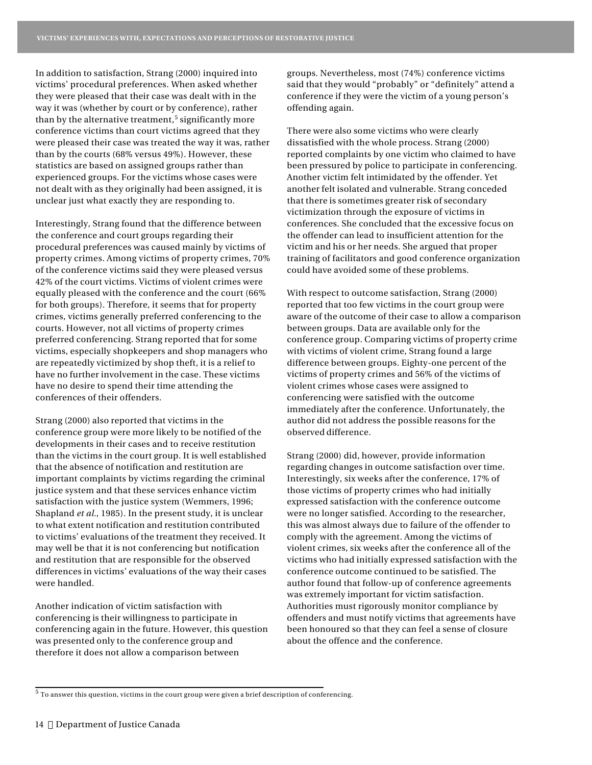In addition to satisfaction, Strang (2000) inquired into victims' procedural preferences. When asked whether they were pleased that their case was dealt with in the way it was (whether by court or by conference), rather than by the alternative treatment,[5] significantly more conference victims than court victims agreed that they were pleased their case was treated the way it was, rather than by the courts (68% versus 49%). However, these statistics are based on assigned groups rather than experienced groups. For the victims whose cases were not dealt with as they originally had been assigned, it is unclear just what exactly they are responding to.

Interestingly, Strang found that the difference between the conference and court groups regarding their procedural preferences was caused mainly by victims of property crimes. Among victims of property crimes, 70% of the conference victims said they were pleased versus 42% of the court victims. Victims of violent crimes were equally pleased with the conference and the court (66% for both groups). Therefore, it seems that for property crimes, victims generally preferred conferencing to the courts. However, not all victims of property crimes preferred conferencing. Strang reported that for some victims, especially shopkeepers and shop managers who are repeatedly victimized by shop theft, it is a relief to have no further involvement in the case. These victims have no desire to spend their time attending the conferences of their offenders.

Strang (2000) also reported that victims in the conference group were more likely to be notified of the developments in their cases and to receive restitution than the victims in the court group. It is well established that the absence of notification and restitution are important complaints by victims regarding the criminal justice system and that these services enhance victim satisfaction with the justice system (Wemmers, 1996; Shapland *et al.*, 1985). In the present study, it is unclear to what extent notification and restitution contributed to victims' evaluations of the treatment they received. It may well be that it is not conferencing but notification and restitution that are responsible for the observed differences in victims' evaluations of the way their cases were handled.

Another indication of victim satisfaction with conferencing is their willingness to participate in conferencing again in the future. However, this question was presented only to the conference group and therefore it does not allow a comparison between groups. Nevertheless, most (74%) conference victims said that they would "probably" or "definitely" attend a conference if they were the victim of a young person's offending again.

There were also some victims who were clearly dissatisfied with the whole process. Strang (2000) reported complaints by one victim who claimed to have been pressured by police to participate in conferencing. Another victim felt intimidated by the offender. Yet another felt isolated and vulnerable. Strang conceded that there is sometimes greater risk of secondary victimization through the exposure of victims in conferences. She concluded that the excessive focus on the offender can lead to insufficient attention for the victim and his or her needs. She argued that proper training of facilitators and good conference organization could have avoided some of these problems.

With respect to outcome satisfaction, Strang (2000) reported that too few victims in the court group were aware of the outcome of their case to allow a comparison between groups. Data are available only for the conference group. Comparing victims of property crime with victims of violent crime, Strang found a large difference between groups. Eighty-one percent of the victims of property crimes and 56% of the victims of violent crimes whose cases were assigned to conferencing were satisfied with the outcome immediately after the conference. Unfortunately, the author did not address the possible reasons for the observed difference.

Strang (2000) did, however, provide information regarding changes in outcome satisfaction over time. Interestingly, six weeks after the conference, 17% of those victims of property crimes who had initially expressed satisfaction with the conference outcome were no longer satisfied. According to the researcher, this was almost always due to failure of the offender to comply with the agreement. Among the victims of violent crimes, six weeks after the conference all of the victims who had initially expressed satisfaction with the conference outcome continued to be satisfied. The author found that follow-up of conference agreements was extremely important for victim satisfaction. Authorities must rigorously monitor compliance by offenders and must notify victims that agreements have been honoured so that they can feel a sense of closure about the offence and the conference.

---

[5] To answer this question, victims in the court group were given a brief description of conferencing.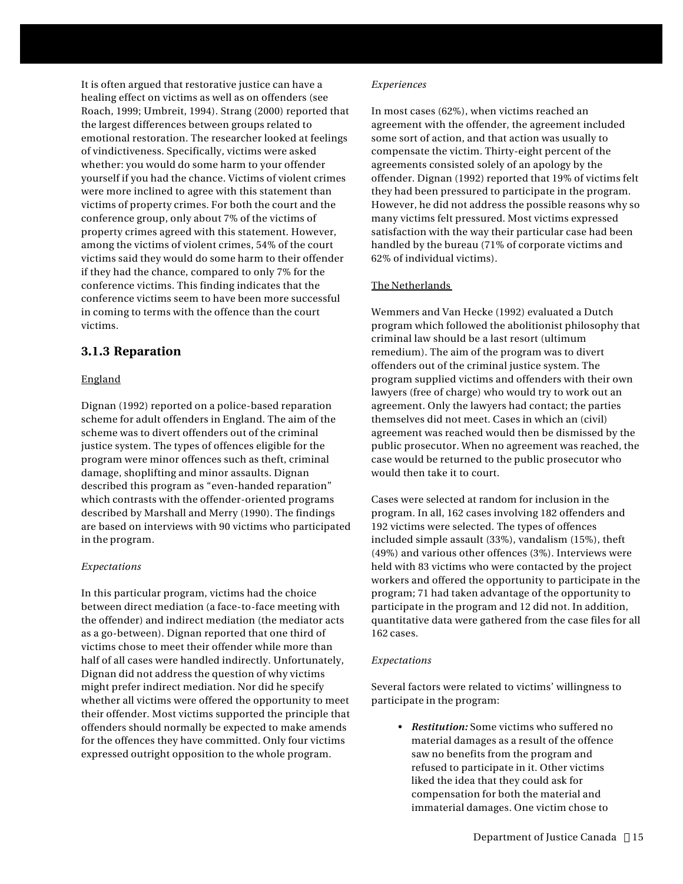It is often argued that restorative justice can have a healing effect on victims as well as on offenders (see Roach, 1999; Umbreit, 1994). Strang (2000) reported that the largest differences between groups related to emotional restoration. The researcher looked at feelings of vindictiveness. Specifically, victims were asked whether: you would do some harm to your offender yourself if you had the chance. Victims of violent crimes were more inclined to agree with this statement than victims of property crimes. For both the court and the conference group, only about 7% of the victims of property crimes agreed with this statement. However, among the victims of violent crimes, 54% of the court victims said they would do some harm to their offender if they had the chance, compared to only 7% for the conference victims. This finding indicates that the conference victims seem to have been more successful in coming to terms with the offence than the court victims.

### 3.1.3 Reparation

England

Dignan (1992) reported on a police-based reparation scheme for adult offenders in England. The aim of the scheme was to divert offenders out of the criminal justice system. The types of offences eligible for the program were minor offences such as theft, criminal damage, shoplifting and minor assaults. Dignan described this program as "even-handed reparation" which contrasts with the offender-oriented programs described by Marshall and Merry (1990). The findings are based on interviews with 90 victims who participated in the program.

*Expectations*

In this particular program, victims had the choice between direct mediation (a face-to-face meeting with the offender) and indirect mediation (the mediator acts as a go-between). Dignan reported that one third of victims chose to meet their offender while more than half of all cases were handled indirectly. Unfortunately, Dignan did not address the question of why victims might prefer indirect mediation. Nor did he specify whether all victims were offered the opportunity to meet their offender. Most victims supported the principle that offenders should normally be expected to make amends for the offences they have committed. Only four victims expressed outright opposition to the whole program.

*Experiences*

In most cases (62%), when victims reached an agreement with the offender, the agreement included some sort of action, and that action was usually to compensate the victim. Thirty-eight percent of the agreements consisted solely of an apology by the offender. Dignan (1992) reported that 19% of victims felt they had been pressured to participate in the program. However, he did not address the possible reasons why so many victims felt pressured. Most victims expressed satisfaction with the way their particular case had been handled by the bureau (71% of corporate victims and 62% of individual victims).

The Netherlands

Wemmers and Van Hecke (1992) evaluated a Dutch program which followed the abolitionist philosophy that criminal law should be a last resort (ultimum remedium). The aim of the program was to divert offenders out of the criminal justice system. The program supplied victims and offenders with their own lawyers (free of charge) who would try to work out an agreement. Only the lawyers had contact; the parties themselves did not meet. Cases in which an (civil) agreement was reached would then be dismissed by the public prosecutor. When no agreement was reached, the case would be returned to the public prosecutor who would then take it to court.

Cases were selected at random for inclusion in the program. In all, 162 cases involving 182 offenders and 192 victims were selected. The types of offences included simple assault (33%), vandalism (15%), theft (49%) and various other offences (3%). Interviews were held with 83 victims who were contacted by the project workers and offered the opportunity to participate in the program; 71 had taken advantage of the opportunity to participate in the program and 12 did not. In addition, quantitative data were gathered from the case files for all 162 cases.

*Expectations*

Several factors were related to victims' willingness to participate in the program:

- ***Restitution:*** Some victims who suffered no material damages as a result of the offence saw no benefits from the program and refused to participate in it. Other victims liked the idea that they could ask for compensation for both the material and immaterial damages. One victim chose to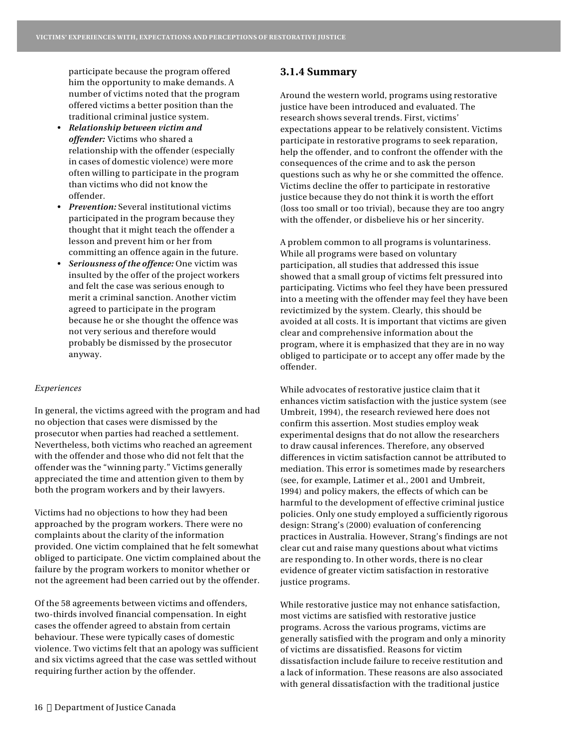participate because the program offered him the opportunity to make demands. A number of victims noted that the program offered victims a better position than the traditional criminal justice system.

- ***Relationship between victim and offender:*** Victims who shared a relationship with the offender (especially in cases of domestic violence) were more often willing to participate in the program than victims who did not know the offender.
- ***Prevention:*** Several institutional victims participated in the program because they thought that it might teach the offender a lesson and prevent him or her from committing an offence again in the future.
- ***Seriousness of the offence:*** One victim was insulted by the offer of the project workers and felt the case was serious enough to merit a criminal sanction. Another victim agreed to participate in the program because he or she thought the offence was not very serious and therefore would probably be dismissed by the prosecutor anyway.

*Experiences*

In general, the victims agreed with the program and had no objection that cases were dismissed by the prosecutor when parties had reached a settlement. Nevertheless, both victims who reached an agreement with the offender and those who did not felt that the offender was the "winning party." Victims generally appreciated the time and attention given to them by both the program workers and by their lawyers.

Victims had no objections to how they had been approached by the program workers. There were no complaints about the clarity of the information provided. One victim complained that he felt somewhat obliged to participate. One victim complained about the failure by the program workers to monitor whether or not the agreement had been carried out by the offender.

Of the 58 agreements between victims and offenders, two-thirds involved financial compensation. In eight cases the offender agreed to abstain from certain behaviour. These were typically cases of domestic violence. Two victims felt that an apology was sufficient and six victims agreed that the case was settled without requiring further action by the offender.

### 3.1.4 Summary

Around the western world, programs using restorative justice have been introduced and evaluated. The research shows several trends. First, victims' expectations appear to be relatively consistent. Victims participate in restorative programs to seek reparation, help the offender, and to confront the offender with the consequences of the crime and to ask the person questions such as why he or she committed the offence. Victims decline the offer to participate in restorative justice because they do not think it is worth the effort (loss too small or too trivial), because they are too angry with the offender, or disbelieve his or her sincerity.

A problem common to all programs is voluntariness. While all programs were based on voluntary participation, all studies that addressed this issue showed that a small group of victims felt pressured into participating. Victims who feel they have been pressured into a meeting with the offender may feel they have been revictimized by the system. Clearly, this should be avoided at all costs. It is important that victims are given clear and comprehensive information about the program, where it is emphasized that they are in no way obliged to participate or to accept any offer made by the offender.

While advocates of restorative justice claim that it enhances victim satisfaction with the justice system (see Umbreit, 1994), the research reviewed here does not confirm this assertion. Most studies employ weak experimental designs that do not allow the researchers to draw causal inferences. Therefore, any observed differences in victim satisfaction cannot be attributed to mediation. This error is sometimes made by researchers (see, for example, Latimer et al., 2001 and Umbreit, 1994) and policy makers, the effects of which can be harmful to the development of effective criminal justice policies. Only one study employed a sufficiently rigorous design: Strang's (2000) evaluation of conferencing practices in Australia. However, Strang's findings are not clear cut and raise many questions about what victims are responding to. In other words, there is no clear evidence of greater victim satisfaction in restorative justice programs.

While restorative justice may not enhance satisfaction, most victims are satisfied with restorative justice programs. Across the various programs, victims are generally satisfied with the program and only a minority of victims are dissatisfied. Reasons for victim dissatisfaction include failure to receive restitution and a lack of information. These reasons are also associated with general dissatisfaction with the traditional justice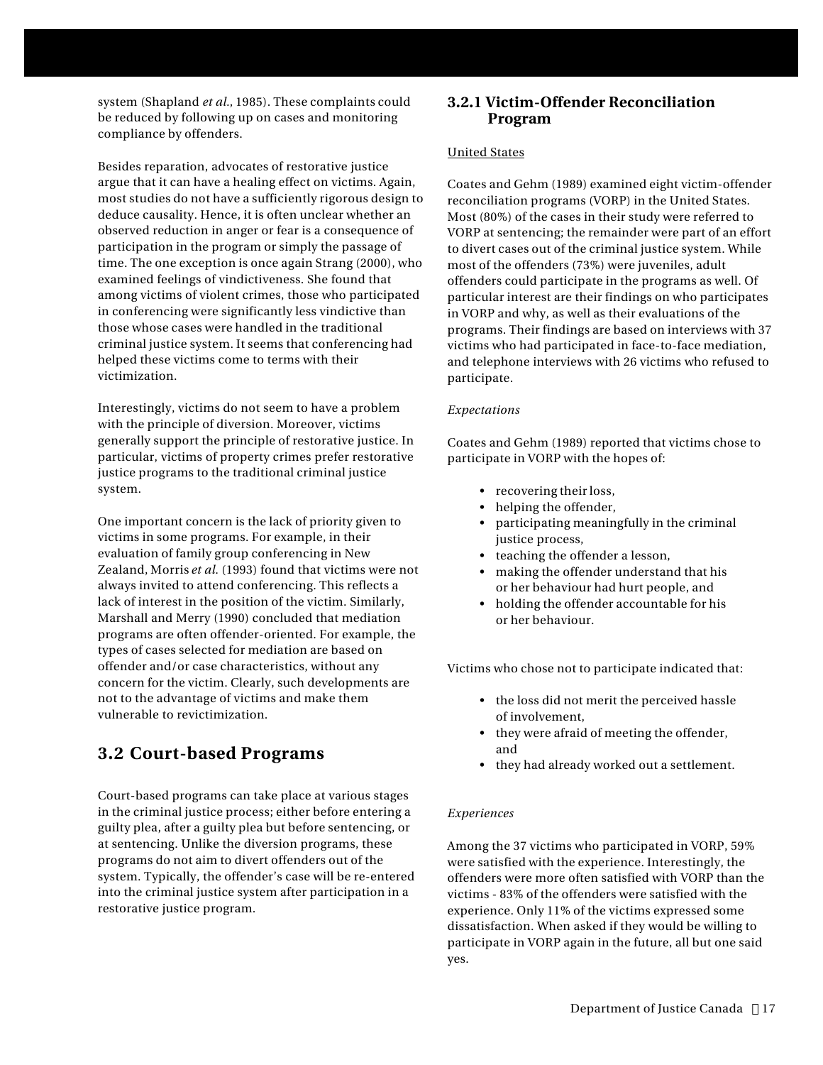system (Shapland *et al.*, 1985). These complaints could be reduced by following up on cases and monitoring compliance by offenders.

Besides reparation, advocates of restorative justice argue that it can have a healing effect on victims. Again, most studies do not have a sufficiently rigorous design to deduce causality. Hence, it is often unclear whether an observed reduction in anger or fear is a consequence of participation in the program or simply the passage of time. The one exception is once again Strang (2000), who examined feelings of vindictiveness. She found that among victims of violent crimes, those who participated in conferencing were significantly less vindictive than those whose cases were handled in the traditional criminal justice system. It seems that conferencing had helped these victims come to terms with their victimization.

Interestingly, victims do not seem to have a problem with the principle of diversion. Moreover, victims generally support the principle of restorative justice. In particular, victims of property crimes prefer restorative justice programs to the traditional criminal justice system.

One important concern is the lack of priority given to victims in some programs. For example, in their evaluation of family group conferencing in New Zealand, Morris *et al.* (1993) found that victims were not always invited to attend conferencing. This reflects a lack of interest in the position of the victim. Similarly, Marshall and Merry (1990) concluded that mediation programs are often offender-oriented. For example, the types of cases selected for mediation are based on offender and/or case characteristics, without any concern for the victim. Clearly, such developments are not to the advantage of victims and make them vulnerable to revictimization.

## 3.2 Court-based Programs

Court-based programs can take place at various stages in the criminal justice process; either before entering a guilty plea, after a guilty plea but before sentencing, or at sentencing. Unlike the diversion programs, these programs do not aim to divert offenders out of the system. Typically, the offender's case will be re-entered into the criminal justice system after participation in a restorative justice program.

### 3.2.1 Victim-Offender Reconciliation Program

United States

Coates and Gehm (1989) examined eight victim-offender reconciliation programs (VORP) in the United States. Most (80%) of the cases in their study were referred to VORP at sentencing; the remainder were part of an effort to divert cases out of the criminal justice system. While most of the offenders (73%) were juveniles, adult offenders could participate in the programs as well. Of particular interest are their findings on who participates in VORP and why, as well as their evaluations of the programs. Their findings are based on interviews with 37 victims who had participated in face-to-face mediation, and telephone interviews with 26 victims who refused to participate.

*Expectations*

Coates and Gehm (1989) reported that victims chose to participate in VORP with the hopes of:

- recovering their loss,
- helping the offender,
- participating meaningfully in the criminal justice process,
- teaching the offender a lesson,
- making the offender understand that his or her behaviour had hurt people, and
- holding the offender accountable for his or her behaviour.

Victims who chose not to participate indicated that:

- the loss did not merit the perceived hassle of involvement,
- they were afraid of meeting the offender, and
- they had already worked out a settlement.

*Experiences*

Among the 37 victims who participated in VORP, 59% were satisfied with the experience. Interestingly, the offenders were more often satisfied with VORP than the victims - 83% of the offenders were satisfied with the experience. Only 11% of the victims expressed some dissatisfaction. When asked if they would be willing to participate in VORP again in the future, all but one said yes.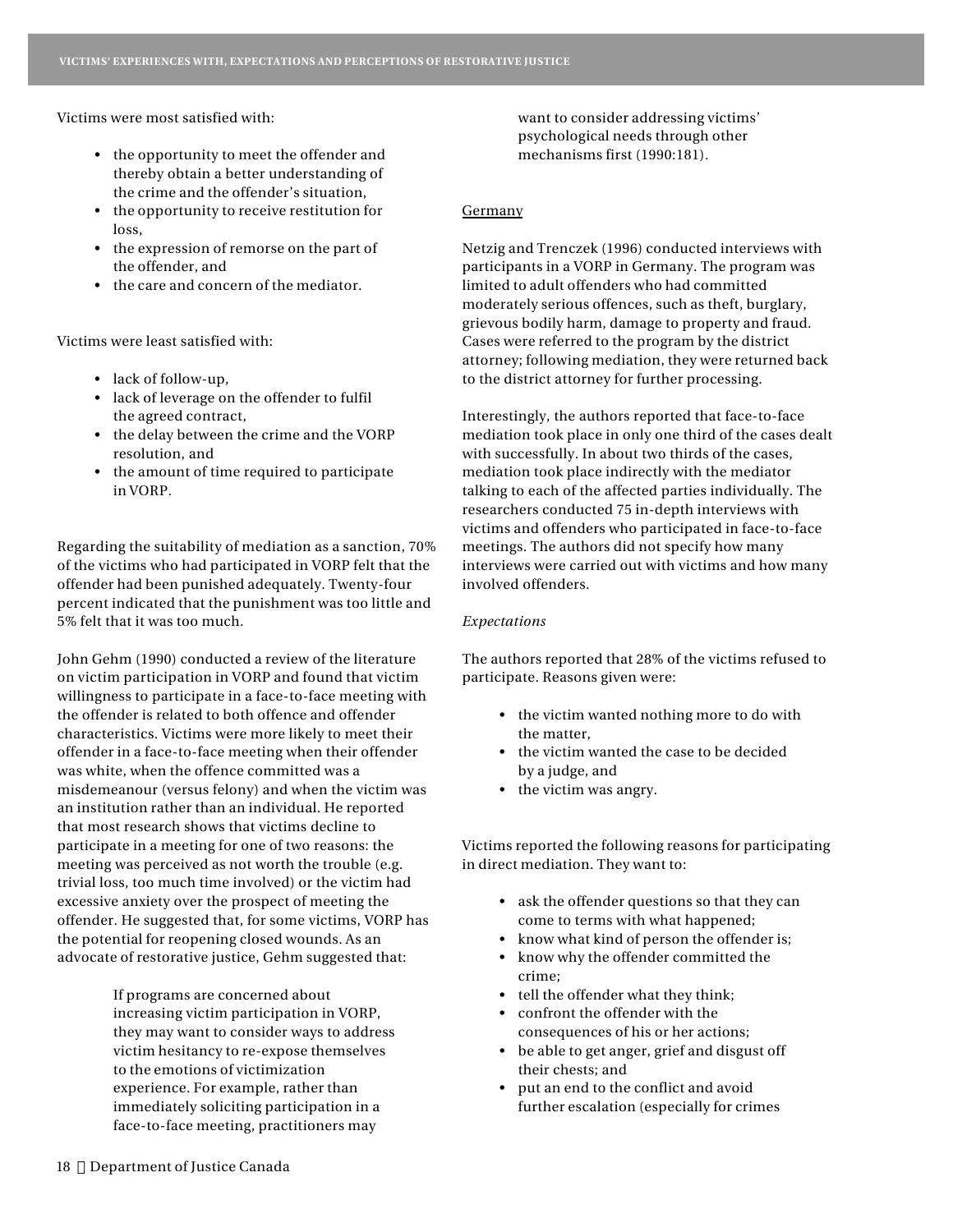Victims were most satisfied with:

- the opportunity to meet the offender and thereby obtain a better understanding of the crime and the offender's situation,
- the opportunity to receive restitution for loss,
- the expression of remorse on the part of the offender, and
- the care and concern of the mediator.

Victims were least satisfied with:

- lack of follow-up,
- lack of leverage on the offender to fulfil the agreed contract,
- the delay between the crime and the VORP resolution, and
- the amount of time required to participate in VORP.

Regarding the suitability of mediation as a sanction, 70% of the victims who had participated in VORP felt that the offender had been punished adequately. Twenty-four percent indicated that the punishment was too little and 5% felt that it was too much.

John Gehm (1990) conducted a review of the literature on victim participation in VORP and found that victim willingness to participate in a face-to-face meeting with the offender is related to both offence and offender characteristics. Victims were more likely to meet their offender in a face-to-face meeting when their offender was white, when the offence committed was a misdemeanour (versus felony) and when the victim was an institution rather than an individual. He reported that most research shows that victims decline to participate in a meeting for one of two reasons: the meeting was perceived as not worth the trouble (e.g. trivial loss, too much time involved) or the victim had excessive anxiety over the prospect of meeting the offender. He suggested that, for some victims, VORP has the potential for reopening closed wounds. As an advocate of restorative justice, Gehm suggested that:

> If programs are concerned about increasing victim participation in VORP, they may want to consider ways to address victim hesitancy to re-expose themselves to the emotions of victimization experience. For example, rather than immediately soliciting participation in a face-to-face meeting, practitioners may want to consider addressing victims' psychological needs through other mechanisms first (1990:181).

<u>Germany</u>

Netzig and Trenczek (1996) conducted interviews with participants in a VORP in Germany. The program was limited to adult offenders who had committed moderately serious offences, such as theft, burglary, grievous bodily harm, damage to property and fraud. Cases were referred to the program by the district attorney; following mediation, they were returned back to the district attorney for further processing.

Interestingly, the authors reported that face-to-face mediation took place in only one third of the cases dealt with successfully. In about two thirds of the cases, mediation took place indirectly with the mediator talking to each of the affected parties individually. The researchers conducted 75 in-depth interviews with victims and offenders who participated in face-to-face meetings. The authors did not specify how many interviews were carried out with victims and how many involved offenders.

*Expectations*

The authors reported that 28% of the victims refused to participate. Reasons given were:

- the victim wanted nothing more to do with the matter,
- the victim wanted the case to be decided by a judge, and
- the victim was angry.

Victims reported the following reasons for participating in direct mediation. They want to:

- ask the offender questions so that they can come to terms with what happened;
- know what kind of person the offender is;
- know why the offender committed the crime;
- tell the offender what they think;
- confront the offender with the consequences of his or her actions;
- be able to get anger, grief and disgust off their chests; and
- put an end to the conflict and avoid further escalation (especially for crimes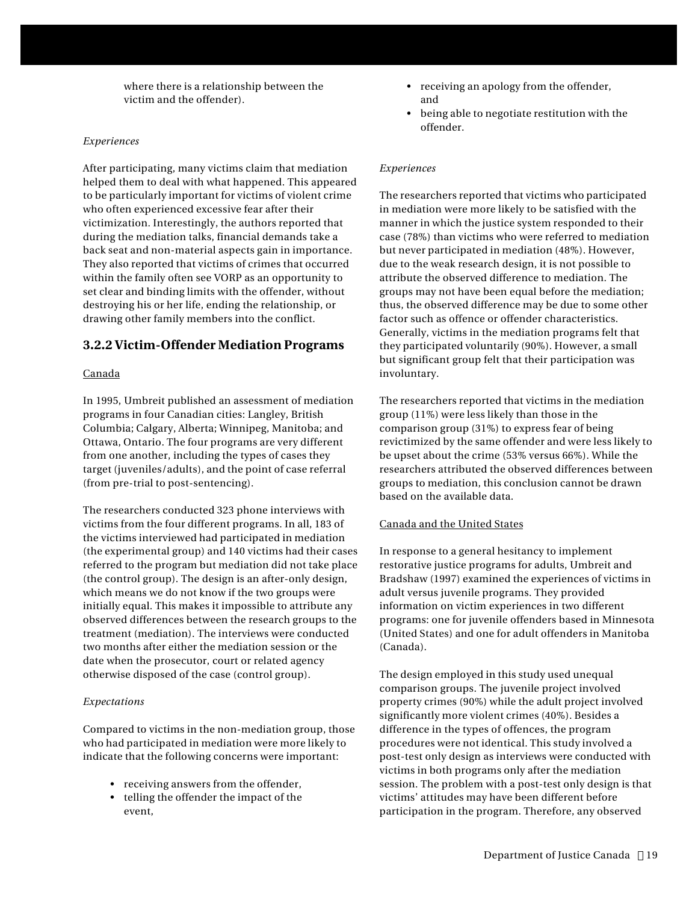where there is a relationship between the victim and the offender).

*Experiences*

After participating, many victims claim that mediation helped them to deal with what happened. This appeared to be particularly important for victims of violent crime who often experienced excessive fear after their victimization. Interestingly, the authors reported that during the mediation talks, financial demands take a back seat and non-material aspects gain in importance. They also reported that victims of crimes that occurred within the family often see VORP as an opportunity to set clear and binding limits with the offender, without destroying his or her life, ending the relationship, or drawing other family members into the conflict.

### 3.2.2 Victim-Offender Mediation Programs

Canada

In 1995, Umbreit published an assessment of mediation programs in four Canadian cities: Langley, British Columbia; Calgary, Alberta; Winnipeg, Manitoba; and Ottawa, Ontario. The four programs are very different from one another, including the types of cases they target (juveniles/adults), and the point of case referral (from pre-trial to post-sentencing).

The researchers conducted 323 phone interviews with victims from the four different programs. In all, 183 of the victims interviewed had participated in mediation (the experimental group) and 140 victims had their cases referred to the program but mediation did not take place (the control group). The design is an after-only design, which means we do not know if the two groups were initially equal. This makes it impossible to attribute any observed differences between the research groups to the treatment (mediation). The interviews were conducted two months after either the mediation session or the date when the prosecutor, court or related agency otherwise disposed of the case (control group).

*Expectations*

Compared to victims in the non-mediation group, those who had participated in mediation were more likely to indicate that the following concerns were important:

- receiving answers from the offender,
- telling the offender the impact of the event,
- receiving an apology from the offender, and
- being able to negotiate restitution with the offender.

*Experiences*

The researchers reported that victims who participated in mediation were more likely to be satisfied with the manner in which the justice system responded to their case (78%) than victims who were referred to mediation but never participated in mediation (48%). However, due to the weak research design, it is not possible to attribute the observed difference to mediation. The groups may not have been equal before the mediation; thus, the observed difference may be due to some other factor such as offence or offender characteristics. Generally, victims in the mediation programs felt that they participated voluntarily (90%). However, a small but significant group felt that their participation was involuntary.

The researchers reported that victims in the mediation group (11%) were less likely than those in the comparison group (31%) to express fear of being revictimized by the same offender and were less likely to be upset about the crime (53% versus 66%). While the researchers attributed the observed differences between groups to mediation, this conclusion cannot be drawn based on the available data.

Canada and the United States

In response to a general hesitancy to implement restorative justice programs for adults, Umbreit and Bradshaw (1997) examined the experiences of victims in adult versus juvenile programs. They provided information on victim experiences in two different programs: one for juvenile offenders based in Minnesota (United States) and one for adult offenders in Manitoba (Canada).

The design employed in this study used unequal comparison groups. The juvenile project involved property crimes (90%) while the adult project involved significantly more violent crimes (40%). Besides a difference in the types of offences, the program procedures were not identical. This study involved a post-test only design as interviews were conducted with victims in both programs only after the mediation session. The problem with a post-test only design is that victims' attitudes may have been different before participation in the program. Therefore, any observed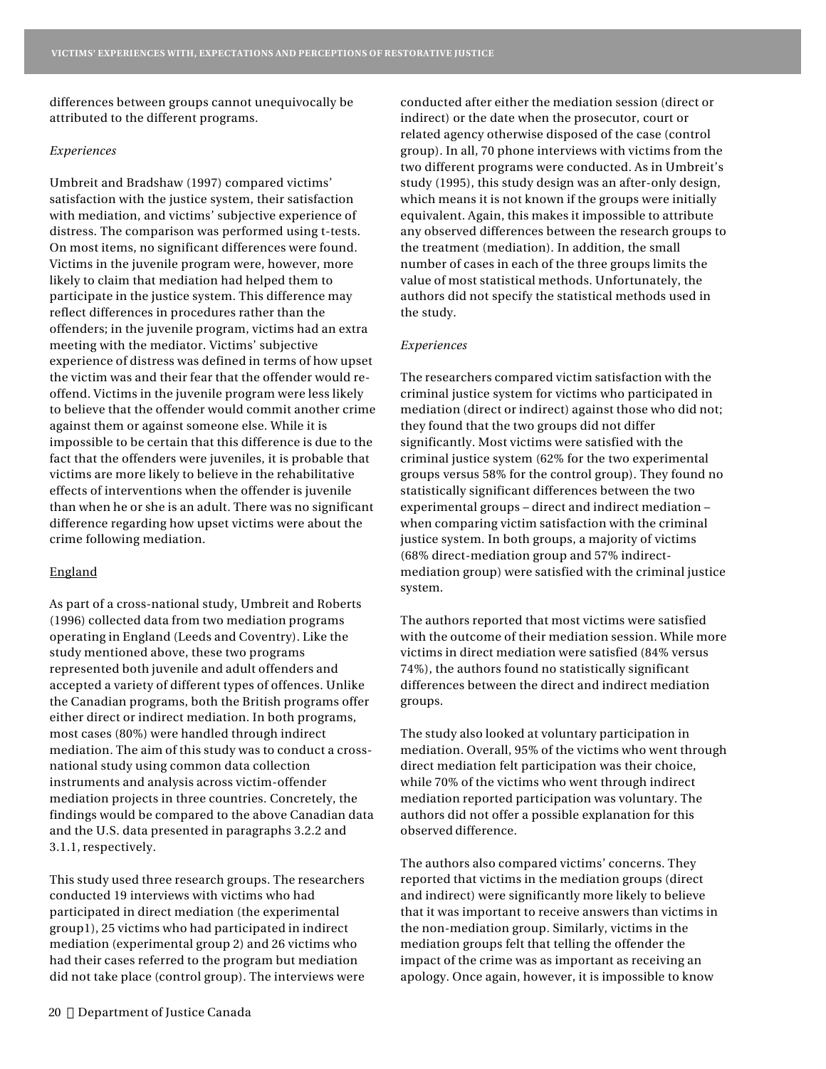differences between groups cannot unequivocally be attributed to the different programs.

*Experiences*

Umbreit and Bradshaw (1997) compared victims' satisfaction with the justice system, their satisfaction with mediation, and victims' subjective experience of distress. The comparison was performed using t-tests. On most items, no significant differences were found. Victims in the juvenile program were, however, more likely to claim that mediation had helped them to participate in the justice system. This difference may reflect differences in procedures rather than the offenders; in the juvenile program, victims had an extra meeting with the mediator. Victims' subjective experience of distress was defined in terms of how upset the victim was and their fear that the offender would re-offend. Victims in the juvenile program were less likely to believe that the offender would commit another crime against them or against someone else. While it is impossible to be certain that this difference is due to the fact that the offenders were juveniles, it is probable that victims are more likely to believe in the rehabilitative effects of interventions when the offender is juvenile than when he or she is an adult. There was no significant difference regarding how upset victims were about the crime following mediation.

England

As part of a cross-national study, Umbreit and Roberts (1996) collected data from two mediation programs operating in England (Leeds and Coventry). Like the study mentioned above, these two programs represented both juvenile and adult offenders and accepted a variety of different types of offences. Unlike the Canadian programs, both the British programs offer either direct or indirect mediation. In both programs, most cases (80%) were handled through indirect mediation. The aim of this study was to conduct a cross-national study using common data collection instruments and analysis across victim-offender mediation projects in three countries. Concretely, the findings would be compared to the above Canadian data and the U.S. data presented in paragraphs 3.2.2 and 3.1.1, respectively.

This study used three research groups. The researchers conducted 19 interviews with victims who had participated in direct mediation (the experimental group1), 25 victims who had participated in indirect mediation (experimental group 2) and 26 victims who had their cases referred to the program but mediation did not take place (control group). The interviews were conducted after either the mediation session (direct or indirect) or the date when the prosecutor, court or related agency otherwise disposed of the case (control group). In all, 70 phone interviews with victims from the two different programs were conducted. As in Umbreit's study (1995), this study design was an after-only design, which means it is not known if the groups were initially equivalent. Again, this makes it impossible to attribute any observed differences between the research groups to the treatment (mediation). In addition, the small number of cases in each of the three groups limits the value of most statistical methods. Unfortunately, the authors did not specify the statistical methods used in the study.

*Experiences*

The researchers compared victim satisfaction with the criminal justice system for victims who participated in mediation (direct or indirect) against those who did not; they found that the two groups did not differ significantly. Most victims were satisfied with the criminal justice system (62% for the two experimental groups versus 58% for the control group). They found no statistically significant differences between the two experimental groups – direct and indirect mediation – when comparing victim satisfaction with the criminal justice system. In both groups, a majority of victims (68% direct-mediation group and 57% indirect-mediation group) were satisfied with the criminal justice system.

The authors reported that most victims were satisfied with the outcome of their mediation session. While more victims in direct mediation were satisfied (84% versus 74%), the authors found no statistically significant differences between the direct and indirect mediation groups.

The study also looked at voluntary participation in mediation. Overall, 95% of the victims who went through direct mediation felt participation was their choice, while 70% of the victims who went through indirect mediation reported participation was voluntary. The authors did not offer a possible explanation for this observed difference.

The authors also compared victims' concerns. They reported that victims in the mediation groups (direct and indirect) were significantly more likely to believe that it was important to receive answers than victims in the non-mediation group. Similarly, victims in the mediation groups felt that telling the offender the impact of the crime was as important as receiving an apology. Once again, however, it is impossible to know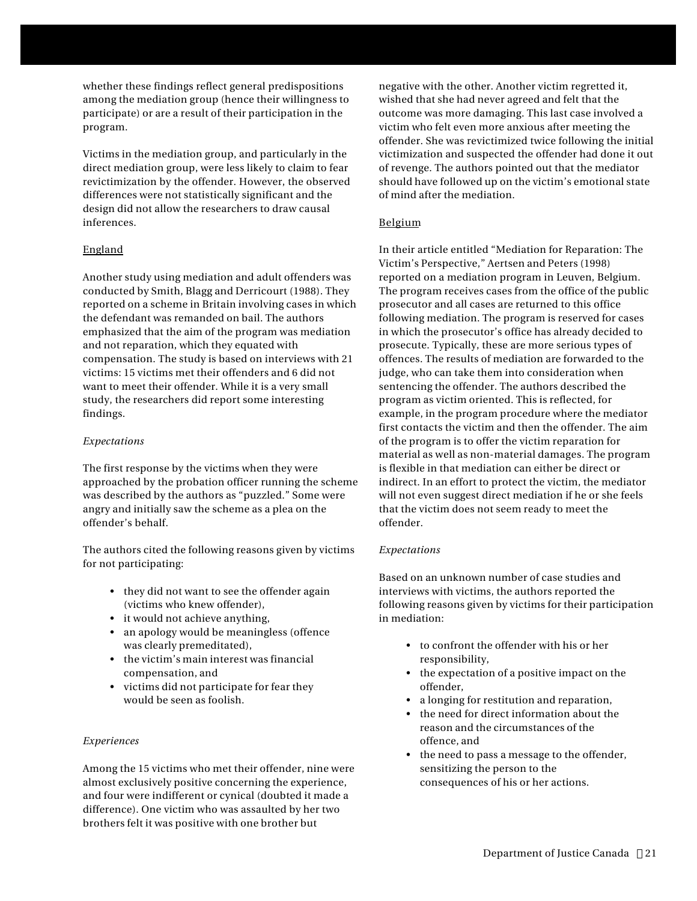whether these findings reflect general predispositions among the mediation group (hence their willingness to participate) or are a result of their participation in the program.

Victims in the mediation group, and particularly in the direct mediation group, were less likely to claim to fear revictimization by the offender. However, the observed differences were not statistically significant and the design did not allow the researchers to draw causal inferences.

<u>England</u>

Another study using mediation and adult offenders was conducted by Smith, Blagg and Derricourt (1988). They reported on a scheme in Britain involving cases in which the defendant was remanded on bail. The authors emphasized that the aim of the program was mediation and not reparation, which they equated with compensation. The study is based on interviews with 21 victims: 15 victims met their offenders and 6 did not want to meet their offender. While it is a very small study, the researchers did report some interesting findings.

*Expectations*

The first response by the victims when they were approached by the probation officer running the scheme was described by the authors as "puzzled." Some were angry and initially saw the scheme as a plea on the offender's behalf.

The authors cited the following reasons given by victims for not participating:

- they did not want to see the offender again (victims who knew offender),
- it would not achieve anything,
- an apology would be meaningless (offence was clearly premeditated),
- the victim's main interest was financial compensation, and
- victims did not participate for fear they would be seen as foolish.

*Experiences*

Among the 15 victims who met their offender, nine were almost exclusively positive concerning the experience, and four were indifferent or cynical (doubted it made a difference). One victim who was assaulted by her two brothers felt it was positive with one brother but negative with the other. Another victim regretted it, wished that she had never agreed and felt that the outcome was more damaging. This last case involved a victim who felt even more anxious after meeting the offender. She was revictimized twice following the initial victimization and suspected the offender had done it out of revenge. The authors pointed out that the mediator should have followed up on the victim's emotional state of mind after the mediation.

<u>Belgium</u>

In their article entitled "Mediation for Reparation: The Victim's Perspective," Aertsen and Peters (1998) reported on a mediation program in Leuven, Belgium. The program receives cases from the office of the public prosecutor and all cases are returned to this office following mediation. The program is reserved for cases in which the prosecutor's office has already decided to prosecute. Typically, these are more serious types of offences. The results of mediation are forwarded to the judge, who can take them into consideration when sentencing the offender. The authors described the program as victim oriented. This is reflected, for example, in the program procedure where the mediator first contacts the victim and then the offender. The aim of the program is to offer the victim reparation for material as well as non-material damages. The program is flexible in that mediation can either be direct or indirect. In an effort to protect the victim, the mediator will not even suggest direct mediation if he or she feels that the victim does not seem ready to meet the offender.

*Expectations*

Based on an unknown number of case studies and interviews with victims, the authors reported the following reasons given by victims for their participation in mediation:

- to confront the offender with his or her responsibility,
- the expectation of a positive impact on the offender,
- a longing for restitution and reparation,
- the need for direct information about the reason and the circumstances of the offence, and
- the need to pass a message to the offender, sensitizing the person to the consequences of his or her actions.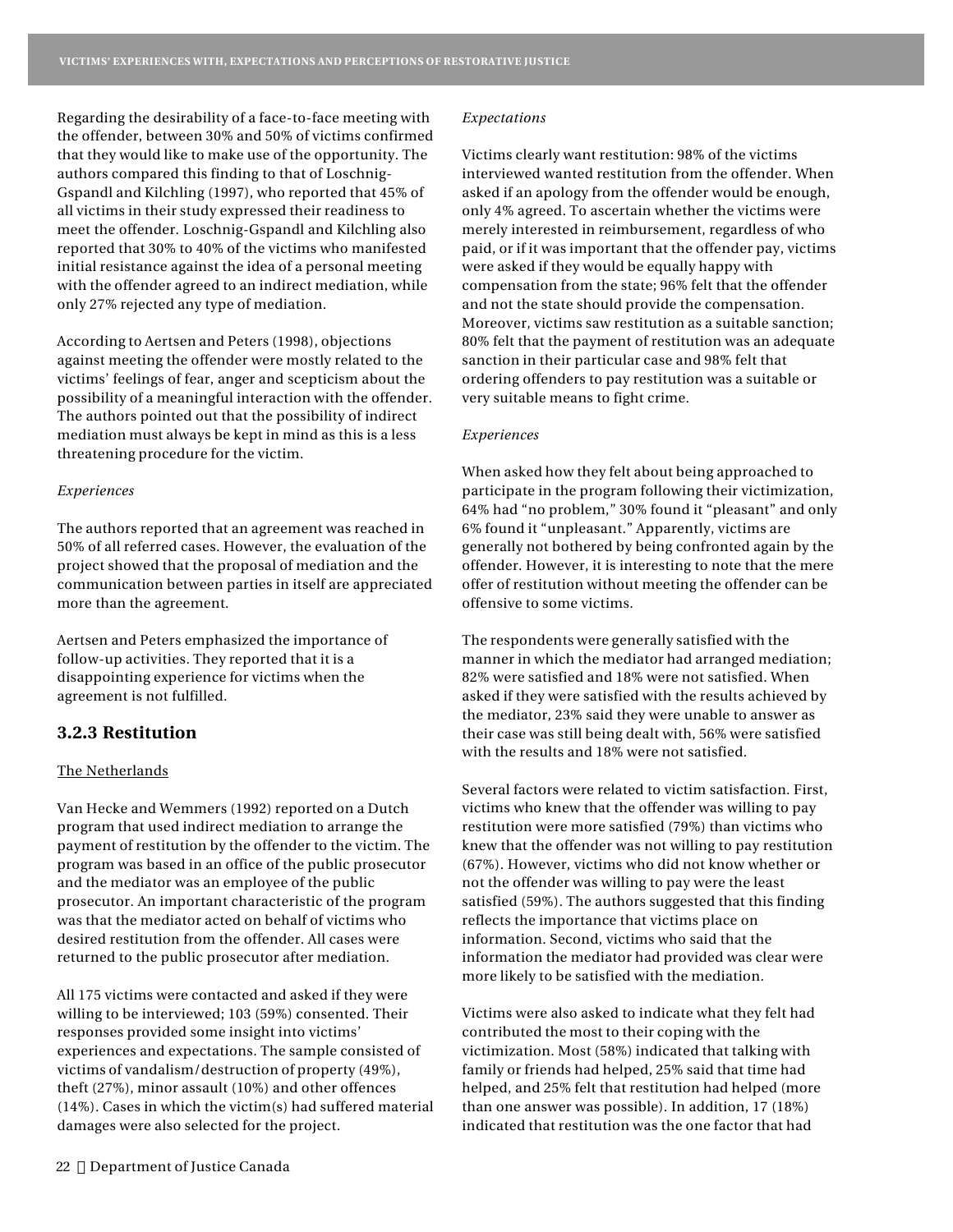Regarding the desirability of a face-to-face meeting with the offender, between 30% and 50% of victims confirmed that they would like to make use of the opportunity. The authors compared this finding to that of Loschnig-Gspandl and Kilchling (1997), who reported that 45% of all victims in their study expressed their readiness to meet the offender. Loschnig-Gspandl and Kilchling also reported that 30% to 40% of the victims who manifested initial resistance against the idea of a personal meeting with the offender agreed to an indirect mediation, while only 27% rejected any type of mediation.

According to Aertsen and Peters (1998), objections against meeting the offender were mostly related to the victims' feelings of fear, anger and scepticism about the possibility of a meaningful interaction with the offender. The authors pointed out that the possibility of indirect mediation must always be kept in mind as this is a less threatening procedure for the victim.

*Experiences*

The authors reported that an agreement was reached in 50% of all referred cases. However, the evaluation of the project showed that the proposal of mediation and the communication between parties in itself are appreciated more than the agreement.

Aertsen and Peters emphasized the importance of follow-up activities. They reported that it is a disappointing experience for victims when the agreement is not fulfilled.

### 3.2.3 Restitution

The Netherlands

Van Hecke and Wemmers (1992) reported on a Dutch program that used indirect mediation to arrange the payment of restitution by the offender to the victim. The program was based in an office of the public prosecutor and the mediator was an employee of the public prosecutor. An important characteristic of the program was that the mediator acted on behalf of victims who desired restitution from the offender. All cases were returned to the public prosecutor after mediation.

All 175 victims were contacted and asked if they were willing to be interviewed; 103 (59%) consented. Their responses provided some insight into victims' experiences and expectations. The sample consisted of victims of vandalism/destruction of property (49%), theft (27%), minor assault (10%) and other offences (14%). Cases in which the victim(s) had suffered material damages were also selected for the project.

*Expectations*

Victims clearly want restitution: 98% of the victims interviewed wanted restitution from the offender. When asked if an apology from the offender would be enough, only 4% agreed. To ascertain whether the victims were merely interested in reimbursement, regardless of who paid, or if it was important that the offender pay, victims were asked if they would be equally happy with compensation from the state; 96% felt that the offender and not the state should provide the compensation. Moreover, victims saw restitution as a suitable sanction; 80% felt that the payment of restitution was an adequate sanction in their particular case and 98% felt that ordering offenders to pay restitution was a suitable or very suitable means to fight crime.

*Experiences*

When asked how they felt about being approached to participate in the program following their victimization, 64% had "no problem," 30% found it "pleasant" and only 6% found it "unpleasant." Apparently, victims are generally not bothered by being confronted again by the offender. However, it is interesting to note that the mere offer of restitution without meeting the offender can be offensive to some victims.

The respondents were generally satisfied with the manner in which the mediator had arranged mediation; 82% were satisfied and 18% were not satisfied. When asked if they were satisfied with the results achieved by the mediator, 23% said they were unable to answer as their case was still being dealt with, 56% were satisfied with the results and 18% were not satisfied.

Several factors were related to victim satisfaction. First, victims who knew that the offender was willing to pay restitution were more satisfied (79%) than victims who knew that the offender was not willing to pay restitution (67%). However, victims who did not know whether or not the offender was willing to pay were the least satisfied (59%). The authors suggested that this finding reflects the importance that victims place on information. Second, victims who said that the information the mediator had provided was clear were more likely to be satisfied with the mediation.

Victims were also asked to indicate what they felt had contributed the most to their coping with the victimization. Most (58%) indicated that talking with family or friends had helped, 25% said that time had helped, and 25% felt that restitution had helped (more than one answer was possible). In addition, 17 (18%) indicated that restitution was the one factor that had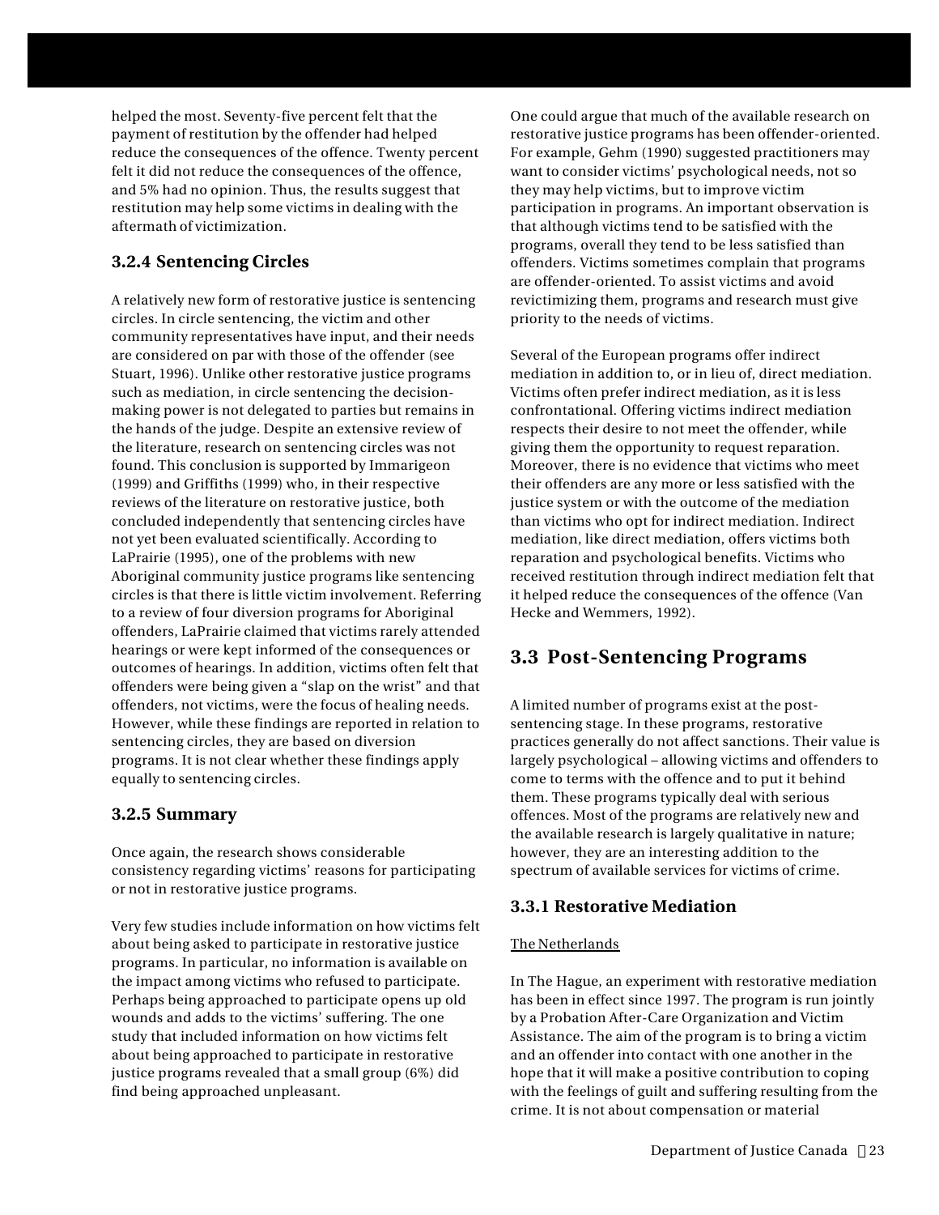helped the most. Seventy-five percent felt that the payment of restitution by the offender had helped reduce the consequences of the offence. Twenty percent felt it did not reduce the consequences of the offence, and 5% had no opinion. Thus, the results suggest that restitution may help some victims in dealing with the aftermath of victimization.

### 3.2.4 Sentencing Circles

A relatively new form of restorative justice is sentencing circles. In circle sentencing, the victim and other community representatives have input, and their needs are considered on par with those of the offender (see Stuart, 1996). Unlike other restorative justice programs such as mediation, in circle sentencing the decision-making power is not delegated to parties but remains in the hands of the judge. Despite an extensive review of the literature, research on sentencing circles was not found. This conclusion is supported by Immarigeon (1999) and Griffiths (1999) who, in their respective reviews of the literature on restorative justice, both concluded independently that sentencing circles have not yet been evaluated scientifically. According to LaPrairie (1995), one of the problems with new Aboriginal community justice programs like sentencing circles is that there is little victim involvement. Referring to a review of four diversion programs for Aboriginal offenders, LaPrairie claimed that victims rarely attended hearings or were kept informed of the consequences or outcomes of hearings. In addition, victims often felt that offenders were being given a "slap on the wrist" and that offenders, not victims, were the focus of healing needs. However, while these findings are reported in relation to sentencing circles, they are based on diversion programs. It is not clear whether these findings apply equally to sentencing circles.

### 3.2.5 Summary

Once again, the research shows considerable consistency regarding victims' reasons for participating or not in restorative justice programs.

Very few studies include information on how victims felt about being asked to participate in restorative justice programs. In particular, no information is available on the impact among victims who refused to participate. Perhaps being approached to participate opens up old wounds and adds to the victims' suffering. The one study that included information on how victims felt about being approached to participate in restorative justice programs revealed that a small group (6%) did find being approached unpleasant.

One could argue that much of the available research on restorative justice programs has been offender-oriented. For example, Gehm (1990) suggested practitioners may want to consider victims' psychological needs, not so they may help victims, but to improve victim participation in programs. An important observation is that although victims tend to be satisfied with the programs, overall they tend to be less satisfied than offenders. Victims sometimes complain that programs are offender-oriented. To assist victims and avoid revictimizing them, programs and research must give priority to the needs of victims.

Several of the European programs offer indirect mediation in addition to, or in lieu of, direct mediation. Victims often prefer indirect mediation, as it is less confrontational. Offering victims indirect mediation respects their desire to not meet the offender, while giving them the opportunity to request reparation. Moreover, there is no evidence that victims who meet their offenders are any more or less satisfied with the justice system or with the outcome of the mediation than victims who opt for indirect mediation. Indirect mediation, like direct mediation, offers victims both reparation and psychological benefits. Victims who received restitution through indirect mediation felt that it helped reduce the consequences of the offence (Van Hecke and Wemmers, 1992).

## 3.3 Post-Sentencing Programs

A limited number of programs exist at the post-sentencing stage. In these programs, restorative practices generally do not affect sanctions. Their value is largely psychological – allowing victims and offenders to come to terms with the offence and to put it behind them. These programs typically deal with serious offences. Most of the programs are relatively new and the available research is largely qualitative in nature; however, they are an interesting addition to the spectrum of available services for victims of crime.

### 3.3.1 Restorative Mediation

<u>The Netherlands</u>

In The Hague, an experiment with restorative mediation has been in effect since 1997. The program is run jointly by a Probation After-Care Organization and Victim Assistance. The aim of the program is to bring a victim and an offender into contact with one another in the hope that it will make a positive contribution to coping with the feelings of guilt and suffering resulting from the crime. It is not about compensation or material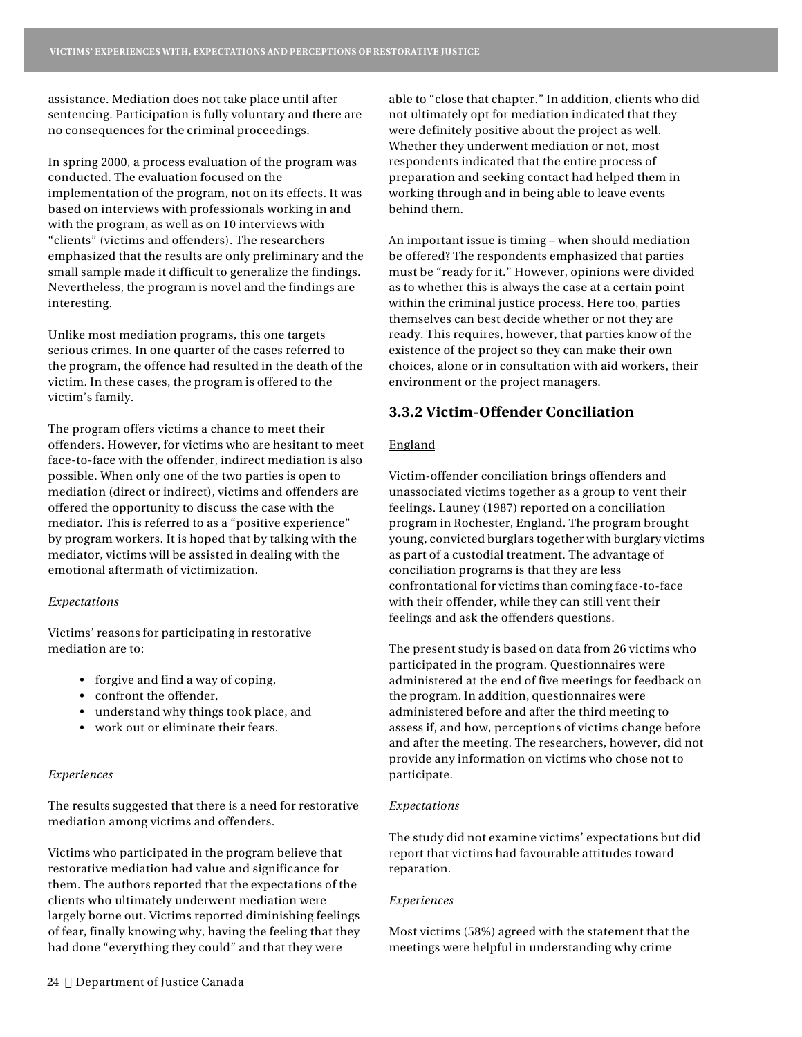assistance. Mediation does not take place until after sentencing. Participation is fully voluntary and there are no consequences for the criminal proceedings.

In spring 2000, a process evaluation of the program was conducted. The evaluation focused on the implementation of the program, not on its effects. It was based on interviews with professionals working in and with the program, as well as on 10 interviews with "clients" (victims and offenders). The researchers emphasized that the results are only preliminary and the small sample made it difficult to generalize the findings. Nevertheless, the program is novel and the findings are interesting.

Unlike most mediation programs, this one targets serious crimes. In one quarter of the cases referred to the program, the offence had resulted in the death of the victim. In these cases, the program is offered to the victim's family.

The program offers victims a chance to meet their offenders. However, for victims who are hesitant to meet face-to-face with the offender, indirect mediation is also possible. When only one of the two parties is open to mediation (direct or indirect), victims and offenders are offered the opportunity to discuss the case with the mediator. This is referred to as a "positive experience" by program workers. It is hoped that by talking with the mediator, victims will be assisted in dealing with the emotional aftermath of victimization.

*Expectations*

Victims' reasons for participating in restorative mediation are to:

- forgive and find a way of coping,
- confront the offender,
- understand why things took place, and
- work out or eliminate their fears.

*Experiences*

The results suggested that there is a need for restorative mediation among victims and offenders.

Victims who participated in the program believe that restorative mediation had value and significance for them. The authors reported that the expectations of the clients who ultimately underwent mediation were largely borne out. Victims reported diminishing feelings of fear, finally knowing why, having the feeling that they had done "everything they could" and that they were able to "close that chapter." In addition, clients who did not ultimately opt for mediation indicated that they were definitely positive about the project as well. Whether they underwent mediation or not, most respondents indicated that the entire process of preparation and seeking contact had helped them in working through and in being able to leave events behind them.

An important issue is timing – when should mediation be offered? The respondents emphasized that parties must be "ready for it." However, opinions were divided as to whether this is always the case at a certain point within the criminal justice process. Here too, parties themselves can best decide whether or not they are ready. This requires, however, that parties know of the existence of the project so they can make their own choices, alone or in consultation with aid workers, their environment or the project managers.

### 3.3.2 Victim-Offender Conciliation

<u>England</u>

Victim-offender conciliation brings offenders and unassociated victims together as a group to vent their feelings. Launey (1987) reported on a conciliation program in Rochester, England. The program brought young, convicted burglars together with burglary victims as part of a custodial treatment. The advantage of conciliation programs is that they are less confrontational for victims than coming face-to-face with their offender, while they can still vent their feelings and ask the offenders questions.

The present study is based on data from 26 victims who participated in the program. Questionnaires were administered at the end of five meetings for feedback on the program. In addition, questionnaires were administered before and after the third meeting to assess if, and how, perceptions of victims change before and after the meeting. The researchers, however, did not provide any information on victims who chose not to participate.

*Expectations*

The study did not examine victims' expectations but did report that victims had favourable attitudes toward reparation.

*Experiences*

Most victims (58%) agreed with the statement that the meetings were helpful in understanding why crime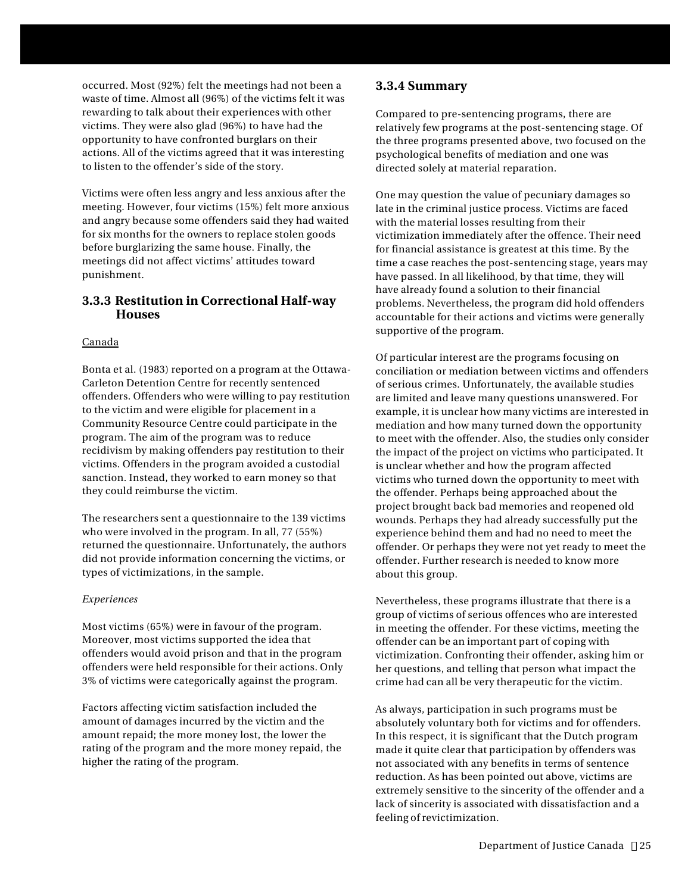occurred. Most (92%) felt the meetings had not been a waste of time. Almost all (96%) of the victims felt it was rewarding to talk about their experiences with other victims. They were also glad (96%) to have had the opportunity to have confronted burglars on their actions. All of the victims agreed that it was interesting to listen to the offender's side of the story.

Victims were often less angry and less anxious after the meeting. However, four victims (15%) felt more anxious and angry because some offenders said they had waited for six months for the owners to replace stolen goods before burglarizing the same house. Finally, the meetings did not affect victims' attitudes toward punishment.

### 3.3.3 Restitution in Correctional Half-way Houses

Canada

Bonta et al. (1983) reported on a program at the Ottawa-Carleton Detention Centre for recently sentenced offenders. Offenders who were willing to pay restitution to the victim and were eligible for placement in a Community Resource Centre could participate in the program. The aim of the program was to reduce recidivism by making offenders pay restitution to their victims. Offenders in the program avoided a custodial sanction. Instead, they worked to earn money so that they could reimburse the victim.

The researchers sent a questionnaire to the 139 victims who were involved in the program. In all, 77 (55%) returned the questionnaire. Unfortunately, the authors did not provide information concerning the victims, or types of victimizations, in the sample.

*Experiences*

Most victims (65%) were in favour of the program. Moreover, most victims supported the idea that offenders would avoid prison and that in the program offenders were held responsible for their actions. Only 3% of victims were categorically against the program.

Factors affecting victim satisfaction included the amount of damages incurred by the victim and the amount repaid; the more money lost, the lower the rating of the program and the more money repaid, the higher the rating of the program.

### 3.3.4 Summary

Compared to pre-sentencing programs, there are relatively few programs at the post-sentencing stage. Of the three programs presented above, two focused on the psychological benefits of mediation and one was directed solely at material reparation.

One may question the value of pecuniary damages so late in the criminal justice process. Victims are faced with the material losses resulting from their victimization immediately after the offence. Their need for financial assistance is greatest at this time. By the time a case reaches the post-sentencing stage, years may have passed. In all likelihood, by that time, they will have already found a solution to their financial problems. Nevertheless, the program did hold offenders accountable for their actions and victims were generally supportive of the program.

Of particular interest are the programs focusing on conciliation or mediation between victims and offenders of serious crimes. Unfortunately, the available studies are limited and leave many questions unanswered. For example, it is unclear how many victims are interested in mediation and how many turned down the opportunity to meet with the offender. Also, the studies only consider the impact of the project on victims who participated. It is unclear whether and how the program affected victims who turned down the opportunity to meet with the offender. Perhaps being approached about the project brought back bad memories and reopened old wounds. Perhaps they had already successfully put the experience behind them and had no need to meet the offender. Or perhaps they were not yet ready to meet the offender. Further research is needed to know more about this group.

Nevertheless, these programs illustrate that there is a group of victims of serious offences who are interested in meeting the offender. For these victims, meeting the offender can be an important part of coping with victimization. Confronting their offender, asking him or her questions, and telling that person what impact the crime had can all be very therapeutic for the victim.

As always, participation in such programs must be absolutely voluntary both for victims and for offenders. In this respect, it is significant that the Dutch program made it quite clear that participation by offenders was not associated with any benefits in terms of sentence reduction. As has been pointed out above, victims are extremely sensitive to the sincerity of the offender and a lack of sincerity is associated with dissatisfaction and a feeling of revictimization.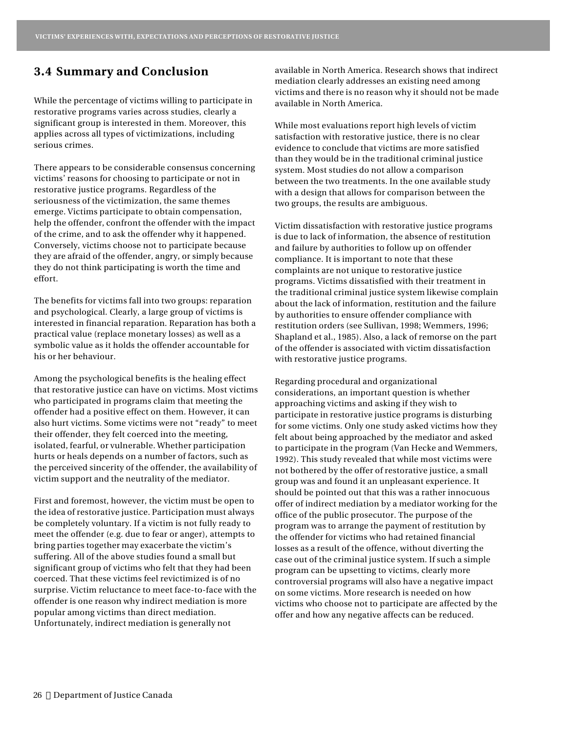## 3.4 Summary and Conclusion

While the percentage of victims willing to participate in restorative programs varies across studies, clearly a significant group is interested in them. Moreover, this applies across all types of victimizations, including serious crimes.

There appears to be considerable consensus concerning victims' reasons for choosing to participate or not in restorative justice programs. Regardless of the seriousness of the victimization, the same themes emerge. Victims participate to obtain compensation, help the offender, confront the offender with the impact of the crime, and to ask the offender why it happened. Conversely, victims choose not to participate because they are afraid of the offender, angry, or simply because they do not think participating is worth the time and effort.

The benefits for victims fall into two groups: reparation and psychological. Clearly, a large group of victims is interested in financial reparation. Reparation has both a practical value (replace monetary losses) as well as a symbolic value as it holds the offender accountable for his or her behaviour.

Among the psychological benefits is the healing effect that restorative justice can have on victims. Most victims who participated in programs claim that meeting the offender had a positive effect on them. However, it can also hurt victims. Some victims were not "ready" to meet their offender, they felt coerced into the meeting, isolated, fearful, or vulnerable. Whether participation hurts or heals depends on a number of factors, such as the perceived sincerity of the offender, the availability of victim support and the neutrality of the mediator.

First and foremost, however, the victim must be open to the idea of restorative justice. Participation must always be completely voluntary. If a victim is not fully ready to meet the offender (e.g. due to fear or anger), attempts to bring parties together may exacerbate the victim's suffering. All of the above studies found a small but significant group of victims who felt that they had been coerced. That these victims feel revictimized is of no surprise. Victim reluctance to meet face-to-face with the offender is one reason why indirect mediation is more popular among victims than direct mediation. Unfortunately, indirect mediation is generally not available in North America. Research shows that indirect mediation clearly addresses an existing need among victims and there is no reason why it should not be made available in North America.

While most evaluations report high levels of victim satisfaction with restorative justice, there is no clear evidence to conclude that victims are more satisfied than they would be in the traditional criminal justice system. Most studies do not allow a comparison between the two treatments. In the one available study with a design that allows for comparison between the two groups, the results are ambiguous.

Victim dissatisfaction with restorative justice programs is due to lack of information, the absence of restitution and failure by authorities to follow up on offender compliance. It is important to note that these complaints are not unique to restorative justice programs. Victims dissatisfied with their treatment in the traditional criminal justice system likewise complain about the lack of information, restitution and the failure by authorities to ensure offender compliance with restitution orders (see Sullivan, 1998; Wemmers, 1996; Shapland et al., 1985). Also, a lack of remorse on the part of the offender is associated with victim dissatisfaction with restorative justice programs.

Regarding procedural and organizational considerations, an important question is whether approaching victims and asking if they wish to participate in restorative justice programs is disturbing for some victims. Only one study asked victims how they felt about being approached by the mediator and asked to participate in the program (Van Hecke and Wemmers, 1992). This study revealed that while most victims were not bothered by the offer of restorative justice, a small group was and found it an unpleasant experience. It should be pointed out that this was a rather innocuous offer of indirect mediation by a mediator working for the office of the public prosecutor. The purpose of the program was to arrange the payment of restitution by the offender for victims who had retained financial losses as a result of the offence, without diverting the case out of the criminal justice system. If such a simple program can be upsetting to victims, clearly more controversial programs will also have a negative impact on some victims. More research is needed on how victims who choose not to participate are affected by the offer and how any negative affects can be reduced.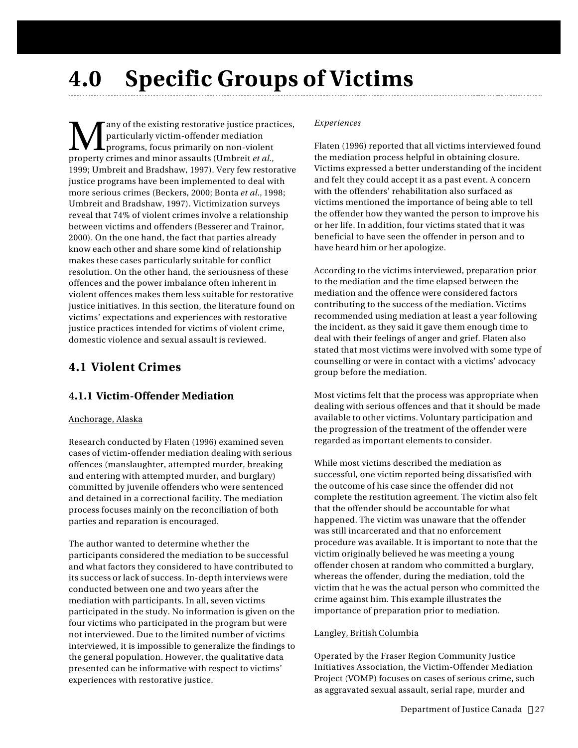# 4.0 Specific Groups of Victims

Many of the existing restorative justice practices, particularly victim-offender mediation programs, focus primarily on non-violent property crimes and minor assaults (Umbreit *et al.*, 1999; Umbreit and Bradshaw, 1997). Very few restorative justice programs have been implemented to deal with more serious crimes (Beckers, 2000; Bonta *et al.*, 1998; Umbreit and Bradshaw, 1997). Victimization surveys reveal that 74% of violent crimes involve a relationship between victims and offenders (Besserer and Trainor, 2000). On the one hand, the fact that parties already know each other and share some kind of relationship makes these cases particularly suitable for conflict resolution. On the other hand, the seriousness of these offences and the power imbalance often inherent in violent offences makes them less suitable for restorative justice initiatives. In this section, the literature found on victims' expectations and experiences with restorative justice practices intended for victims of violent crime, domestic violence and sexual assault is reviewed.

## 4.1 Violent Crimes

### 4.1.1 Victim-Offender Mediation

Anchorage, Alaska

Research conducted by Flaten (1996) examined seven cases of victim-offender mediation dealing with serious offences (manslaughter, attempted murder, breaking and entering with attempted murder, and burglary) committed by juvenile offenders who were sentenced and detained in a correctional facility. The mediation process focuses mainly on the reconciliation of both parties and reparation is encouraged.

The author wanted to determine whether the participants considered the mediation to be successful and what factors they considered to have contributed to its success or lack of success. In-depth interviews were conducted between one and two years after the mediation with participants. In all, seven victims participated in the study. No information is given on the four victims who participated in the program but were not interviewed. Due to the limited number of victims interviewed, it is impossible to generalize the findings to the general population. However, the qualitative data presented can be informative with respect to victims' experiences with restorative justice.

*Experiences*

Flaten (1996) reported that all victims interviewed found the mediation process helpful in obtaining closure. Victims expressed a better understanding of the incident and felt they could accept it as a past event. A concern with the offenders' rehabilitation also surfaced as victims mentioned the importance of being able to tell the offender how they wanted the person to improve his or her life. In addition, four victims stated that it was beneficial to have seen the offender in person and to have heard him or her apologize.

According to the victims interviewed, preparation prior to the mediation and the time elapsed between the mediation and the offence were considered factors contributing to the success of the mediation. Victims recommended using mediation at least a year following the incident, as they said it gave them enough time to deal with their feelings of anger and grief. Flaten also stated that most victims were involved with some type of counselling or were in contact with a victims' advocacy group before the mediation.

Most victims felt that the process was appropriate when dealing with serious offences and that it should be made available to other victims. Voluntary participation and the progression of the treatment of the offender were regarded as important elements to consider.

While most victims described the mediation as successful, one victim reported being dissatisfied with the outcome of his case since the offender did not complete the restitution agreement. The victim also felt that the offender should be accountable for what happened. The victim was unaware that the offender was still incarcerated and that no enforcement procedure was available. It is important to note that the victim originally believed he was meeting a young offender chosen at random who committed a burglary, whereas the offender, during the mediation, told the victim that he was the actual person who committed the crime against him. This example illustrates the importance of preparation prior to mediation.

Langley, British Columbia

Operated by the Fraser Region Community Justice Initiatives Association, the Victim-Offender Mediation Project (VOMP) focuses on cases of serious crime, such as aggravated sexual assault, serial rape, murder and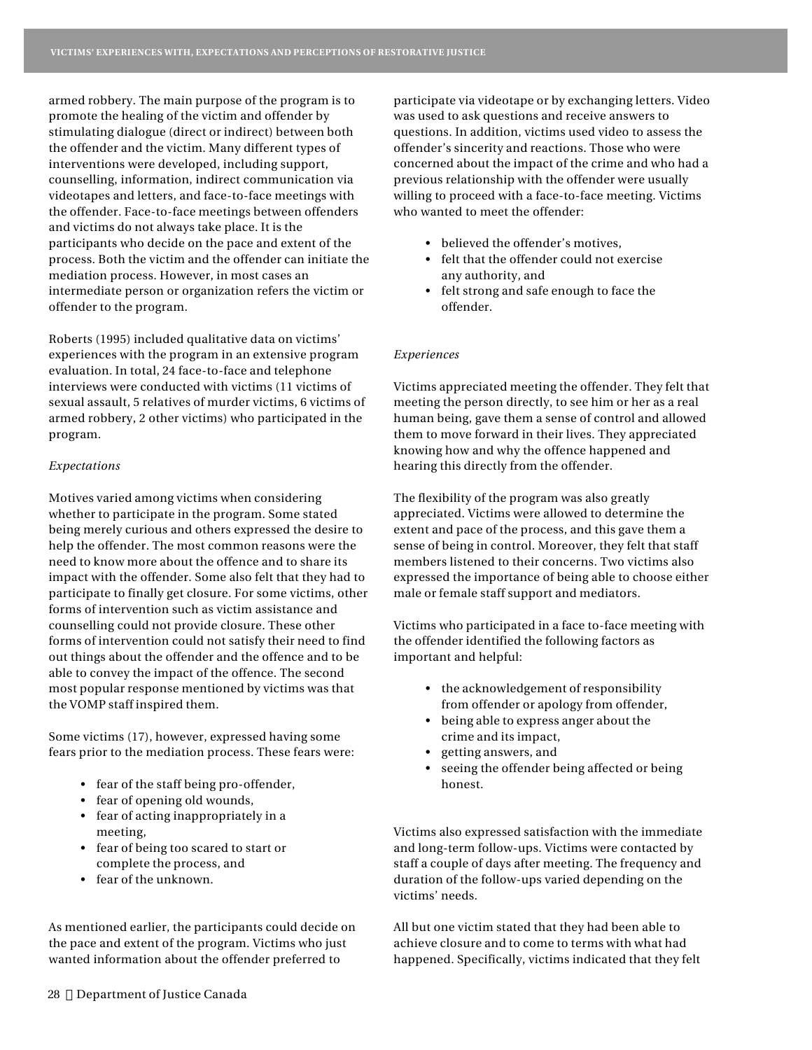armed robbery. The main purpose of the program is to promote the healing of the victim and offender by stimulating dialogue (direct or indirect) between both the offender and the victim. Many different types of interventions were developed, including support, counselling, information, indirect communication via videotapes and letters, and face-to-face meetings with the offender. Face-to-face meetings between offenders and victims do not always take place. It is the participants who decide on the pace and extent of the process. Both the victim and the offender can initiate the mediation process. However, in most cases an intermediate person or organization refers the victim or offender to the program.

Roberts (1995) included qualitative data on victims' experiences with the program in an extensive program evaluation. In total, 24 face-to-face and telephone interviews were conducted with victims (11 victims of sexual assault, 5 relatives of murder victims, 6 victims of armed robbery, 2 other victims) who participated in the program.

*Expectations*

Motives varied among victims when considering whether to participate in the program. Some stated being merely curious and others expressed the desire to help the offender. The most common reasons were the need to know more about the offence and to share its impact with the offender. Some also felt that they had to participate to finally get closure. For some victims, other forms of intervention such as victim assistance and counselling could not provide closure. These other forms of intervention could not satisfy their need to find out things about the offender and the offence and to be able to convey the impact of the offence. The second most popular response mentioned by victims was that the VOMP staff inspired them.

Some victims (17), however, expressed having some fears prior to the mediation process. These fears were:

- fear of the staff being pro-offender,
- fear of opening old wounds,
- fear of acting inappropriately in a meeting,
- fear of being too scared to start or complete the process, and
- fear of the unknown.

As mentioned earlier, the participants could decide on the pace and extent of the program. Victims who just wanted information about the offender preferred to participate via videotape or by exchanging letters. Video was used to ask questions and receive answers to questions. In addition, victims used video to assess the offender's sincerity and reactions. Those who were concerned about the impact of the crime and who had a previous relationship with the offender were usually willing to proceed with a face-to-face meeting. Victims who wanted to meet the offender:

- believed the offender's motives,
- felt that the offender could not exercise any authority, and
- felt strong and safe enough to face the offender.

*Experiences*

Victims appreciated meeting the offender. They felt that meeting the person directly, to see him or her as a real human being, gave them a sense of control and allowed them to move forward in their lives. They appreciated knowing how and why the offence happened and hearing this directly from the offender.

The flexibility of the program was also greatly appreciated. Victims were allowed to determine the extent and pace of the process, and this gave them a sense of being in control. Moreover, they felt that staff members listened to their concerns. Two victims also expressed the importance of being able to choose either male or female staff support and mediators.

Victims who participated in a face to-face meeting with the offender identified the following factors as important and helpful:

- the acknowledgement of responsibility from offender or apology from offender,
- being able to express anger about the crime and its impact,
- getting answers, and
- seeing the offender being affected or being honest.

Victims also expressed satisfaction with the immediate and long-term follow-ups. Victims were contacted by staff a couple of days after meeting. The frequency and duration of the follow-ups varied depending on the victims' needs.

All but one victim stated that they had been able to achieve closure and to come to terms with what had happened. Specifically, victims indicated that they felt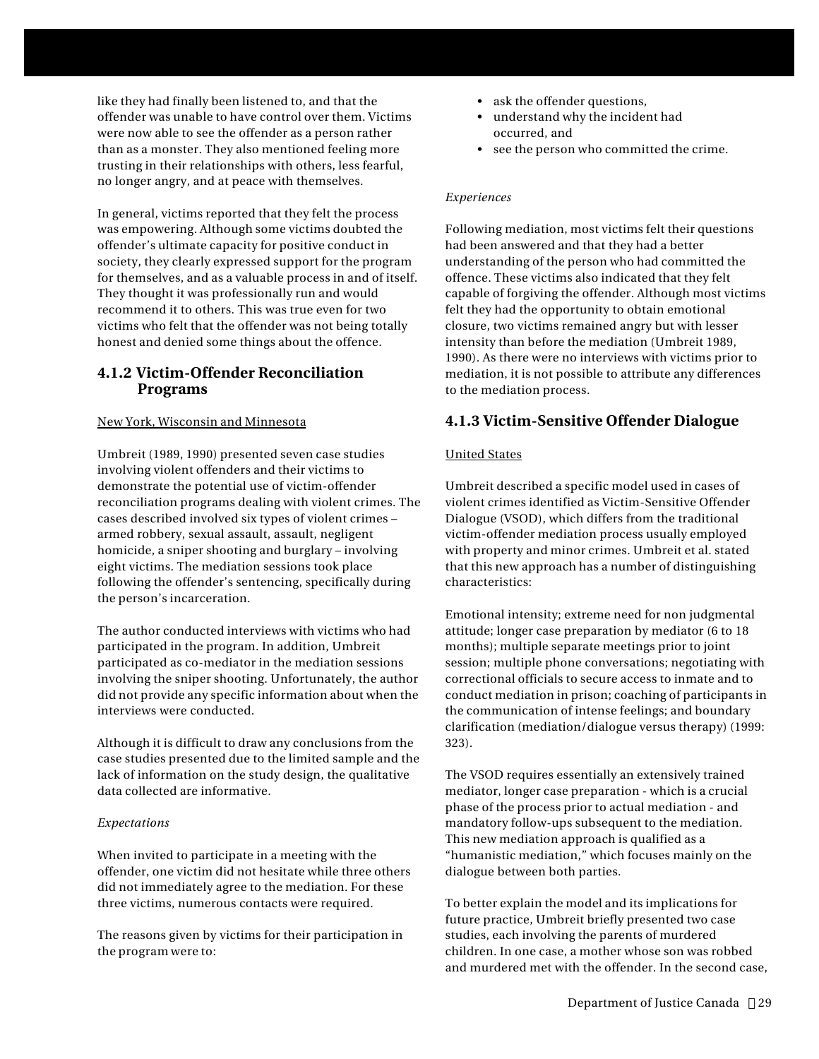like they had finally been listened to, and that the offender was unable to have control over them. Victims were now able to see the offender as a person rather than as a monster. They also mentioned feeling more trusting in their relationships with others, less fearful, no longer angry, and at peace with themselves.

In general, victims reported that they felt the process was empowering. Although some victims doubted the offender's ultimate capacity for positive conduct in society, they clearly expressed support for the program for themselves, and as a valuable process in and of itself. They thought it was professionally run and would recommend it to others. This was true even for two victims who felt that the offender was not being totally honest and denied some things about the offence.

### 4.1.2 Victim-Offender Reconciliation Programs

New York, Wisconsin and Minnesota

Umbreit (1989, 1990) presented seven case studies involving violent offenders and their victims to demonstrate the potential use of victim-offender reconciliation programs dealing with violent crimes. The cases described involved six types of violent crimes – armed robbery, sexual assault, assault, negligent homicide, a sniper shooting and burglary – involving eight victims. The mediation sessions took place following the offender's sentencing, specifically during the person's incarceration.

The author conducted interviews with victims who had participated in the program. In addition, Umbreit participated as co-mediator in the mediation sessions involving the sniper shooting. Unfortunately, the author did not provide any specific information about when the interviews were conducted.

Although it is difficult to draw any conclusions from the case studies presented due to the limited sample and the lack of information on the study design, the qualitative data collected are informative.

*Expectations*

When invited to participate in a meeting with the offender, one victim did not hesitate while three others did not immediately agree to the mediation. For these three victims, numerous contacts were required.

The reasons given by victims for their participation in the program were to:

- ask the offender questions,
- understand why the incident had occurred, and
- see the person who committed the crime.

*Experiences*

Following mediation, most victims felt their questions had been answered and that they had a better understanding of the person who had committed the offence. These victims also indicated that they felt capable of forgiving the offender. Although most victims felt they had the opportunity to obtain emotional closure, two victims remained angry but with lesser intensity than before the mediation (Umbreit 1989, 1990). As there were no interviews with victims prior to mediation, it is not possible to attribute any differences to the mediation process.

### 4.1.3 Victim-Sensitive Offender Dialogue

United States

Umbreit described a specific model used in cases of violent crimes identified as Victim-Sensitive Offender Dialogue (VSOD), which differs from the traditional victim-offender mediation process usually employed with property and minor crimes. Umbreit et al. stated that this new approach has a number of distinguishing characteristics:

Emotional intensity; extreme need for non judgmental attitude; longer case preparation by mediator (6 to 18 months); multiple separate meetings prior to joint session; multiple phone conversations; negotiating with correctional officials to secure access to inmate and to conduct mediation in prison; coaching of participants in the communication of intense feelings; and boundary clarification (mediation/dialogue versus therapy) (1999: 323).

The VSOD requires essentially an extensively trained mediator, longer case preparation - which is a crucial phase of the process prior to actual mediation - and mandatory follow-ups subsequent to the mediation. This new mediation approach is qualified as a "humanistic mediation," which focuses mainly on the dialogue between both parties.

To better explain the model and its implications for future practice, Umbreit briefly presented two case studies, each involving the parents of murdered children. In one case, a mother whose son was robbed and murdered met with the offender. In the second case,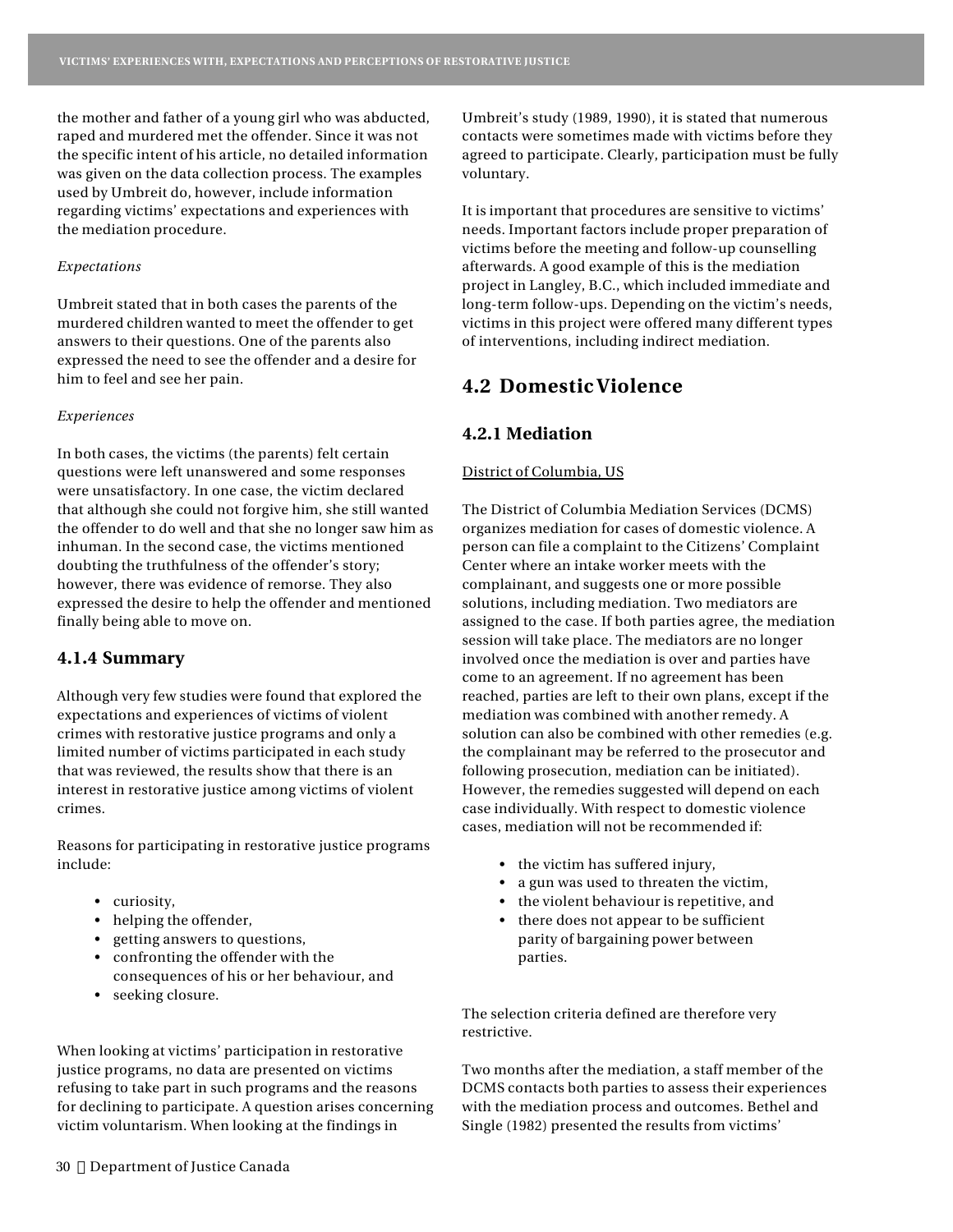the mother and father of a young girl who was abducted, raped and murdered met the offender. Since it was not the specific intent of his article, no detailed information was given on the data collection process. The examples used by Umbreit do, however, include information regarding victims' expectations and experiences with the mediation procedure.

*Expectations*

Umbreit stated that in both cases the parents of the murdered children wanted to meet the offender to get answers to their questions. One of the parents also expressed the need to see the offender and a desire for him to feel and see her pain.

*Experiences*

In both cases, the victims (the parents) felt certain questions were left unanswered and some responses were unsatisfactory. In one case, the victim declared that although she could not forgive him, she still wanted the offender to do well and that she no longer saw him as inhuman. In the second case, the victims mentioned doubting the truthfulness of the offender's story; however, there was evidence of remorse. They also expressed the desire to help the offender and mentioned finally being able to move on.

### 4.1.4 Summary

Although very few studies were found that explored the expectations and experiences of victims of violent crimes with restorative justice programs and only a limited number of victims participated in each study that was reviewed, the results show that there is an interest in restorative justice among victims of violent crimes.

Reasons for participating in restorative justice programs include:

- curiosity,
- helping the offender,
- getting answers to questions,
- confronting the offender with the consequences of his or her behaviour, and
- seeking closure.

When looking at victims' participation in restorative justice programs, no data are presented on victims refusing to take part in such programs and the reasons for declining to participate. A question arises concerning victim voluntarism. When looking at the findings in Umbreit's study (1989, 1990), it is stated that numerous contacts were sometimes made with victims before they agreed to participate. Clearly, participation must be fully voluntary.

It is important that procedures are sensitive to victims' needs. Important factors include proper preparation of victims before the meeting and follow-up counselling afterwards. A good example of this is the mediation project in Langley, B.C., which included immediate and long-term follow-ups. Depending on the victim's needs, victims in this project were offered many different types of interventions, including indirect mediation.

## 4.2 Domestic Violence

### 4.2.1 Mediation

District of Columbia, US

The District of Columbia Mediation Services (DCMS) organizes mediation for cases of domestic violence. A person can file a complaint to the Citizens' Complaint Center where an intake worker meets with the complainant, and suggests one or more possible solutions, including mediation. Two mediators are assigned to the case. If both parties agree, the mediation session will take place. The mediators are no longer involved once the mediation is over and parties have come to an agreement. If no agreement has been reached, parties are left to their own plans, except if the mediation was combined with another remedy. A solution can also be combined with other remedies (e.g. the complainant may be referred to the prosecutor and following prosecution, mediation can be initiated). However, the remedies suggested will depend on each case individually. With respect to domestic violence cases, mediation will not be recommended if:

- the victim has suffered injury,
- a gun was used to threaten the victim,
- the violent behaviour is repetitive, and
- there does not appear to be sufficient parity of bargaining power between parties.

The selection criteria defined are therefore very restrictive.

Two months after the mediation, a staff member of the DCMS contacts both parties to assess their experiences with the mediation process and outcomes. Bethel and Single (1982) presented the results from victims'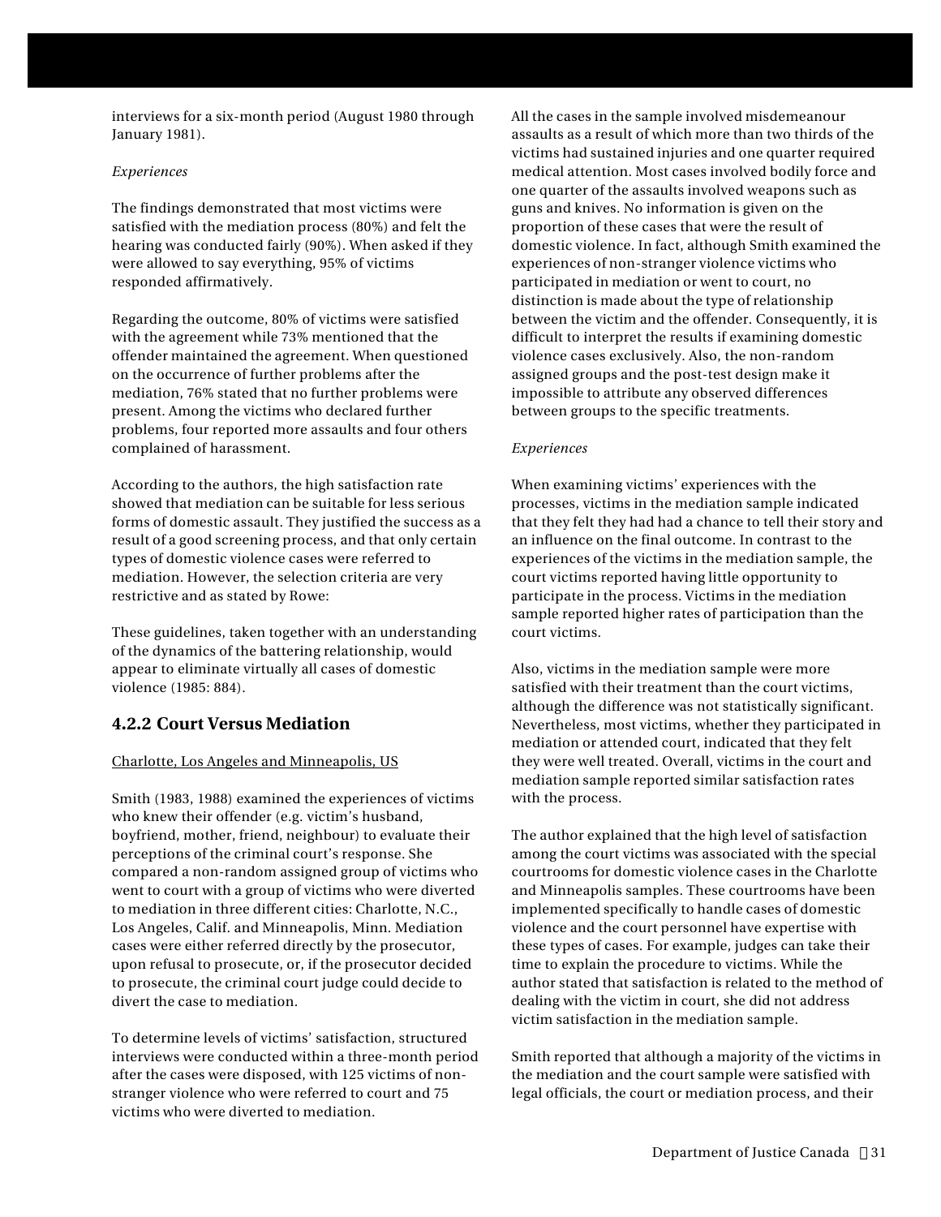interviews for a six-month period (August 1980 through January 1981).

*Experiences*

The findings demonstrated that most victims were satisfied with the mediation process (80%) and felt the hearing was conducted fairly (90%). When asked if they were allowed to say everything, 95% of victims responded affirmatively.

Regarding the outcome, 80% of victims were satisfied with the agreement while 73% mentioned that the offender maintained the agreement. When questioned on the occurrence of further problems after the mediation, 76% stated that no further problems were present. Among the victims who declared further problems, four reported more assaults and four others complained of harassment.

According to the authors, the high satisfaction rate showed that mediation can be suitable for less serious forms of domestic assault. They justified the success as a result of a good screening process, and that only certain types of domestic violence cases were referred to mediation. However, the selection criteria are very restrictive and as stated by Rowe:

These guidelines, taken together with an understanding of the dynamics of the battering relationship, would appear to eliminate virtually all cases of domestic violence (1985: 884).

### 4.2.2 Court Versus Mediation

Charlotte, Los Angeles and Minneapolis, US

Smith (1983, 1988) examined the experiences of victims who knew their offender (e.g. victim's husband, boyfriend, mother, friend, neighbour) to evaluate their perceptions of the criminal court's response. She compared a non-random assigned group of victims who went to court with a group of victims who were diverted to mediation in three different cities: Charlotte, N.C., Los Angeles, Calif. and Minneapolis, Minn. Mediation cases were either referred directly by the prosecutor, upon refusal to prosecute, or, if the prosecutor decided to prosecute, the criminal court judge could decide to divert the case to mediation.

To determine levels of victims' satisfaction, structured interviews were conducted within a three-month period after the cases were disposed, with 125 victims of non-stranger violence who were referred to court and 75 victims who were diverted to mediation.

All the cases in the sample involved misdemeanour assaults as a result of which more than two thirds of the victims had sustained injuries and one quarter required medical attention. Most cases involved bodily force and one quarter of the assaults involved weapons such as guns and knives. No information is given on the proportion of these cases that were the result of domestic violence. In fact, although Smith examined the experiences of non-stranger violence victims who participated in mediation or went to court, no distinction is made about the type of relationship between the victim and the offender. Consequently, it is difficult to interpret the results if examining domestic violence cases exclusively. Also, the non-random assigned groups and the post-test design make it impossible to attribute any observed differences between groups to the specific treatments.

*Experiences*

When examining victims' experiences with the processes, victims in the mediation sample indicated that they felt they had had a chance to tell their story and an influence on the final outcome. In contrast to the experiences of the victims in the mediation sample, the court victims reported having little opportunity to participate in the process. Victims in the mediation sample reported higher rates of participation than the court victims.

Also, victims in the mediation sample were more satisfied with their treatment than the court victims, although the difference was not statistically significant. Nevertheless, most victims, whether they participated in mediation or attended court, indicated that they felt they were well treated. Overall, victims in the court and mediation sample reported similar satisfaction rates with the process.

The author explained that the high level of satisfaction among the court victims was associated with the special courtrooms for domestic violence cases in the Charlotte and Minneapolis samples. These courtrooms have been implemented specifically to handle cases of domestic violence and the court personnel have expertise with these types of cases. For example, judges can take their time to explain the procedure to victims. While the author stated that satisfaction is related to the method of dealing with the victim in court, she did not address victim satisfaction in the mediation sample.

Smith reported that although a majority of the victims in the mediation and the court sample were satisfied with legal officials, the court or mediation process, and their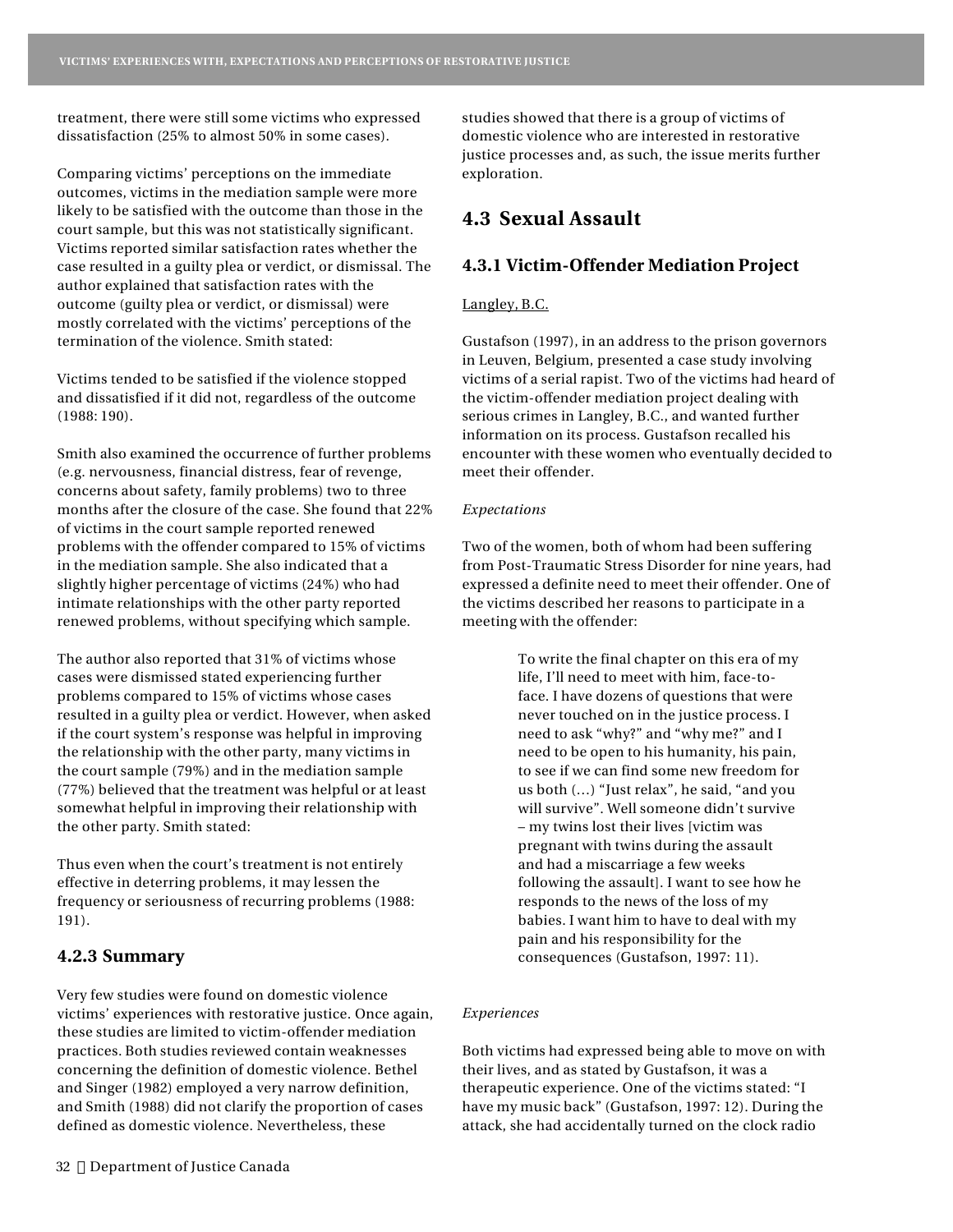treatment, there were still some victims who expressed dissatisfaction (25% to almost 50% in some cases).

Comparing victims' perceptions on the immediate outcomes, victims in the mediation sample were more likely to be satisfied with the outcome than those in the court sample, but this was not statistically significant. Victims reported similar satisfaction rates whether the case resulted in a guilty plea or verdict, or dismissal. The author explained that satisfaction rates with the outcome (guilty plea or verdict, or dismissal) were mostly correlated with the victims' perceptions of the termination of the violence. Smith stated:

Victims tended to be satisfied if the violence stopped and dissatisfied if it did not, regardless of the outcome (1988: 190).

Smith also examined the occurrence of further problems (e.g. nervousness, financial distress, fear of revenge, concerns about safety, family problems) two to three months after the closure of the case. She found that 22% of victims in the court sample reported renewed problems with the offender compared to 15% of victims in the mediation sample. She also indicated that a slightly higher percentage of victims (24%) who had intimate relationships with the other party reported renewed problems, without specifying which sample.

The author also reported that 31% of victims whose cases were dismissed stated experiencing further problems compared to 15% of victims whose cases resulted in a guilty plea or verdict. However, when asked if the court system's response was helpful in improving the relationship with the other party, many victims in the court sample (79%) and in the mediation sample (77%) believed that the treatment was helpful or at least somewhat helpful in improving their relationship with the other party. Smith stated:

Thus even when the court's treatment is not entirely effective in deterring problems, it may lessen the frequency or seriousness of recurring problems (1988: 191).

### 4.2.3 Summary

Very few studies were found on domestic violence victims' experiences with restorative justice. Once again, these studies are limited to victim-offender mediation practices. Both studies reviewed contain weaknesses concerning the definition of domestic violence. Bethel and Singer (1982) employed a very narrow definition, and Smith (1988) did not clarify the proportion of cases defined as domestic violence. Nevertheless, these studies showed that there is a group of victims of domestic violence who are interested in restorative justice processes and, as such, the issue merits further exploration.

## 4.3 Sexual Assault

### 4.3.1 Victim-Offender Mediation Project

Langley, B.C.

Gustafson (1997), in an address to the prison governors in Leuven, Belgium, presented a case study involving victims of a serial rapist. Two of the victims had heard of the victim-offender mediation project dealing with serious crimes in Langley, B.C., and wanted further information on its process. Gustafson recalled his encounter with these women who eventually decided to meet their offender.

*Expectations*

Two of the women, both of whom had been suffering from Post-Traumatic Stress Disorder for nine years, had expressed a definite need to meet their offender. One of the victims described her reasons to participate in a meeting with the offender:

> To write the final chapter on this era of my life, I'll need to meet with him, face-to-face. I have dozens of questions that were never touched on in the justice process. I need to ask "why?" and "why me?" and I need to be open to his humanity, his pain, to see if we can find some new freedom for us both (…) "Just relax", he said, "and you will survive". Well someone didn't survive – my twins lost their lives [victim was pregnant with twins during the assault and had a miscarriage a few weeks following the assault]. I want to see how he responds to the news of the loss of my babies. I want him to have to deal with my pain and his responsibility for the consequences (Gustafson, 1997: 11).

*Experiences*

Both victims had expressed being able to move on with their lives, and as stated by Gustafson, it was a therapeutic experience. One of the victims stated: "I have my music back" (Gustafson, 1997: 12). During the attack, she had accidentally turned on the clock radio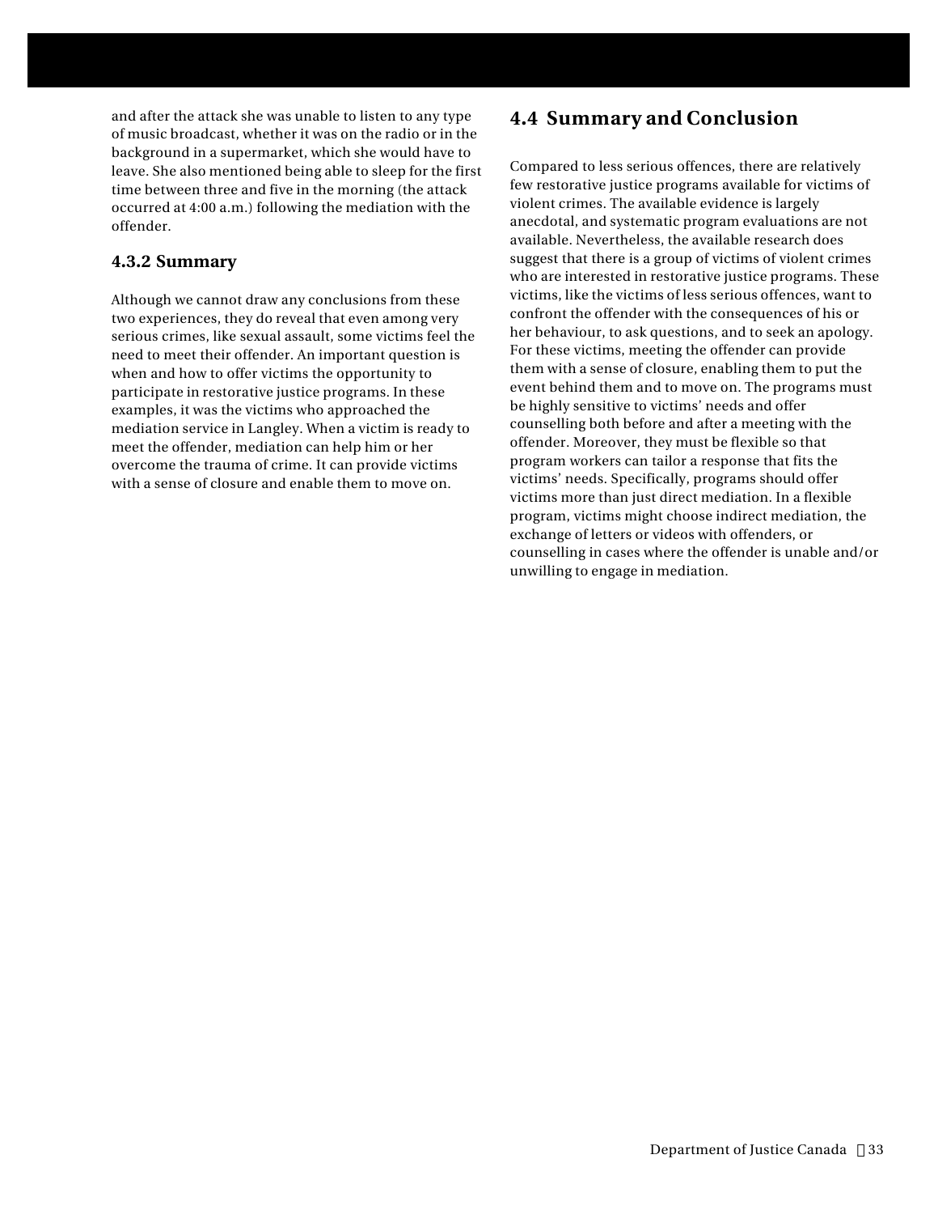and after the attack she was unable to listen to any type of music broadcast, whether it was on the radio or in the background in a supermarket, which she would have to leave. She also mentioned being able to sleep for the first time between three and five in the morning (the attack occurred at 4:00 a.m.) following the mediation with the offender.

### 4.3.2 Summary

Although we cannot draw any conclusions from these two experiences, they do reveal that even among very serious crimes, like sexual assault, some victims feel the need to meet their offender. An important question is when and how to offer victims the opportunity to participate in restorative justice programs. In these examples, it was the victims who approached the mediation service in Langley. When a victim is ready to meet the offender, mediation can help him or her overcome the trauma of crime. It can provide victims with a sense of closure and enable them to move on.

## 4.4 Summary and Conclusion

Compared to less serious offences, there are relatively few restorative justice programs available for victims of violent crimes. The available evidence is largely anecdotal, and systematic program evaluations are not available. Nevertheless, the available research does suggest that there is a group of victims of violent crimes who are interested in restorative justice programs. These victims, like the victims of less serious offences, want to confront the offender with the consequences of his or her behaviour, to ask questions, and to seek an apology. For these victims, meeting the offender can provide them with a sense of closure, enabling them to put the event behind them and to move on. The programs must be highly sensitive to victims' needs and offer counselling both before and after a meeting with the offender. Moreover, they must be flexible so that program workers can tailor a response that fits the victims' needs. Specifically, programs should offer victims more than just direct mediation. In a flexible program, victims might choose indirect mediation, the exchange of letters or videos with offenders, or counselling in cases where the offender is unable and/or unwilling to engage in mediation.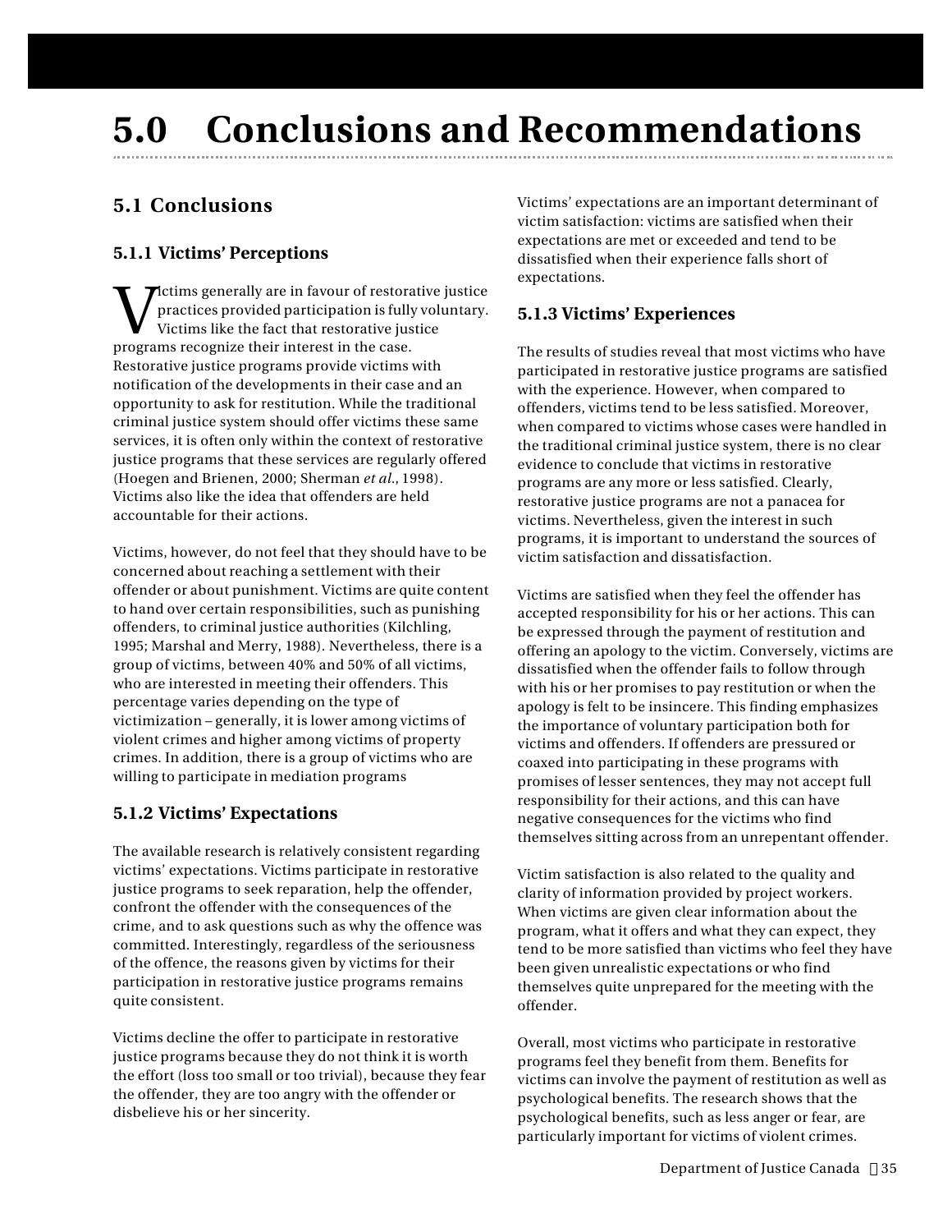# 5.0 Conclusions and Recommendations

## 5.1 Conclusions

### 5.1.1 Victims' Perceptions

Victims generally are in favour of restorative justice practices provided participation is fully voluntary. Victims like the fact that restorative justice programs recognize their interest in the case. Restorative justice programs provide victims with notification of the developments in their case and an opportunity to ask for restitution. While the traditional criminal justice system should offer victims these same services, it is often only within the context of restorative justice programs that these services are regularly offered (Hoegen and Brienen, 2000; Sherman *et al.*, 1998). Victims also like the idea that offenders are held accountable for their actions.

Victims, however, do not feel that they should have to be concerned about reaching a settlement with their offender or about punishment. Victims are quite content to hand over certain responsibilities, such as punishing offenders, to criminal justice authorities (Kilchling, 1995; Marshal and Merry, 1988). Nevertheless, there is a group of victims, between 40% and 50% of all victims, who are interested in meeting their offenders. This percentage varies depending on the type of victimization – generally, it is lower among victims of violent crimes and higher among victims of property crimes. In addition, there is a group of victims who are willing to participate in mediation programs

### 5.1.2 Victims' Expectations

The available research is relatively consistent regarding victims' expectations. Victims participate in restorative justice programs to seek reparation, help the offender, confront the offender with the consequences of the crime, and to ask questions such as why the offence was committed. Interestingly, regardless of the seriousness of the offence, the reasons given by victims for their participation in restorative justice programs remains quite consistent.

Victims decline the offer to participate in restorative justice programs because they do not think it is worth the effort (loss too small or too trivial), because they fear the offender, they are too angry with the offender or disbelieve his or her sincerity.

Victims' expectations are an important determinant of victim satisfaction: victims are satisfied when their expectations are met or exceeded and tend to be dissatisfied when their experience falls short of expectations.

### 5.1.3 Victims' Experiences

The results of studies reveal that most victims who have participated in restorative justice programs are satisfied with the experience. However, when compared to offenders, victims tend to be less satisfied. Moreover, when compared to victims whose cases were handled in the traditional criminal justice system, there is no clear evidence to conclude that victims in restorative programs are any more or less satisfied. Clearly, restorative justice programs are not a panacea for victims. Nevertheless, given the interest in such programs, it is important to understand the sources of victim satisfaction and dissatisfaction.

Victims are satisfied when they feel the offender has accepted responsibility for his or her actions. This can be expressed through the payment of restitution and offering an apology to the victim. Conversely, victims are dissatisfied when the offender fails to follow through with his or her promises to pay restitution or when the apology is felt to be insincere. This finding emphasizes the importance of voluntary participation both for victims and offenders. If offenders are pressured or coaxed into participating in these programs with promises of lesser sentences, they may not accept full responsibility for their actions, and this can have negative consequences for the victims who find themselves sitting across from an unrepentant offender.

Victim satisfaction is also related to the quality and clarity of information provided by project workers. When victims are given clear information about the program, what it offers and what they can expect, they tend to be more satisfied than victims who feel they have been given unrealistic expectations or who find themselves quite unprepared for the meeting with the offender.

Overall, most victims who participate in restorative programs feel they benefit from them. Benefits for victims can involve the payment of restitution as well as psychological benefits. The research shows that the psychological benefits, such as less anger or fear, are particularly important for victims of violent crimes.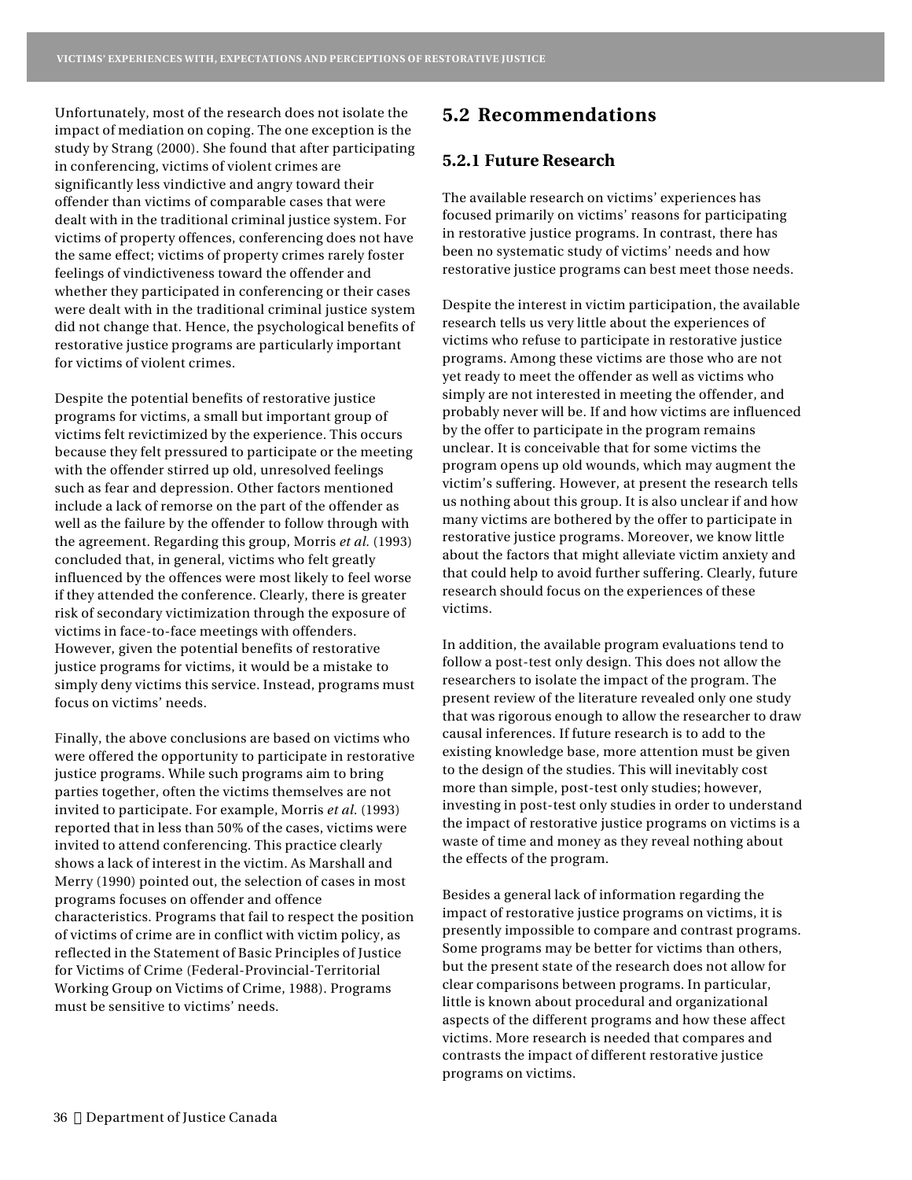Unfortunately, most of the research does not isolate the impact of mediation on coping. The one exception is the study by Strang (2000). She found that after participating in conferencing, victims of violent crimes are significantly less vindictive and angry toward their offender than victims of comparable cases that were dealt with in the traditional criminal justice system. For victims of property offences, conferencing does not have the same effect; victims of property crimes rarely foster feelings of vindictiveness toward the offender and whether they participated in conferencing or their cases were dealt with in the traditional criminal justice system did not change that. Hence, the psychological benefits of restorative justice programs are particularly important for victims of violent crimes.

Despite the potential benefits of restorative justice programs for victims, a small but important group of victims felt revictimized by the experience. This occurs because they felt pressured to participate or the meeting with the offender stirred up old, unresolved feelings such as fear and depression. Other factors mentioned include a lack of remorse on the part of the offender as well as the failure by the offender to follow through with the agreement. Regarding this group, Morris *et al.* (1993) concluded that, in general, victims who felt greatly influenced by the offences were most likely to feel worse if they attended the conference. Clearly, there is greater risk of secondary victimization through the exposure of victims in face-to-face meetings with offenders. However, given the potential benefits of restorative justice programs for victims, it would be a mistake to simply deny victims this service. Instead, programs must focus on victims' needs.

Finally, the above conclusions are based on victims who were offered the opportunity to participate in restorative justice programs. While such programs aim to bring parties together, often the victims themselves are not invited to participate. For example, Morris *et al.* (1993) reported that in less than 50% of the cases, victims were invited to attend conferencing. This practice clearly shows a lack of interest in the victim. As Marshall and Merry (1990) pointed out, the selection of cases in most programs focuses on offender and offence characteristics. Programs that fail to respect the position of victims of crime are in conflict with victim policy, as reflected in the Statement of Basic Principles of Justice for Victims of Crime (Federal-Provincial-Territorial Working Group on Victims of Crime, 1988). Programs must be sensitive to victims' needs.

## 5.2 Recommendations

### 5.2.1 Future Research

The available research on victims' experiences has focused primarily on victims' reasons for participating in restorative justice programs. In contrast, there has been no systematic study of victims' needs and how restorative justice programs can best meet those needs.

Despite the interest in victim participation, the available research tells us very little about the experiences of victims who refuse to participate in restorative justice programs. Among these victims are those who are not yet ready to meet the offender as well as victims who simply are not interested in meeting the offender, and probably never will be. If and how victims are influenced by the offer to participate in the program remains unclear. It is conceivable that for some victims the program opens up old wounds, which may augment the victim's suffering. However, at present the research tells us nothing about this group. It is also unclear if and how many victims are bothered by the offer to participate in restorative justice programs. Moreover, we know little about the factors that might alleviate victim anxiety and that could help to avoid further suffering. Clearly, future research should focus on the experiences of these victims.

In addition, the available program evaluations tend to follow a post-test only design. This does not allow the researchers to isolate the impact of the program. The present review of the literature revealed only one study that was rigorous enough to allow the researcher to draw causal inferences. If future research is to add to the existing knowledge base, more attention must be given to the design of the studies. This will inevitably cost more than simple, post-test only studies; however, investing in post-test only studies in order to understand the impact of restorative justice programs on victims is a waste of time and money as they reveal nothing about the effects of the program.

Besides a general lack of information regarding the impact of restorative justice programs on victims, it is presently impossible to compare and contrast programs. Some programs may be better for victims than others, but the present state of the research does not allow for clear comparisons between programs. In particular, little is known about procedural and organizational aspects of the different programs and how these affect victims. More research is needed that compares and contrasts the impact of different restorative justice programs on victims.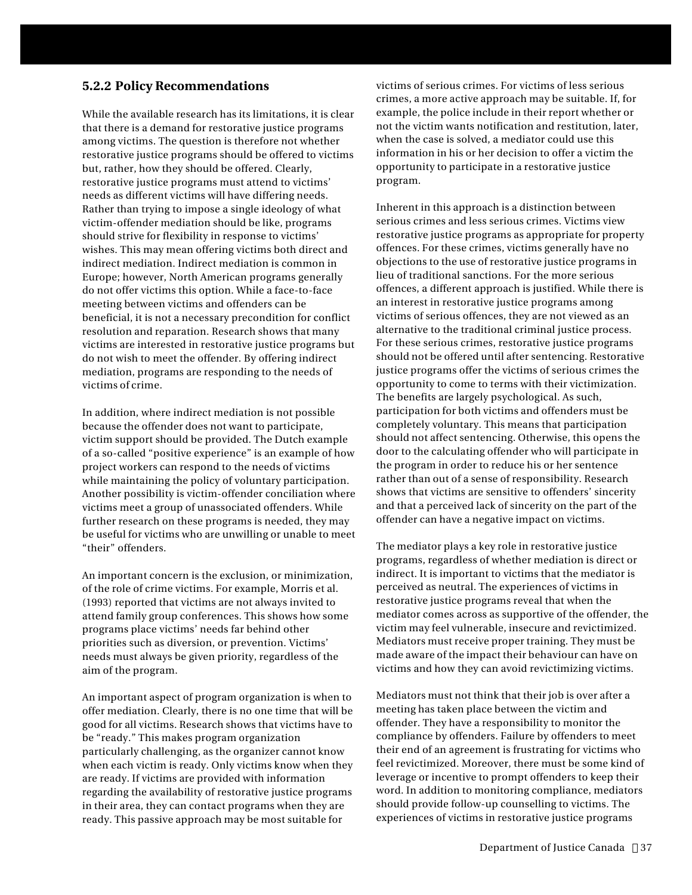### 5.2.2 Policy Recommendations

While the available research has its limitations, it is clear that there is a demand for restorative justice programs among victims. The question is therefore not whether restorative justice programs should be offered to victims but, rather, how they should be offered. Clearly, restorative justice programs must attend to victims' needs as different victims will have differing needs. Rather than trying to impose a single ideology of what victim-offender mediation should be like, programs should strive for flexibility in response to victims' wishes. This may mean offering victims both direct and indirect mediation. Indirect mediation is common in Europe; however, North American programs generally do not offer victims this option. While a face-to-face meeting between victims and offenders can be beneficial, it is not a necessary precondition for conflict resolution and reparation. Research shows that many victims are interested in restorative justice programs but do not wish to meet the offender. By offering indirect mediation, programs are responding to the needs of victims of crime.

In addition, where indirect mediation is not possible because the offender does not want to participate, victim support should be provided. The Dutch example of a so-called "positive experience" is an example of how project workers can respond to the needs of victims while maintaining the policy of voluntary participation. Another possibility is victim-offender conciliation where victims meet a group of unassociated offenders. While further research on these programs is needed, they may be useful for victims who are unwilling or unable to meet "their" offenders.

An important concern is the exclusion, or minimization, of the role of crime victims. For example, Morris et al. (1993) reported that victims are not always invited to attend family group conferences. This shows how some programs place victims' needs far behind other priorities such as diversion, or prevention. Victims' needs must always be given priority, regardless of the aim of the program.

An important aspect of program organization is when to offer mediation. Clearly, there is no one time that will be good for all victims. Research shows that victims have to be "ready." This makes program organization particularly challenging, as the organizer cannot know when each victim is ready. Only victims know when they are ready. If victims are provided with information regarding the availability of restorative justice programs in their area, they can contact programs when they are ready. This passive approach may be most suitable for victims of serious crimes. For victims of less serious crimes, a more active approach may be suitable. If, for example, the police include in their report whether or not the victim wants notification and restitution, later, when the case is solved, a mediator could use this information in his or her decision to offer a victim the opportunity to participate in a restorative justice program.

Inherent in this approach is a distinction between serious crimes and less serious crimes. Victims view restorative justice programs as appropriate for property offences. For these crimes, victims generally have no objections to the use of restorative justice programs in lieu of traditional sanctions. For the more serious offences, a different approach is justified. While there is an interest in restorative justice programs among victims of serious offences, they are not viewed as an alternative to the traditional criminal justice process. For these serious crimes, restorative justice programs should not be offered until after sentencing. Restorative justice programs offer the victims of serious crimes the opportunity to come to terms with their victimization. The benefits are largely psychological. As such, participation for both victims and offenders must be completely voluntary. This means that participation should not affect sentencing. Otherwise, this opens the door to the calculating offender who will participate in the program in order to reduce his or her sentence rather than out of a sense of responsibility. Research shows that victims are sensitive to offenders' sincerity and that a perceived lack of sincerity on the part of the offender can have a negative impact on victims.

The mediator plays a key role in restorative justice programs, regardless of whether mediation is direct or indirect. It is important to victims that the mediator is perceived as neutral. The experiences of victims in restorative justice programs reveal that when the mediator comes across as supportive of the offender, the victim may feel vulnerable, insecure and revictimized. Mediators must receive proper training. They must be made aware of the impact their behaviour can have on victims and how they can avoid revictimizing victims.

Mediators must not think that their job is over after a meeting has taken place between the victim and offender. They have a responsibility to monitor the compliance by offenders. Failure by offenders to meet their end of an agreement is frustrating for victims who feel revictimized. Moreover, there must be some kind of leverage or incentive to prompt offenders to keep their word. In addition to monitoring compliance, mediators should provide follow-up counselling to victims. The experiences of victims in restorative justice programs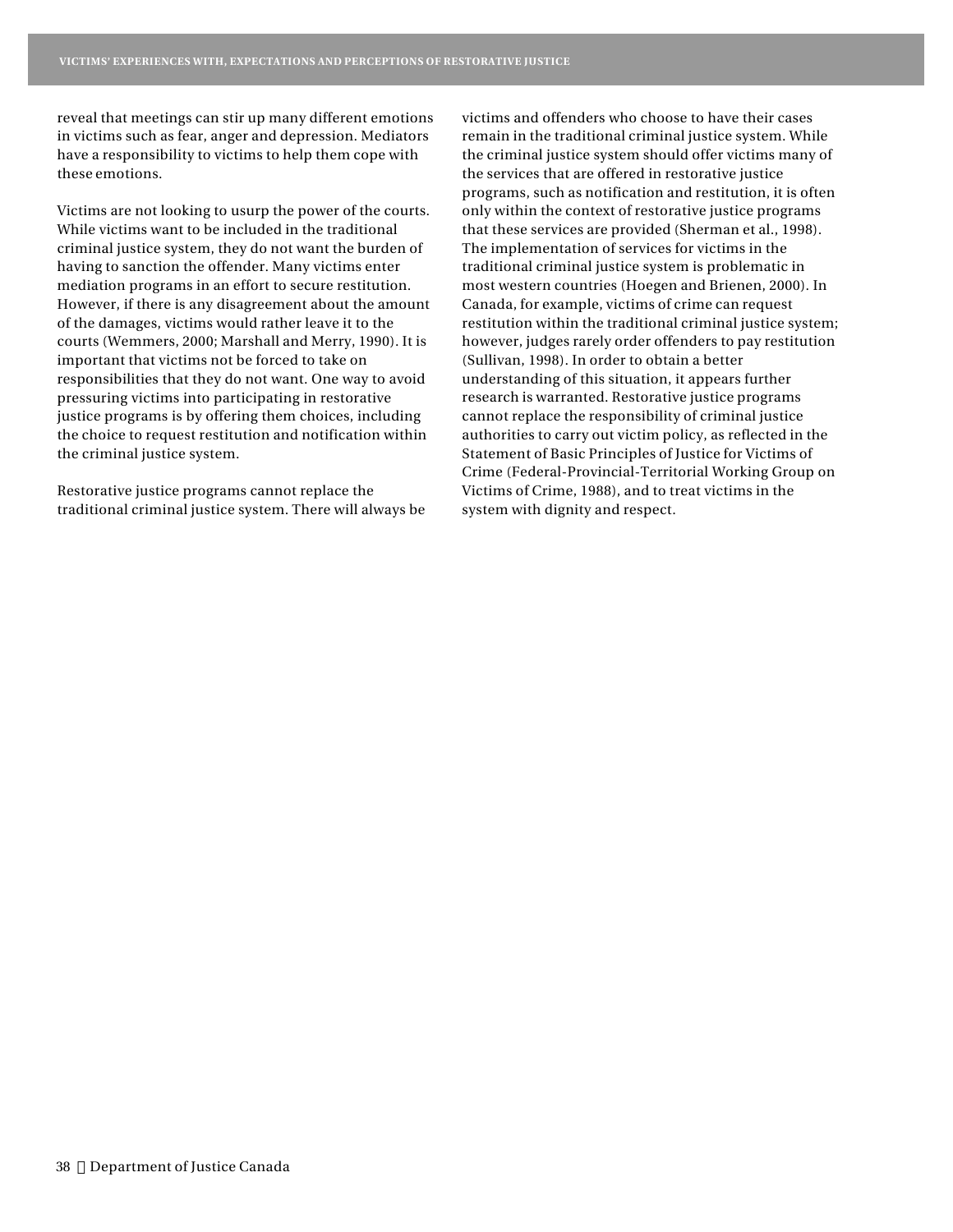reveal that meetings can stir up many different emotions in victims such as fear, anger and depression. Mediators have a responsibility to victims to help them cope with these emotions.

Victims are not looking to usurp the power of the courts. While victims want to be included in the traditional criminal justice system, they do not want the burden of having to sanction the offender. Many victims enter mediation programs in an effort to secure restitution. However, if there is any disagreement about the amount of the damages, victims would rather leave it to the courts (Wemmers, 2000; Marshall and Merry, 1990). It is important that victims not be forced to take on responsibilities that they do not want. One way to avoid pressuring victims into participating in restorative justice programs is by offering them choices, including the choice to request restitution and notification within the criminal justice system.

Restorative justice programs cannot replace the traditional criminal justice system. There will always be victims and offenders who choose to have their cases remain in the traditional criminal justice system. While the criminal justice system should offer victims many of the services that are offered in restorative justice programs, such as notification and restitution, it is often only within the context of restorative justice programs that these services are provided (Sherman et al., 1998). The implementation of services for victims in the traditional criminal justice system is problematic in most western countries (Hoegen and Brienen, 2000). In Canada, for example, victims of crime can request restitution within the traditional criminal justice system; however, judges rarely order offenders to pay restitution (Sullivan, 1998). In order to obtain a better understanding of this situation, it appears further research is warranted. Restorative justice programs cannot replace the responsibility of criminal justice authorities to carry out victim policy, as reflected in the Statement of Basic Principles of Justice for Victims of Crime (Federal-Provincial-Territorial Working Group on Victims of Crime, 1988), and to treat victims in the system with dignity and respect.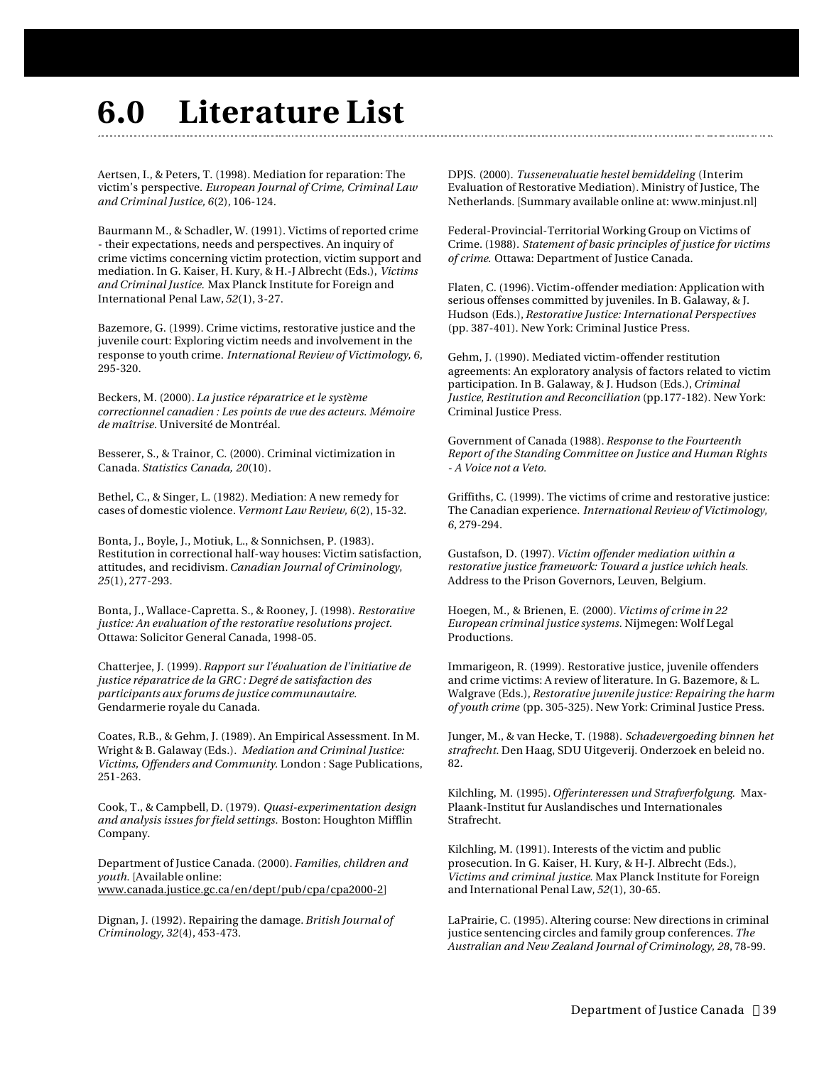# 6.0 Literature List

Aertsen, I., & Peters, T. (1998). Mediation for reparation: The victim's perspective. *European Journal of Crime, Criminal Law and Criminal Justice, 6*(2), 106-124.

Baurmann M., & Schadler, W. (1991). Victims of reported crime - their expectations, needs and perspectives. An inquiry of crime victims concerning victim protection, victim support and mediation. In G. Kaiser, H. Kury, & H.-J Albrecht (Eds.), *Victims and Criminal Justice.* Max Planck Institute for Foreign and International Penal Law, *52*(1), 3-27.

Bazemore, G. (1999). Crime victims, restorative justice and the juvenile court: Exploring victim needs and involvement in the response to youth crime. *International Review of Victimology, 6*, 295-320.

Beckers, M. (2000). *La justice réparatrice et le système correctionnel canadien : Les points de vue des acteurs. Mémoire de maîtrise.* Université de Montréal.

Besserer, S., & Trainor, C. (2000). Criminal victimization in Canada. *Statistics Canada, 20*(10).

Bethel, C., & Singer, L. (1982). Mediation: A new remedy for cases of domestic violence. *Vermont Law Review, 6*(2), 15-32.

Bonta, J., Boyle, J., Motiuk, L., & Sonnichsen, P. (1983). Restitution in correctional half-way houses: Victim satisfaction, attitudes, and recidivism. *Canadian Journal of Criminology, 25*(1), 277-293.

Bonta, J., Wallace-Capretta. S., & Rooney, J. (1998). *Restorative justice: An evaluation of the restorative resolutions project.* Ottawa: Solicitor General Canada, 1998-05.

Chatterjee, J. (1999). *Rapport sur l'évaluation de l'initiative de justice réparatrice de la GRC : Degré de satisfaction des participants aux forums de justice communautaire.* Gendarmerie royale du Canada.

Coates, R.B., & Gehm, J. (1989). An Empirical Assessment. In M. Wright & B. Galaway (Eds.). *Mediation and Criminal Justice: Victims, Offenders and Community.* London : Sage Publications, 251-263.

Cook, T., & Campbell, D. (1979). *Quasi-experimentation design and analysis issues for field settings.* Boston: Houghton Mifflin Company.

Department of Justice Canada. (2000). *Families, children and youth.* [Available online: www.canada.justice.gc.ca/en/dept/pub/cpa/cpa2000-2]

Dignan, J. (1992). Repairing the damage. *British Journal of Criminology, 32*(4), 453-473.

DPJS. (2000). *Tussenevaluatie hestel bemiddeling* (Interim Evaluation of Restorative Mediation). Ministry of Justice, The Netherlands. [Summary available online at: www.minjust.nl]

Federal-Provincial-Territorial Working Group on Victims of Crime. (1988). *Statement of basic principles of justice for victims of crime.* Ottawa: Department of Justice Canada.

Flaten, C. (1996). Victim-offender mediation: Application with serious offenses committed by juveniles. In B. Galaway, & J. Hudson (Eds.), *Restorative Justice: International Perspectives* (pp. 387-401). New York: Criminal Justice Press.

Gehm, J. (1990). Mediated victim-offender restitution agreements: An exploratory analysis of factors related to victim participation. In B. Galaway, & J. Hudson (Eds.), *Criminal Justice, Restitution and Reconciliation* (pp.177-182). New York: Criminal Justice Press.

Government of Canada (1988). *Response to the Fourteenth Report of the Standing Committee on Justice and Human Rights - A Voice not a Veto.*

Griffiths, C. (1999). The victims of crime and restorative justice: The Canadian experience. *International Review of Victimology, 6*, 279-294.

Gustafson, D. (1997). *Victim offender mediation within a restorative justice framework: Toward a justice which heals.* Address to the Prison Governors, Leuven, Belgium.

Hoegen, M., & Brienen, E. (2000). *Victims of crime in 22 European criminal justice systems.* Nijmegen: Wolf Legal Productions.

Immarigeon, R. (1999). Restorative justice, juvenile offenders and crime victims: A review of literature. In G. Bazemore, & L. Walgrave (Eds.), *Restorative juvenile justice: Repairing the harm of youth crime* (pp. 305-325). New York: Criminal Justice Press.

Junger, M., & van Hecke, T. (1988). *Schadevergoeding binnen het strafrecht.* Den Haag, SDU Uitgeverij. Onderzoek en beleid no. 82.

Kilchling, M. (1995). *Offerinteressen und Strafverfolgung.* Max-Plaank-Institut fur Auslandisches und Internationales Strafrecht.

Kilchling, M. (1991). Interests of the victim and public prosecution. In G. Kaiser, H. Kury, & H-J. Albrecht (Eds.), *Victims and criminal justice.* Max Planck Institute for Foreign and International Penal Law, *52*(1), 30-65.

LaPrairie, C. (1995). Altering course: New directions in criminal justice sentencing circles and family group conferences. *The Australian and New Zealand Journal of Criminology, 28*, 78-99.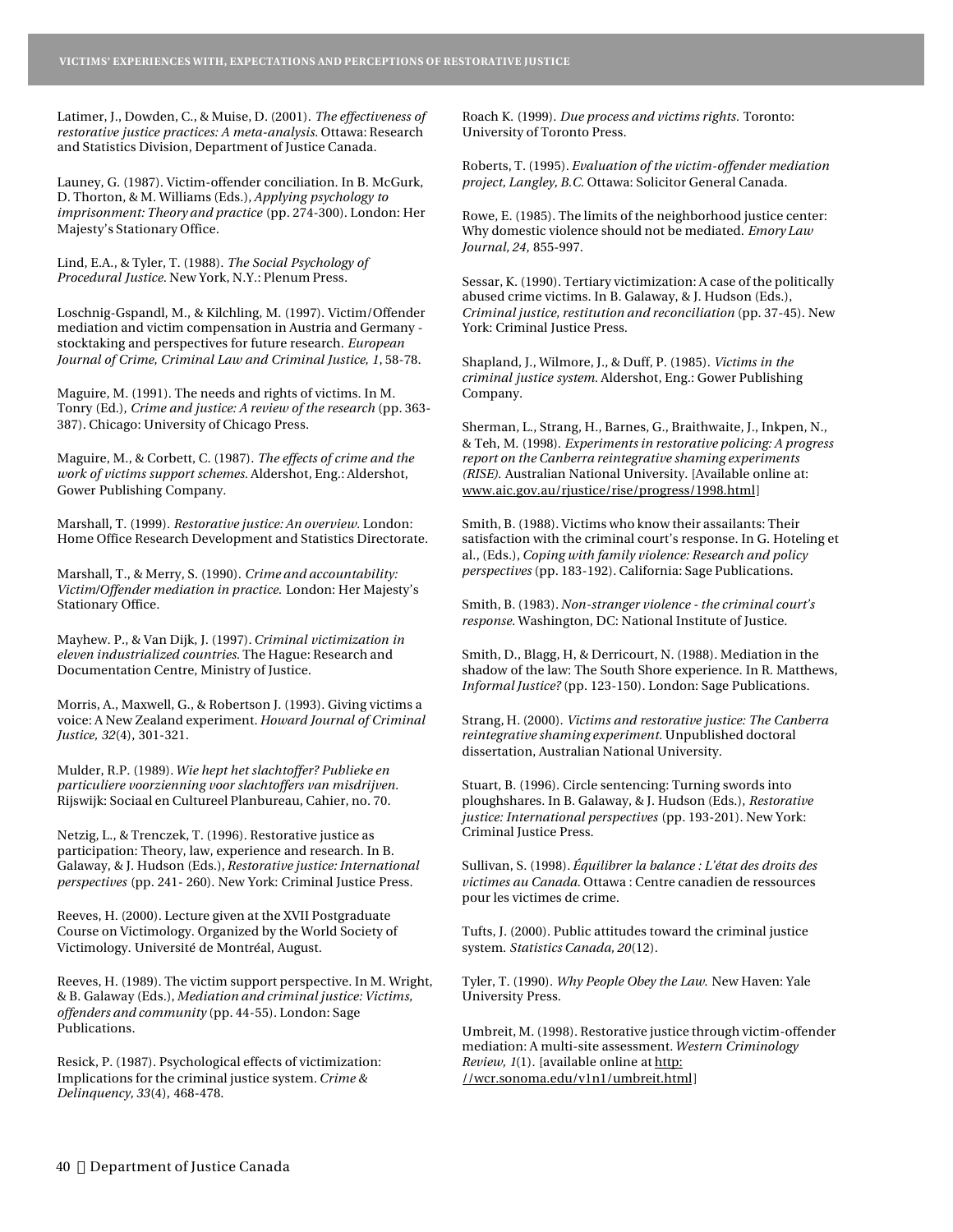Latimer, J., Dowden, C., & Muise, D. (2001). *The effectiveness of restorative justice practices: A meta-analysis.* Ottawa: Research and Statistics Division, Department of Justice Canada.

Launey, G. (1987). Victim-offender conciliation. In B. McGurk, D. Thorton, & M. Williams (Eds.), *Applying psychology to imprisonment: Theory and practice* (pp. 274-300). London: Her Majesty's Stationary Office.

Lind, E.A., & Tyler, T. (1988). *The Social Psychology of Procedural Justice.* New York, N.Y.: Plenum Press.

Loschnig-Gspandl, M., & Kilchling, M. (1997). Victim/Offender mediation and victim compensation in Austria and Germany - stocktaking and perspectives for future research. *European Journal of Crime, Criminal Law and Criminal Justice, 1*, 58-78.

Maguire, M. (1991). The needs and rights of victims. In M. Tonry (Ed.), *Crime and justice: A review of the research* (pp. 363-387). Chicago: University of Chicago Press.

Maguire, M., & Corbett, C. (1987). *The effects of crime and the work of victims support schemes.* Aldershot, Eng.: Aldershot, Gower Publishing Company.

Marshall, T. (1999). *Restorative justice: An overview.* London: Home Office Research Development and Statistics Directorate.

Marshall, T., & Merry, S. (1990). *Crime and accountability: Victim/Offender mediation in practice.* London: Her Majesty's Stationary Office.

Mayhew. P., & Van Dijk, J. (1997). *Criminal victimization in eleven industrialized countries.* The Hague: Research and Documentation Centre, Ministry of Justice.

Morris, A., Maxwell, G., & Robertson J. (1993). Giving victims a voice: A New Zealand experiment. *Howard Journal of Criminal Justice, 32*(4), 301-321.

Mulder, R.P. (1989). *Wie hept het slachtoffer? Publieke en particuliere voorzienning voor slachtoffers van misdrijven.* Rijswijk: Sociaal en Cultureel Planbureau, Cahier, no. 70.

Netzig, L., & Trenczek, T. (1996). Restorative justice as participation: Theory, law, experience and research. In B. Galaway, & J. Hudson (Eds.), *Restorative justice: International perspectives* (pp. 241- 260). New York: Criminal Justice Press.

Reeves, H. (2000). Lecture given at the XVII Postgraduate Course on Victimology. Organized by the World Society of Victimology. Université de Montréal, August.

Reeves, H. (1989). The victim support perspective. In M. Wright, & B. Galaway (Eds.), *Mediation and criminal justice: Victims, offenders and community* (pp. 44-55). London: Sage Publications.

Resick, P. (1987). Psychological effects of victimization: Implications for the criminal justice system. *Crime & Delinquency, 33*(4), 468-478.

Roach K. (1999). *Due process and victims rights.* Toronto: University of Toronto Press.

Roberts, T. (1995). *Evaluation of the victim-offender mediation project, Langley, B.C.* Ottawa: Solicitor General Canada.

Rowe, E. (1985). The limits of the neighborhood justice center: Why domestic violence should not be mediated. *Emory Law Journal, 24*, 855-997.

Sessar, K. (1990). Tertiary victimization: A case of the politically abused crime victims. In B. Galaway, & J. Hudson (Eds.), *Criminal justice, restitution and reconciliation* (pp. 37-45). New York: Criminal Justice Press.

Shapland, J., Wilmore, J., & Duff, P. (1985). *Victims in the criminal justice system.* Aldershot, Eng.: Gower Publishing Company.

Sherman, L., Strang, H., Barnes, G., Braithwaite, J., Inkpen, N., & Teh, M. (1998). *Experiments in restorative policing: A progress report on the Canberra reintegrative shaming experiments (RISE).* Australian National University. [Available online at: www.aic.gov.au/rjustice/rise/progress/1998.html]

Smith, B. (1988). Victims who know their assailants: Their satisfaction with the criminal court's response. In G. Hoteling et al., (Eds.), *Coping with family violence: Research and policy perspectives* (pp. 183-192). California: Sage Publications.

Smith, B. (1983). *Non-stranger violence - the criminal court's response.* Washington, DC: National Institute of Justice.

Smith, D., Blagg, H, & Derricourt, N. (1988). Mediation in the shadow of the law: The South Shore experience. In R. Matthews, *Informal Justice?* (pp. 123-150). London: Sage Publications.

Strang, H. (2000). *Victims and restorative justice: The Canberra reintegrative shaming experiment.* Unpublished doctoral dissertation, Australian National University.

Stuart, B. (1996). Circle sentencing: Turning swords into ploughshares. In B. Galaway, & J. Hudson (Eds.), *Restorative justice: International perspectives* (pp. 193-201). New York: Criminal Justice Press.

Sullivan, S. (1998). *Équilibrer la balance : L'état des droits des victimes au Canada.* Ottawa : Centre canadien de ressources pour les victimes de crime.

Tufts, J. (2000). Public attitudes toward the criminal justice system. *Statistics Canada, 20*(12).

Tyler, T. (1990). *Why People Obey the Law.* New Haven: Yale University Press.

Umbreit, M. (1998). Restorative justice through victim-offender mediation: A multi-site assessment. *Western Criminology Review, 1*(1). [available online at http://wcr.sonoma.edu/v1n1/umbreit.html]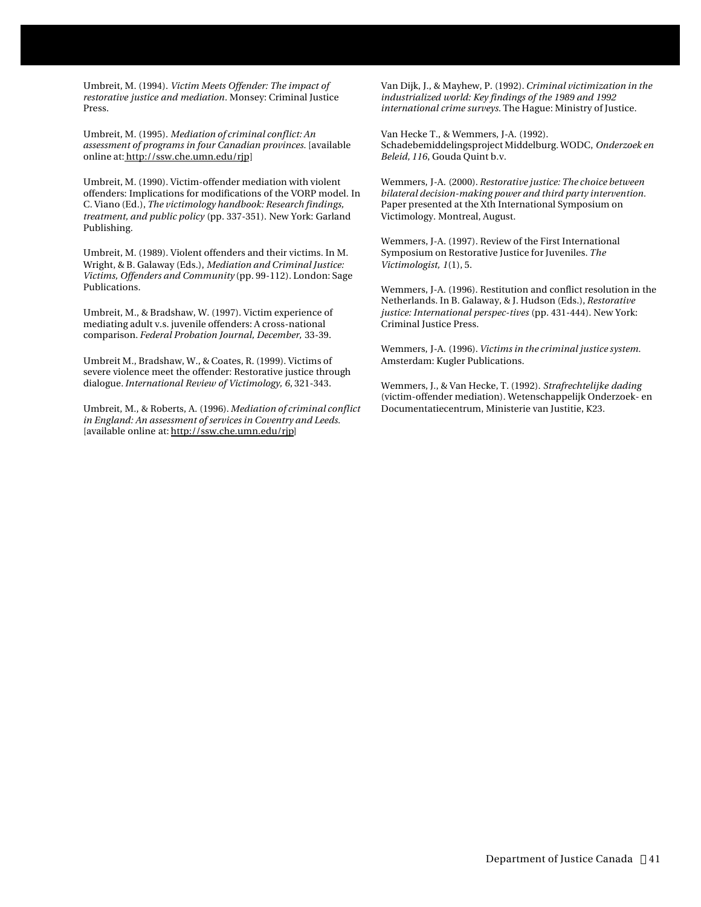Umbreit, M. (1994). *Victim Meets Offender: The impact of restorative justice and mediation*. Monsey: Criminal Justice Press.

Umbreit, M. (1995). *Mediation of criminal conflict: An assessment of programs in four Canadian provinces.* [available online at: http://ssw.che.umn.edu/rjp]

Umbreit, M. (1990). Victim-offender mediation with violent offenders: Implications for modifications of the VORP model. In C. Viano (Ed.), *The victimology handbook: Research findings, treatment, and public policy* (pp. 337-351). New York: Garland Publishing.

Umbreit, M. (1989). Violent offenders and their victims. In M. Wright, & B. Galaway (Eds.), *Mediation and Criminal Justice: Victims, Offenders and Community* (pp. 99-112). London: Sage Publications.

Umbreit, M., & Bradshaw, W. (1997). Victim experience of mediating adult v.s. juvenile offenders: A cross-national comparison. *Federal Probation Journal, December,* 33-39.

Umbreit M., Bradshaw, W., & Coates, R. (1999). Victims of severe violence meet the offender: Restorative justice through dialogue. *International Review of Victimology, 6*, 321-343.

Umbreit, M., & Roberts, A. (1996). *Mediation of criminal conflict in England: An assessment of services in Coventry and Leeds.* [available online at: http://ssw.che.umn.edu/rjp]

Van Dijk, J., & Mayhew, P. (1992). *Criminal victimization in the industrialized world: Key findings of the 1989 and 1992 international crime surveys.* The Hague: Ministry of Justice.

Van Hecke T., & Wemmers, J-A. (1992). Schadebemiddelingsproject Middelburg. WODC, *Onderzoek en Beleid, 116*, Gouda Quint b.v.

Wemmers, J-A. (2000). *Restorative justice: The choice between bilateral decision-making power and third party intervention.* Paper presented at the Xth International Symposium on Victimology. Montreal, August.

Wemmers, J-A. (1997). Review of the First International Symposium on Restorative Justice for Juveniles. *The Victimologist, 1*(1), 5.

Wemmers, J-A. (1996). Restitution and conflict resolution in the Netherlands. In B. Galaway, & J. Hudson (Eds.), *Restorative justice: International perspec-tives* (pp. 431-444). New York: Criminal Justice Press.

Wemmers, J-A. (1996). *Victims in the criminal justice system.* Amsterdam: Kugler Publications.

Wemmers, J., & Van Hecke, T. (1992). *Strafrechtelijke dading* (victim-offender mediation). Wetenschappelijk Onderzoek- en Documentatiecentrum, Ministerie van Justitie, K23.